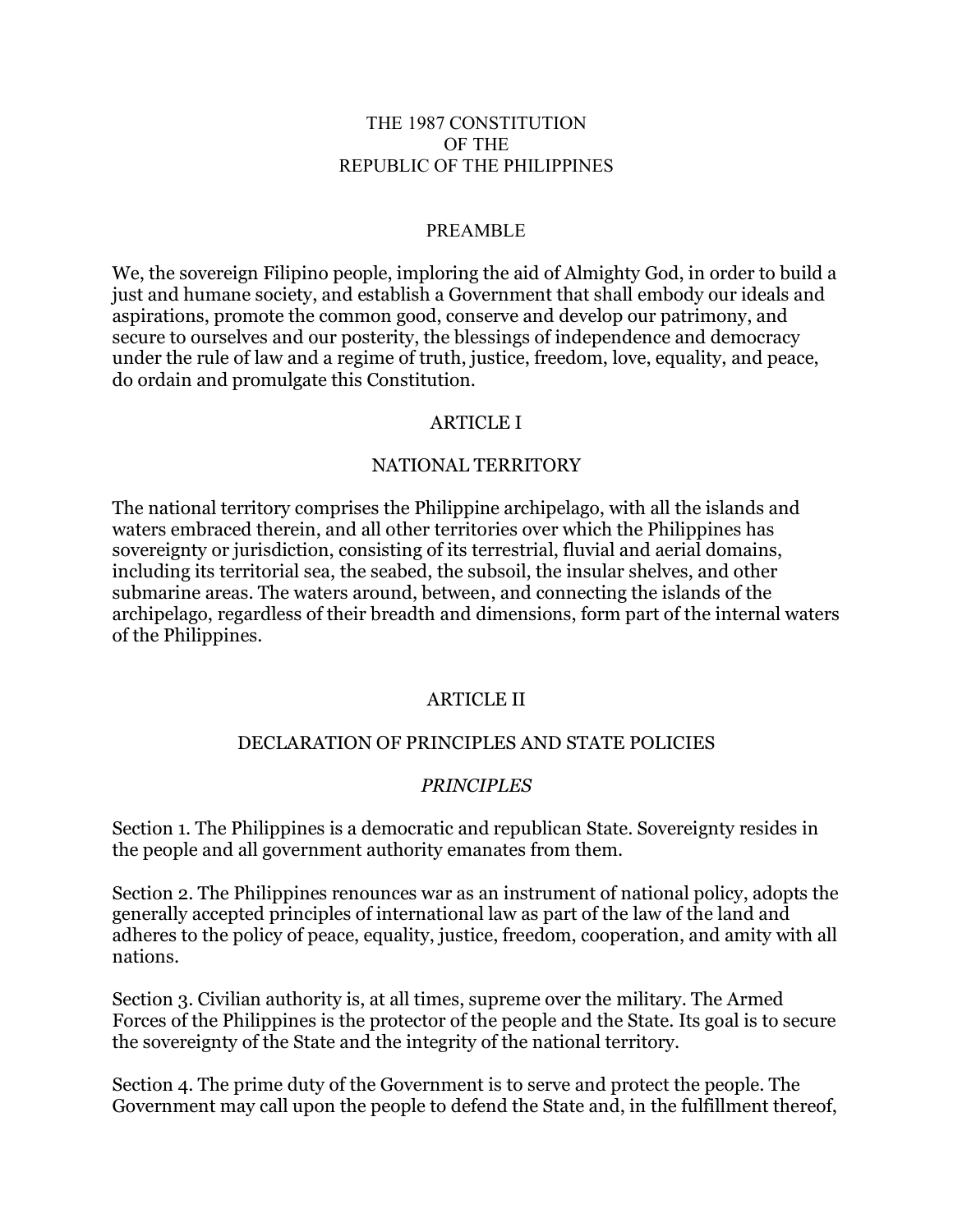# THE 1987 CONSTITUTION OF THE REPUBLIC OF THE PHILIPPINES

## PREAMBLE

We, the sovereign Filipino people, imploring the aid of Almighty God, in order to build a just and humane society, and establish a Government that shall embody our ideals and aspirations, promote the common good, conserve and develop our patrimony, and secure to ourselves and our posterity, the blessings of independence and democracy under the rule of law and a regime of truth, justice, freedom, love, equality, and peace, do ordain and promulgate this Constitution.

## ARTICLE I

### NATIONAL TERRITORY

The national territory comprises the Philippine archipelago, with all the islands and waters embraced therein, and all other territories over which the Philippines has sovereignty or jurisdiction, consisting of its terrestrial, fluvial and aerial domains, including its territorial sea, the seabed, the subsoil, the insular shelves, and other submarine areas. The waters around, between, and connecting the islands of the archipelago, regardless of their breadth and dimensions, form part of the internal waters of the Philippines.

## ARTICLE II

### DECLARATION OF PRINCIPLES AND STATE POLICIES

*PRINCIPLES*

Section 1. The Philippines is a democratic and republican State. Sovereignty resides in the people and all government authority emanates from them.

Section 2. The Philippines renounces war as an instrument of national policy, adopts the generally accepted principles of international law as part of the law of the land and adheres to the policy of peace, equality, justice, freedom, cooperation, and amity with all nations.

Section 3. Civilian authority is, at all times, supreme over the military. The Armed Forces of the Philippines is the protector of the people and the State. Its goal is to secure the sovereignty of the State and the integrity of the national territory.

Section 4. The prime duty of the Government is to serve and protect the people. The Government may call upon the people to defend the State and, in the fulfillment thereof,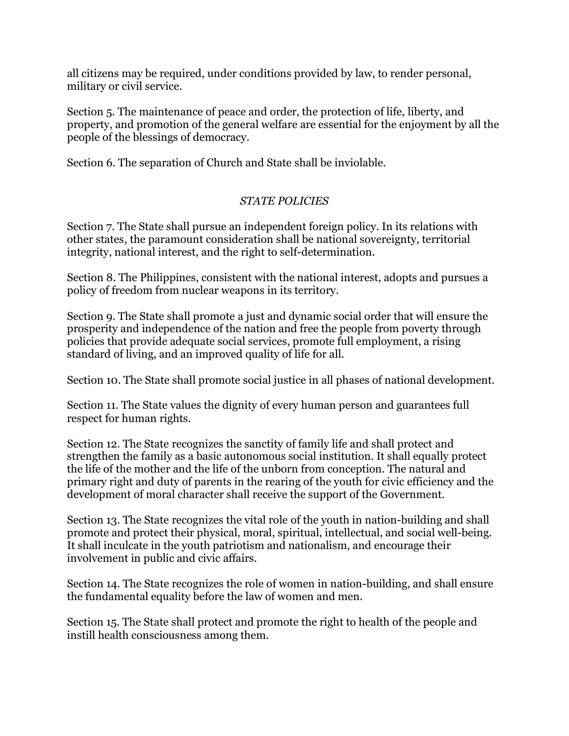all citizens may be required, under conditions provided by law, to render personal, military or civil service.

Section 5. The maintenance of peace and order, the protection of life, liberty, and property, and promotion of the general welfare are essential for the enjoyment by all the people of the blessings of democracy.

Section 6. The separation of Church and State shall be inviolable.

*STATE POLICIES*

Section 7. The State shall pursue an independent foreign policy. In its relations with other states, the paramount consideration shall be national sovereignty, territorial integrity, national interest, and the right to self-determination.

Section 8. The Philippines, consistent with the national interest, adopts and pursues a policy of freedom from nuclear weapons in its territory.

Section 9. The State shall promote a just and dynamic social order that will ensure the prosperity and independence of the nation and free the people from poverty through policies that provide adequate social services, promote full employment, a rising standard of living, and an improved quality of life for all.

Section 10. The State shall promote social justice in all phases of national development.

Section 11. The State values the dignity of every human person and guarantees full respect for human rights.

Section 12. The State recognizes the sanctity of family life and shall protect and strengthen the family as a basic autonomous social institution. It shall equally protect the life of the mother and the life of the unborn from conception. The natural and primary right and duty of parents in the rearing of the youth for civic efficiency and the development of moral character shall receive the support of the Government.

Section 13. The State recognizes the vital role of the youth in nation-building and shall promote and protect their physical, moral, spiritual, intellectual, and social well-being. It shall inculcate in the youth patriotism and nationalism, and encourage their involvement in public and civic affairs.

Section 14. The State recognizes the role of women in nation-building, and shall ensure the fundamental equality before the law of women and men.

Section 15. The State shall protect and promote the right to health of the people and instill health consciousness among them.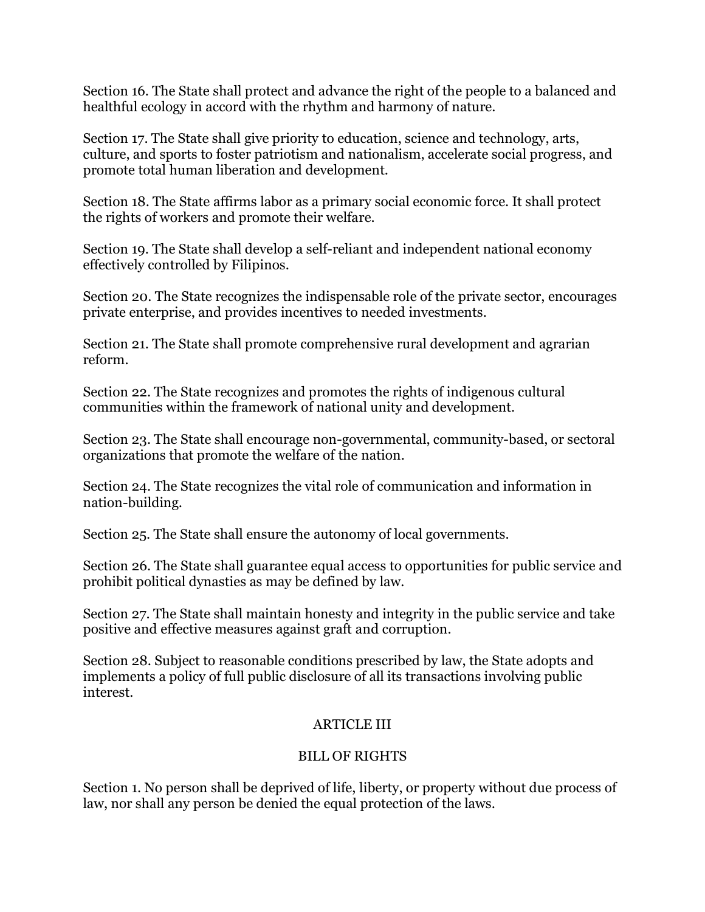Section 16. The State shall protect and advance the right of the people to a balanced and healthful ecology in accord with the rhythm and harmony of nature.

Section 17. The State shall give priority to education, science and technology, arts, culture, and sports to foster patriotism and nationalism, accelerate social progress, and promote total human liberation and development.

Section 18. The State affirms labor as a primary social economic force. It shall protect the rights of workers and promote their welfare.

Section 19. The State shall develop a self-reliant and independent national economy effectively controlled by Filipinos.

Section 20. The State recognizes the indispensable role of the private sector, encourages private enterprise, and provides incentives to needed investments.

Section 21. The State shall promote comprehensive rural development and agrarian reform.

Section 22. The State recognizes and promotes the rights of indigenous cultural communities within the framework of national unity and development.

Section 23. The State shall encourage non-governmental, community-based, or sectoral organizations that promote the welfare of the nation.

Section 24. The State recognizes the vital role of communication and information in nation-building.

Section 25. The State shall ensure the autonomy of local governments.

Section 26. The State shall guarantee equal access to opportunities for public service and prohibit political dynasties as may be defined by law.

Section 27. The State shall maintain honesty and integrity in the public service and take positive and effective measures against graft and corruption.

Section 28. Subject to reasonable conditions prescribed by law, the State adopts and implements a policy of full public disclosure of all its transactions involving public interest.

## ARTICLE III

## BILL OF RIGHTS

Section 1. No person shall be deprived of life, liberty, or property without due process of law, nor shall any person be denied the equal protection of the laws.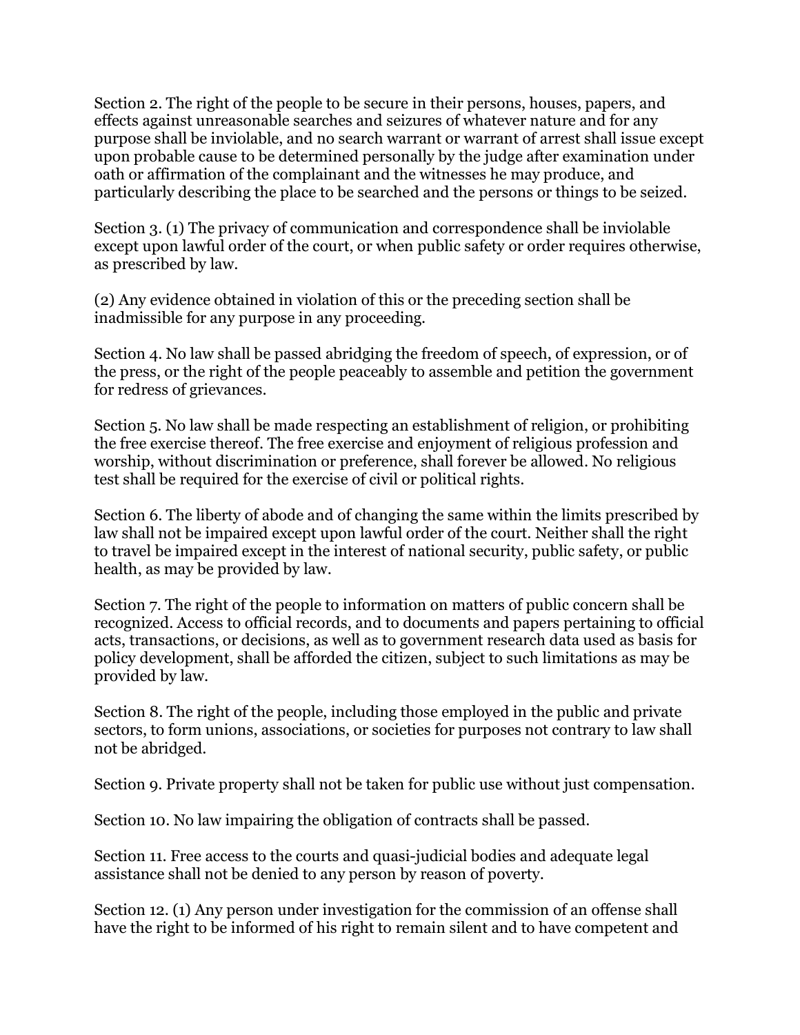Section 2. The right of the people to be secure in their persons, houses, papers, and effects against unreasonable searches and seizures of whatever nature and for any purpose shall be inviolable, and no search warrant or warrant of arrest shall issue except upon probable cause to be determined personally by the judge after examination under oath or affirmation of the complainant and the witnesses he may produce, and particularly describing the place to be searched and the persons or things to be seized.

Section 3. (1) The privacy of communication and correspondence shall be inviolable except upon lawful order of the court, or when public safety or order requires otherwise, as prescribed by law.

(2) Any evidence obtained in violation of this or the preceding section shall be inadmissible for any purpose in any proceeding.

Section 4. No law shall be passed abridging the freedom of speech, of expression, or of the press, or the right of the people peaceably to assemble and petition the government for redress of grievances.

Section 5. No law shall be made respecting an establishment of religion, or prohibiting the free exercise thereof. The free exercise and enjoyment of religious profession and worship, without discrimination or preference, shall forever be allowed. No religious test shall be required for the exercise of civil or political rights.

Section 6. The liberty of abode and of changing the same within the limits prescribed by law shall not be impaired except upon lawful order of the court. Neither shall the right to travel be impaired except in the interest of national security, public safety, or public health, as may be provided by law.

Section 7. The right of the people to information on matters of public concern shall be recognized. Access to official records, and to documents and papers pertaining to official acts, transactions, or decisions, as well as to government research data used as basis for policy development, shall be afforded the citizen, subject to such limitations as may be provided by law.

Section 8. The right of the people, including those employed in the public and private sectors, to form unions, associations, or societies for purposes not contrary to law shall not be abridged.

Section 9. Private property shall not be taken for public use without just compensation.

Section 10. No law impairing the obligation of contracts shall be passed.

Section 11. Free access to the courts and quasi-judicial bodies and adequate legal assistance shall not be denied to any person by reason of poverty.

Section 12. (1) Any person under investigation for the commission of an offense shall have the right to be informed of his right to remain silent and to have competent and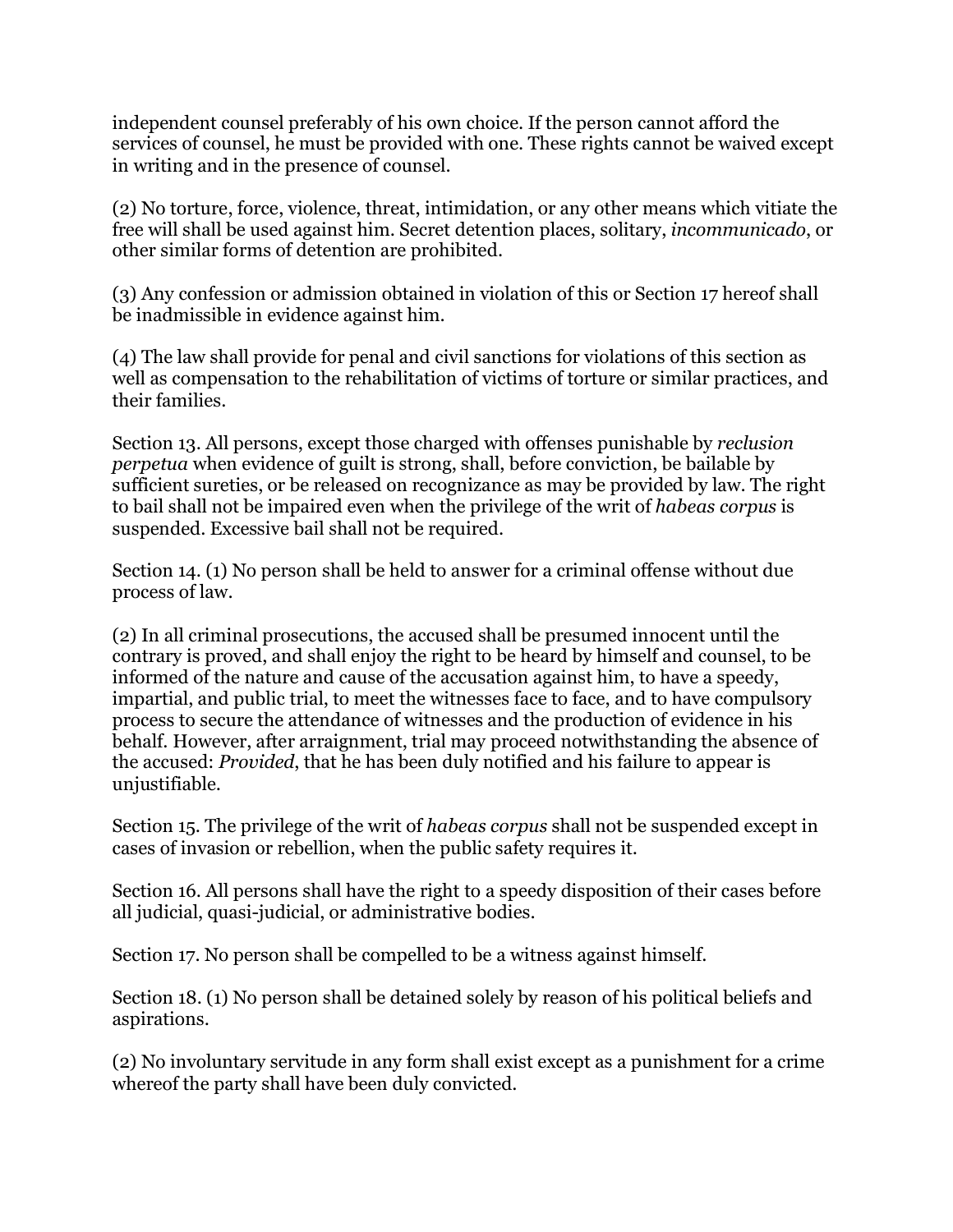independent counsel preferably of his own choice. If the person cannot afford the services of counsel, he must be provided with one. These rights cannot be waived except in writing and in the presence of counsel.

(2) No torture, force, violence, threat, intimidation, or any other means which vitiate the free will shall be used against him. Secret detention places, solitary, *incommunicado*, or other similar forms of detention are prohibited.

(3) Any confession or admission obtained in violation of this or Section 17 hereof shall be inadmissible in evidence against him.

(4) The law shall provide for penal and civil sanctions for violations of this section as well as compensation to the rehabilitation of victims of torture or similar practices, and their families.

Section 13. All persons, except those charged with offenses punishable by *reclusion perpetua* when evidence of guilt is strong, shall, before conviction, be bailable by sufficient sureties, or be released on recognizance as may be provided by law. The right to bail shall not be impaired even when the privilege of the writ of *habeas corpus* is suspended. Excessive bail shall not be required.

Section 14. (1) No person shall be held to answer for a criminal offense without due process of law.

(2) In all criminal prosecutions, the accused shall be presumed innocent until the contrary is proved, and shall enjoy the right to be heard by himself and counsel, to be informed of the nature and cause of the accusation against him, to have a speedy, impartial, and public trial, to meet the witnesses face to face, and to have compulsory process to secure the attendance of witnesses and the production of evidence in his behalf. However, after arraignment, trial may proceed notwithstanding the absence of the accused: *Provided*, that he has been duly notified and his failure to appear is unjustifiable.

Section 15. The privilege of the writ of *habeas corpus* shall not be suspended except in cases of invasion or rebellion, when the public safety requires it.

Section 16. All persons shall have the right to a speedy disposition of their cases before all judicial, quasi-judicial, or administrative bodies.

Section 17. No person shall be compelled to be a witness against himself.

Section 18. (1) No person shall be detained solely by reason of his political beliefs and aspirations.

(2) No involuntary servitude in any form shall exist except as a punishment for a crime whereof the party shall have been duly convicted.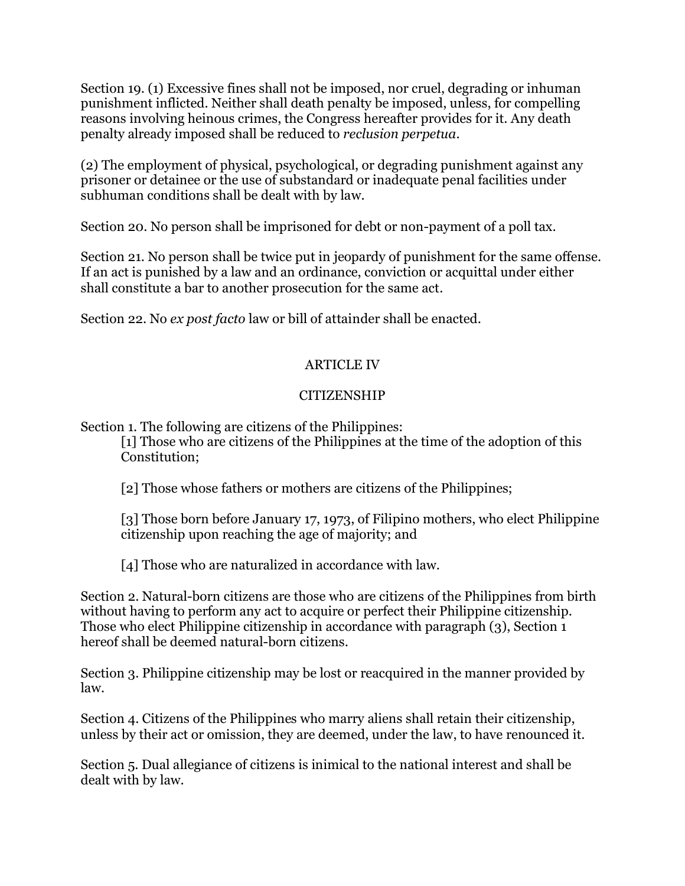Section 19. (1) Excessive fines shall not be imposed, nor cruel, degrading or inhuman punishment inflicted. Neither shall death penalty be imposed, unless, for compelling reasons involving heinous crimes, the Congress hereafter provides for it. Any death penalty already imposed shall be reduced to *reclusion perpetua*.

(2) The employment of physical, psychological, or degrading punishment against any prisoner or detainee or the use of substandard or inadequate penal facilities under subhuman conditions shall be dealt with by law.

Section 20. No person shall be imprisoned for debt or non-payment of a poll tax.

Section 21. No person shall be twice put in jeopardy of punishment for the same offense. If an act is punished by a law and an ordinance, conviction or acquittal under either shall constitute a bar to another prosecution for the same act.

Section 22. No *ex post facto* law or bill of attainder shall be enacted.

## ARTICLE IV

## CITIZENSHIP

Section 1. The following are citizens of the Philippines:

[1] Those who are citizens of the Philippines at the time of the adoption of this Constitution;

[2] Those whose fathers or mothers are citizens of the Philippines;

[3] Those born before January 17, 1973, of Filipino mothers, who elect Philippine citizenship upon reaching the age of majority; and

[4] Those who are naturalized in accordance with law.

Section 2. Natural-born citizens are those who are citizens of the Philippines from birth without having to perform any act to acquire or perfect their Philippine citizenship. Those who elect Philippine citizenship in accordance with paragraph (3), Section 1 hereof shall be deemed natural-born citizens.

Section 3. Philippine citizenship may be lost or reacquired in the manner provided by law.

Section 4. Citizens of the Philippines who marry aliens shall retain their citizenship, unless by their act or omission, they are deemed, under the law, to have renounced it.

Section 5. Dual allegiance of citizens is inimical to the national interest and shall be dealt with by law.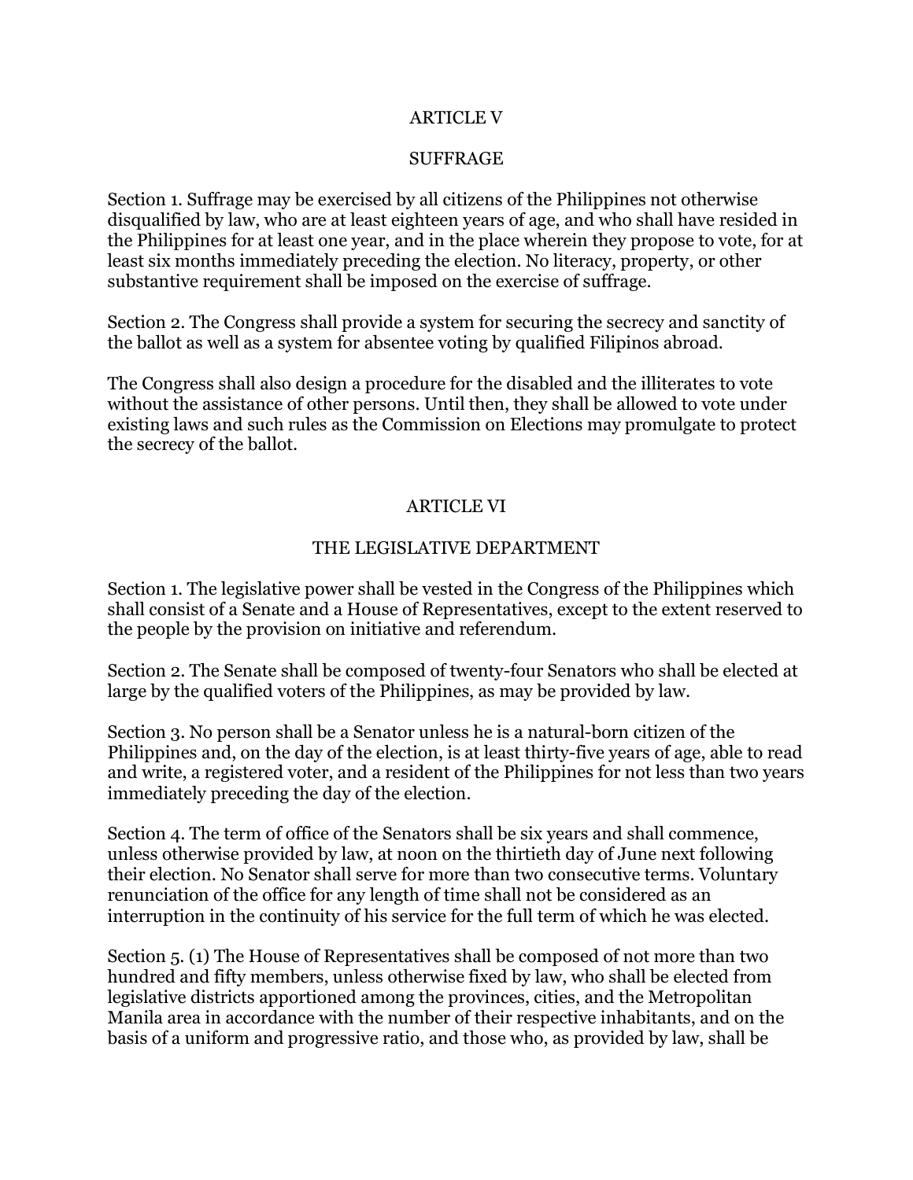## ARTICLE V

## SUFFRAGE

Section 1. Suffrage may be exercised by all citizens of the Philippines not otherwise disqualified by law, who are at least eighteen years of age, and who shall have resided in the Philippines for at least one year, and in the place wherein they propose to vote, for at least six months immediately preceding the election. No literacy, property, or other substantive requirement shall be imposed on the exercise of suffrage.

Section 2. The Congress shall provide a system for securing the secrecy and sanctity of the ballot as well as a system for absentee voting by qualified Filipinos abroad.

The Congress shall also design a procedure for the disabled and the illiterates to vote without the assistance of other persons. Until then, they shall be allowed to vote under existing laws and such rules as the Commission on Elections may promulgate to protect the secrecy of the ballot.

## ARTICLE VI

## THE LEGISLATIVE DEPARTMENT

Section 1. The legislative power shall be vested in the Congress of the Philippines which shall consist of a Senate and a House of Representatives, except to the extent reserved to the people by the provision on initiative and referendum.

Section 2. The Senate shall be composed of twenty-four Senators who shall be elected at large by the qualified voters of the Philippines, as may be provided by law.

Section 3. No person shall be a Senator unless he is a natural-born citizen of the Philippines and, on the day of the election, is at least thirty-five years of age, able to read and write, a registered voter, and a resident of the Philippines for not less than two years immediately preceding the day of the election.

Section 4. The term of office of the Senators shall be six years and shall commence, unless otherwise provided by law, at noon on the thirtieth day of June next following their election. No Senator shall serve for more than two consecutive terms. Voluntary renunciation of the office for any length of time shall not be considered as an interruption in the continuity of his service for the full term of which he was elected.

Section 5. (1) The House of Representatives shall be composed of not more than two hundred and fifty members, unless otherwise fixed by law, who shall be elected from legislative districts apportioned among the provinces, cities, and the Metropolitan Manila area in accordance with the number of their respective inhabitants, and on the basis of a uniform and progressive ratio, and those who, as provided by law, shall be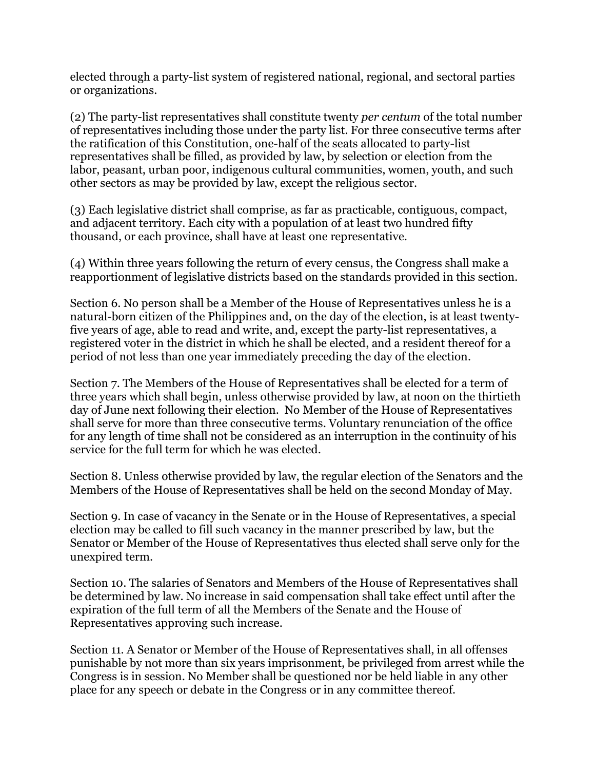elected through a party-list system of registered national, regional, and sectoral parties or organizations.

(2) The party-list representatives shall constitute twenty *per centum* of the total number of representatives including those under the party list. For three consecutive terms after the ratification of this Constitution, one-half of the seats allocated to party-list representatives shall be filled, as provided by law, by selection or election from the labor, peasant, urban poor, indigenous cultural communities, women, youth, and such other sectors as may be provided by law, except the religious sector.

(3) Each legislative district shall comprise, as far as practicable, contiguous, compact, and adjacent territory. Each city with a population of at least two hundred fifty thousand, or each province, shall have at least one representative.

(4) Within three years following the return of every census, the Congress shall make a reapportionment of legislative districts based on the standards provided in this section.

Section 6. No person shall be a Member of the House of Representatives unless he is a natural-born citizen of the Philippines and, on the day of the election, is at least twenty-five years of age, able to read and write, and, except the party-list representatives, a registered voter in the district in which he shall be elected, and a resident thereof for a period of not less than one year immediately preceding the day of the election.

Section 7. The Members of the House of Representatives shall be elected for a term of three years which shall begin, unless otherwise provided by law, at noon on the thirtieth day of June next following their election. No Member of the House of Representatives shall serve for more than three consecutive terms. Voluntary renunciation of the office for any length of time shall not be considered as an interruption in the continuity of his service for the full term for which he was elected.

Section 8. Unless otherwise provided by law, the regular election of the Senators and the Members of the House of Representatives shall be held on the second Monday of May.

Section 9. In case of vacancy in the Senate or in the House of Representatives, a special election may be called to fill such vacancy in the manner prescribed by law, but the Senator or Member of the House of Representatives thus elected shall serve only for the unexpired term.

Section 10. The salaries of Senators and Members of the House of Representatives shall be determined by law. No increase in said compensation shall take effect until after the expiration of the full term of all the Members of the Senate and the House of Representatives approving such increase.

Section 11. A Senator or Member of the House of Representatives shall, in all offenses punishable by not more than six years imprisonment, be privileged from arrest while the Congress is in session. No Member shall be questioned nor be held liable in any other place for any speech or debate in the Congress or in any committee thereof.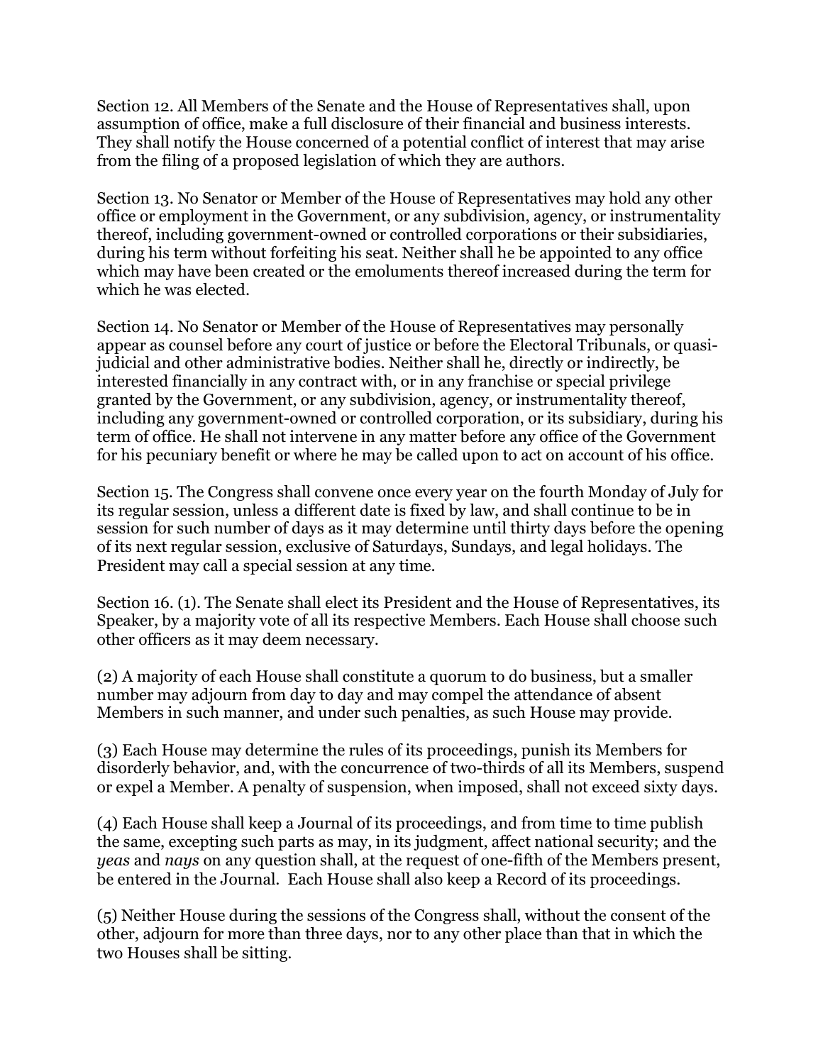Section 12. All Members of the Senate and the House of Representatives shall, upon assumption of office, make a full disclosure of their financial and business interests. They shall notify the House concerned of a potential conflict of interest that may arise from the filing of a proposed legislation of which they are authors.

Section 13. No Senator or Member of the House of Representatives may hold any other office or employment in the Government, or any subdivision, agency, or instrumentality thereof, including government-owned or controlled corporations or their subsidiaries, during his term without forfeiting his seat. Neither shall he be appointed to any office which may have been created or the emoluments thereof increased during the term for which he was elected.

Section 14. No Senator or Member of the House of Representatives may personally appear as counsel before any court of justice or before the Electoral Tribunals, or quasi-judicial and other administrative bodies. Neither shall he, directly or indirectly, be interested financially in any contract with, or in any franchise or special privilege granted by the Government, or any subdivision, agency, or instrumentality thereof, including any government-owned or controlled corporation, or its subsidiary, during his term of office. He shall not intervene in any matter before any office of the Government for his pecuniary benefit or where he may be called upon to act on account of his office.

Section 15. The Congress shall convene once every year on the fourth Monday of July for its regular session, unless a different date is fixed by law, and shall continue to be in session for such number of days as it may determine until thirty days before the opening of its next regular session, exclusive of Saturdays, Sundays, and legal holidays. The President may call a special session at any time.

Section 16. (1). The Senate shall elect its President and the House of Representatives, its Speaker, by a majority vote of all its respective Members. Each House shall choose such other officers as it may deem necessary.

(2) A majority of each House shall constitute a quorum to do business, but a smaller number may adjourn from day to day and may compel the attendance of absent Members in such manner, and under such penalties, as such House may provide.

(3) Each House may determine the rules of its proceedings, punish its Members for disorderly behavior, and, with the concurrence of two-thirds of all its Members, suspend or expel a Member. A penalty of suspension, when imposed, shall not exceed sixty days.

(4) Each House shall keep a Journal of its proceedings, and from time to time publish the same, excepting such parts as may, in its judgment, affect national security; and the *yeas* and *nays* on any question shall, at the request of one-fifth of the Members present, be entered in the Journal. Each House shall also keep a Record of its proceedings.

(5) Neither House during the sessions of the Congress shall, without the consent of the other, adjourn for more than three days, nor to any other place than that in which the two Houses shall be sitting.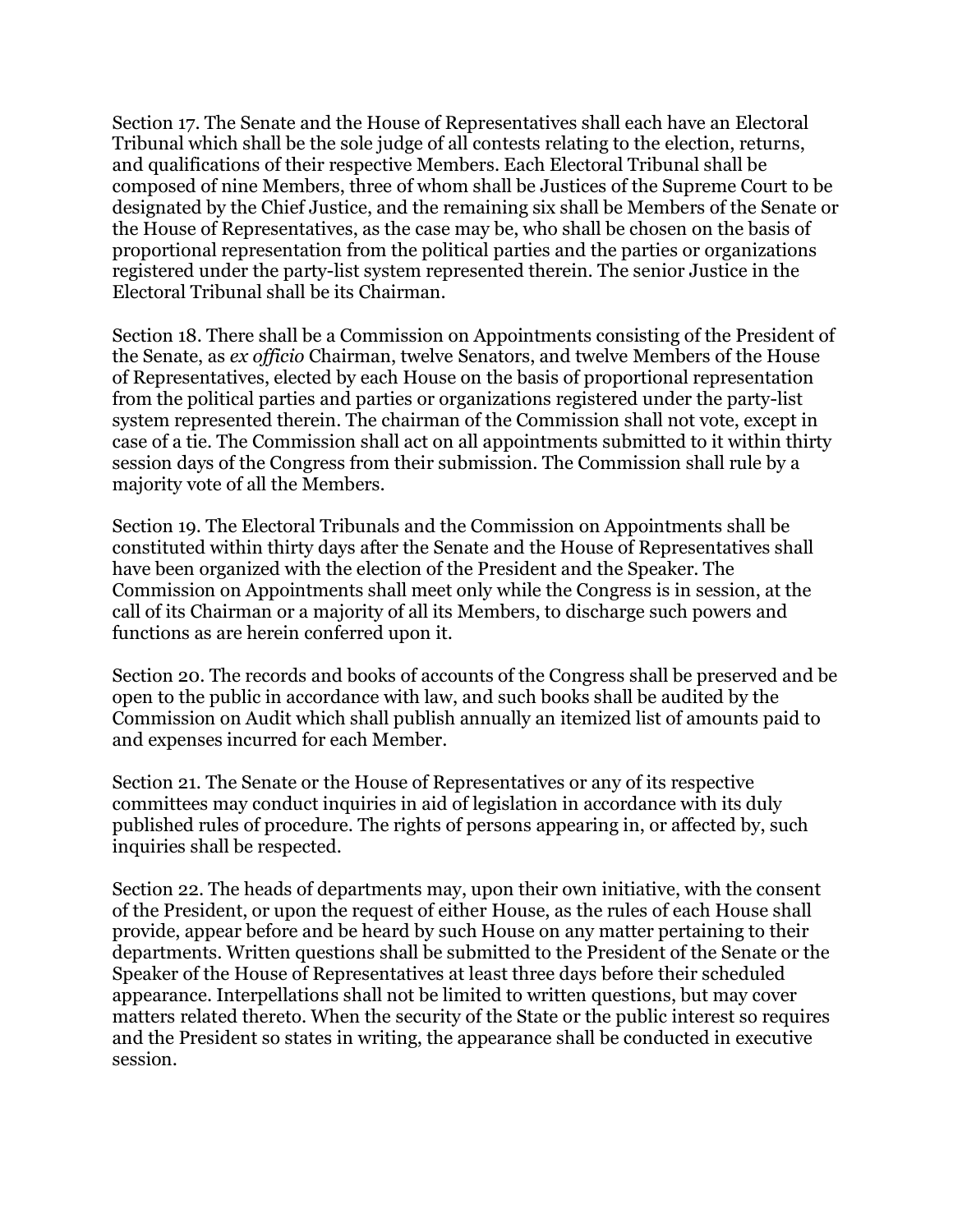Section 17. The Senate and the House of Representatives shall each have an Electoral Tribunal which shall be the sole judge of all contests relating to the election, returns, and qualifications of their respective Members. Each Electoral Tribunal shall be composed of nine Members, three of whom shall be Justices of the Supreme Court to be designated by the Chief Justice, and the remaining six shall be Members of the Senate or the House of Representatives, as the case may be, who shall be chosen on the basis of proportional representation from the political parties and the parties or organizations registered under the party-list system represented therein. The senior Justice in the Electoral Tribunal shall be its Chairman.

Section 18. There shall be a Commission on Appointments consisting of the President of the Senate, as *ex officio* Chairman, twelve Senators, and twelve Members of the House of Representatives, elected by each House on the basis of proportional representation from the political parties and parties or organizations registered under the party-list system represented therein. The chairman of the Commission shall not vote, except in case of a tie. The Commission shall act on all appointments submitted to it within thirty session days of the Congress from their submission. The Commission shall rule by a majority vote of all the Members.

Section 19. The Electoral Tribunals and the Commission on Appointments shall be constituted within thirty days after the Senate and the House of Representatives shall have been organized with the election of the President and the Speaker. The Commission on Appointments shall meet only while the Congress is in session, at the call of its Chairman or a majority of all its Members, to discharge such powers and functions as are herein conferred upon it.

Section 20. The records and books of accounts of the Congress shall be preserved and be open to the public in accordance with law, and such books shall be audited by the Commission on Audit which shall publish annually an itemized list of amounts paid to and expenses incurred for each Member.

Section 21. The Senate or the House of Representatives or any of its respective committees may conduct inquiries in aid of legislation in accordance with its duly published rules of procedure. The rights of persons appearing in, or affected by, such inquiries shall be respected.

Section 22. The heads of departments may, upon their own initiative, with the consent of the President, or upon the request of either House, as the rules of each House shall provide, appear before and be heard by such House on any matter pertaining to their departments. Written questions shall be submitted to the President of the Senate or the Speaker of the House of Representatives at least three days before their scheduled appearance. Interpellations shall not be limited to written questions, but may cover matters related thereto. When the security of the State or the public interest so requires and the President so states in writing, the appearance shall be conducted in executive session.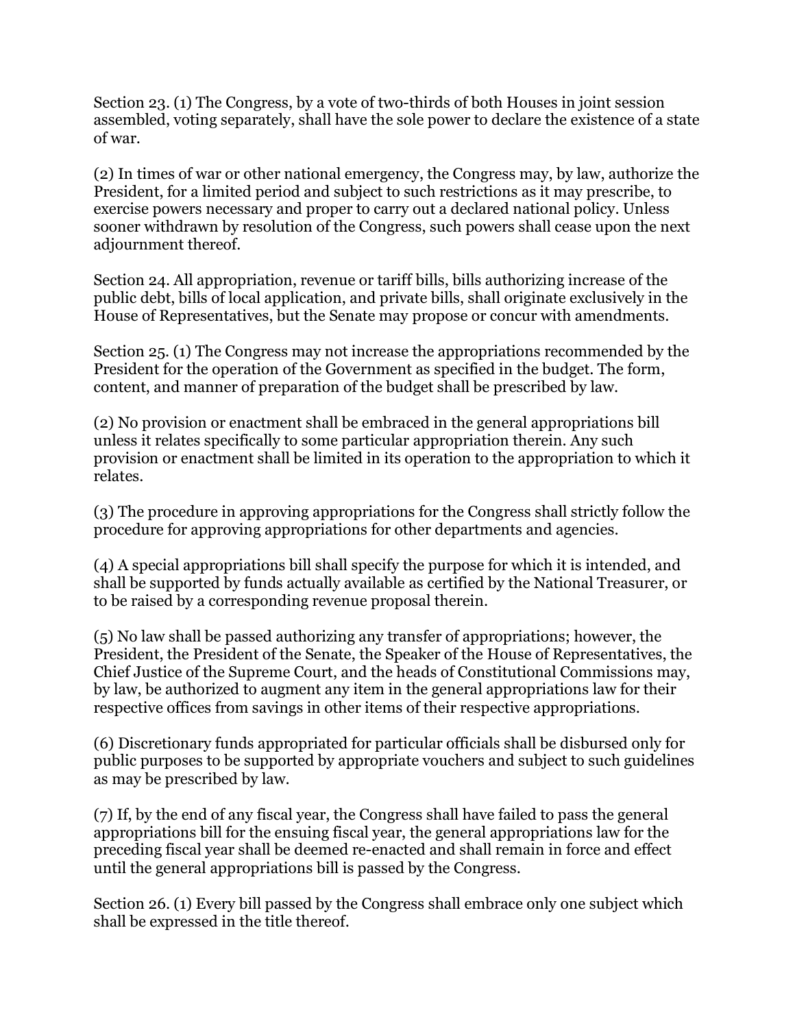Section 23. (1) The Congress, by a vote of two-thirds of both Houses in joint session assembled, voting separately, shall have the sole power to declare the existence of a state of war.

(2) In times of war or other national emergency, the Congress may, by law, authorize the President, for a limited period and subject to such restrictions as it may prescribe, to exercise powers necessary and proper to carry out a declared national policy. Unless sooner withdrawn by resolution of the Congress, such powers shall cease upon the next adjournment thereof.

Section 24. All appropriation, revenue or tariff bills, bills authorizing increase of the public debt, bills of local application, and private bills, shall originate exclusively in the House of Representatives, but the Senate may propose or concur with amendments.

Section 25. (1) The Congress may not increase the appropriations recommended by the President for the operation of the Government as specified in the budget. The form, content, and manner of preparation of the budget shall be prescribed by law.

(2) No provision or enactment shall be embraced in the general appropriations bill unless it relates specifically to some particular appropriation therein. Any such provision or enactment shall be limited in its operation to the appropriation to which it relates.

(3) The procedure in approving appropriations for the Congress shall strictly follow the procedure for approving appropriations for other departments and agencies.

(4) A special appropriations bill shall specify the purpose for which it is intended, and shall be supported by funds actually available as certified by the National Treasurer, or to be raised by a corresponding revenue proposal therein.

(5) No law shall be passed authorizing any transfer of appropriations; however, the President, the President of the Senate, the Speaker of the House of Representatives, the Chief Justice of the Supreme Court, and the heads of Constitutional Commissions may, by law, be authorized to augment any item in the general appropriations law for their respective offices from savings in other items of their respective appropriations.

(6) Discretionary funds appropriated for particular officials shall be disbursed only for public purposes to be supported by appropriate vouchers and subject to such guidelines as may be prescribed by law.

(7) If, by the end of any fiscal year, the Congress shall have failed to pass the general appropriations bill for the ensuing fiscal year, the general appropriations law for the preceding fiscal year shall be deemed re-enacted and shall remain in force and effect until the general appropriations bill is passed by the Congress.

Section 26. (1) Every bill passed by the Congress shall embrace only one subject which shall be expressed in the title thereof.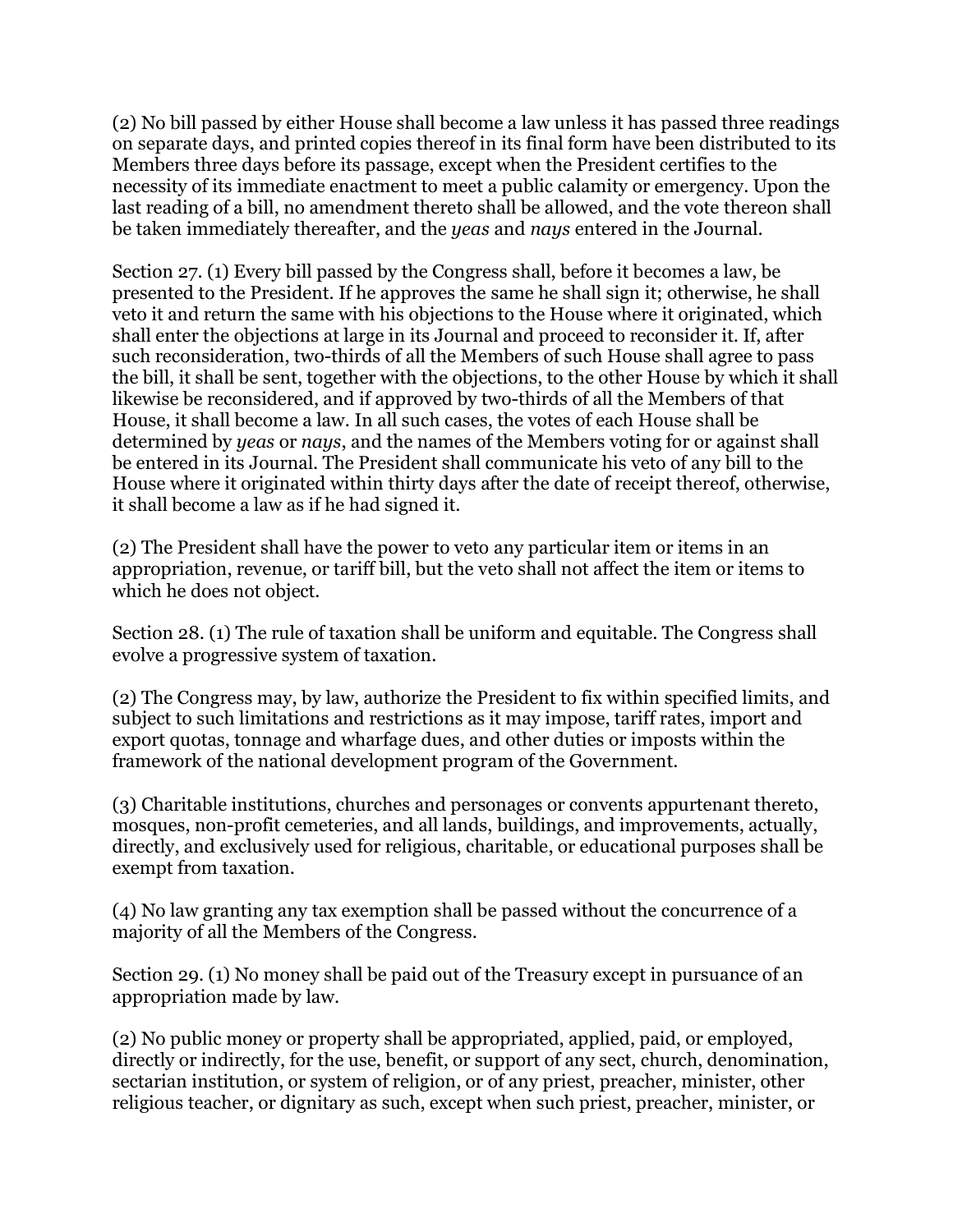(2) No bill passed by either House shall become a law unless it has passed three readings on separate days, and printed copies thereof in its final form have been distributed to its Members three days before its passage, except when the President certifies to the necessity of its immediate enactment to meet a public calamity or emergency. Upon the last reading of a bill, no amendment thereto shall be allowed, and the vote thereon shall be taken immediately thereafter, and the *yeas* and *nays* entered in the Journal.

Section 27. (1) Every bill passed by the Congress shall, before it becomes a law, be presented to the President. If he approves the same he shall sign it; otherwise, he shall veto it and return the same with his objections to the House where it originated, which shall enter the objections at large in its Journal and proceed to reconsider it. If, after such reconsideration, two-thirds of all the Members of such House shall agree to pass the bill, it shall be sent, together with the objections, to the other House by which it shall likewise be reconsidered, and if approved by two-thirds of all the Members of that House, it shall become a law. In all such cases, the votes of each House shall be determined by *yeas* or *nays*, and the names of the Members voting for or against shall be entered in its Journal. The President shall communicate his veto of any bill to the House where it originated within thirty days after the date of receipt thereof, otherwise, it shall become a law as if he had signed it.

(2) The President shall have the power to veto any particular item or items in an appropriation, revenue, or tariff bill, but the veto shall not affect the item or items to which he does not object.

Section 28. (1) The rule of taxation shall be uniform and equitable. The Congress shall evolve a progressive system of taxation.

(2) The Congress may, by law, authorize the President to fix within specified limits, and subject to such limitations and restrictions as it may impose, tariff rates, import and export quotas, tonnage and wharfage dues, and other duties or imposts within the framework of the national development program of the Government.

(3) Charitable institutions, churches and personages or convents appurtenant thereto, mosques, non-profit cemeteries, and all lands, buildings, and improvements, actually, directly, and exclusively used for religious, charitable, or educational purposes shall be exempt from taxation.

(4) No law granting any tax exemption shall be passed without the concurrence of a majority of all the Members of the Congress.

Section 29. (1) No money shall be paid out of the Treasury except in pursuance of an appropriation made by law.

(2) No public money or property shall be appropriated, applied, paid, or employed, directly or indirectly, for the use, benefit, or support of any sect, church, denomination, sectarian institution, or system of religion, or of any priest, preacher, minister, other religious teacher, or dignitary as such, except when such priest, preacher, minister, or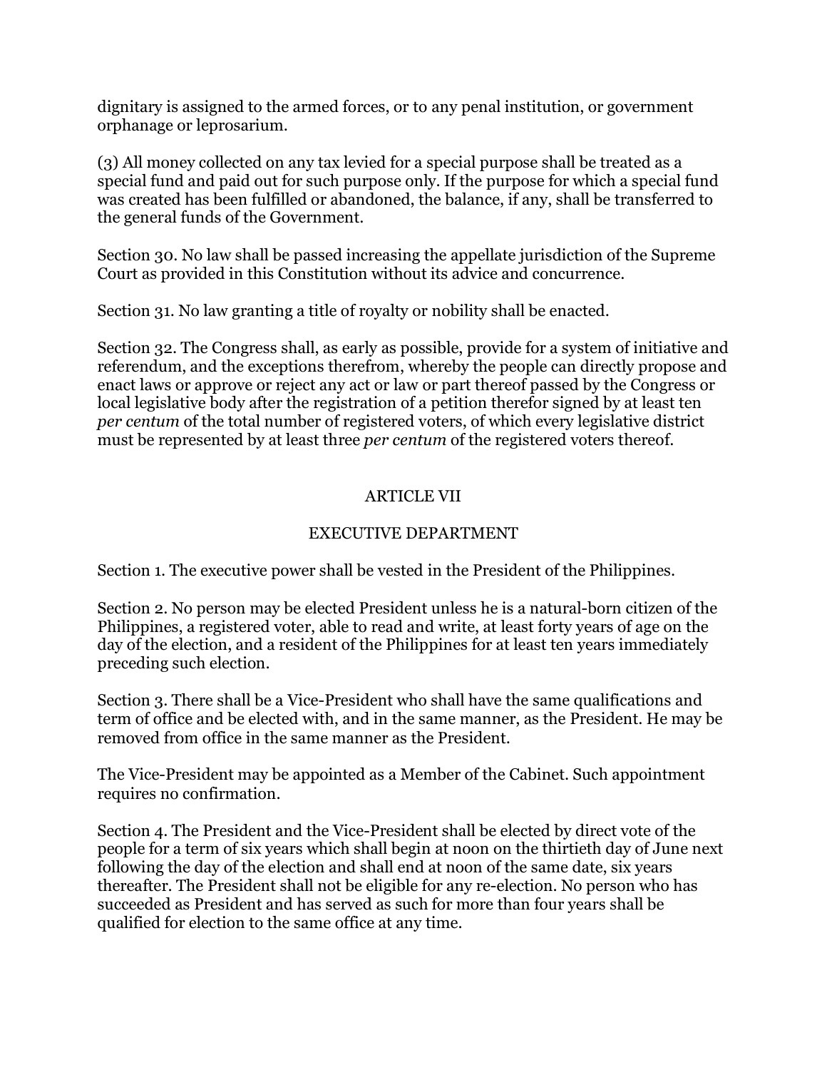dignitary is assigned to the armed forces, or to any penal institution, or government orphanage or leprosarium.

(3) All money collected on any tax levied for a special purpose shall be treated as a special fund and paid out for such purpose only. If the purpose for which a special fund was created has been fulfilled or abandoned, the balance, if any, shall be transferred to the general funds of the Government.

Section 30. No law shall be passed increasing the appellate jurisdiction of the Supreme Court as provided in this Constitution without its advice and concurrence.

Section 31. No law granting a title of royalty or nobility shall be enacted.

Section 32. The Congress shall, as early as possible, provide for a system of initiative and referendum, and the exceptions therefrom, whereby the people can directly propose and enact laws or approve or reject any act or law or part thereof passed by the Congress or local legislative body after the registration of a petition therefor signed by at least ten *per centum* of the total number of registered voters, of which every legislative district must be represented by at least three *per centum* of the registered voters thereof.

## ARTICLE VII

## EXECUTIVE DEPARTMENT

Section 1. The executive power shall be vested in the President of the Philippines.

Section 2. No person may be elected President unless he is a natural-born citizen of the Philippines, a registered voter, able to read and write, at least forty years of age on the day of the election, and a resident of the Philippines for at least ten years immediately preceding such election.

Section 3. There shall be a Vice-President who shall have the same qualifications and term of office and be elected with, and in the same manner, as the President. He may be removed from office in the same manner as the President.

The Vice-President may be appointed as a Member of the Cabinet. Such appointment requires no confirmation.

Section 4. The President and the Vice-President shall be elected by direct vote of the people for a term of six years which shall begin at noon on the thirtieth day of June next following the day of the election and shall end at noon of the same date, six years thereafter. The President shall not be eligible for any re-election. No person who has succeeded as President and has served as such for more than four years shall be qualified for election to the same office at any time.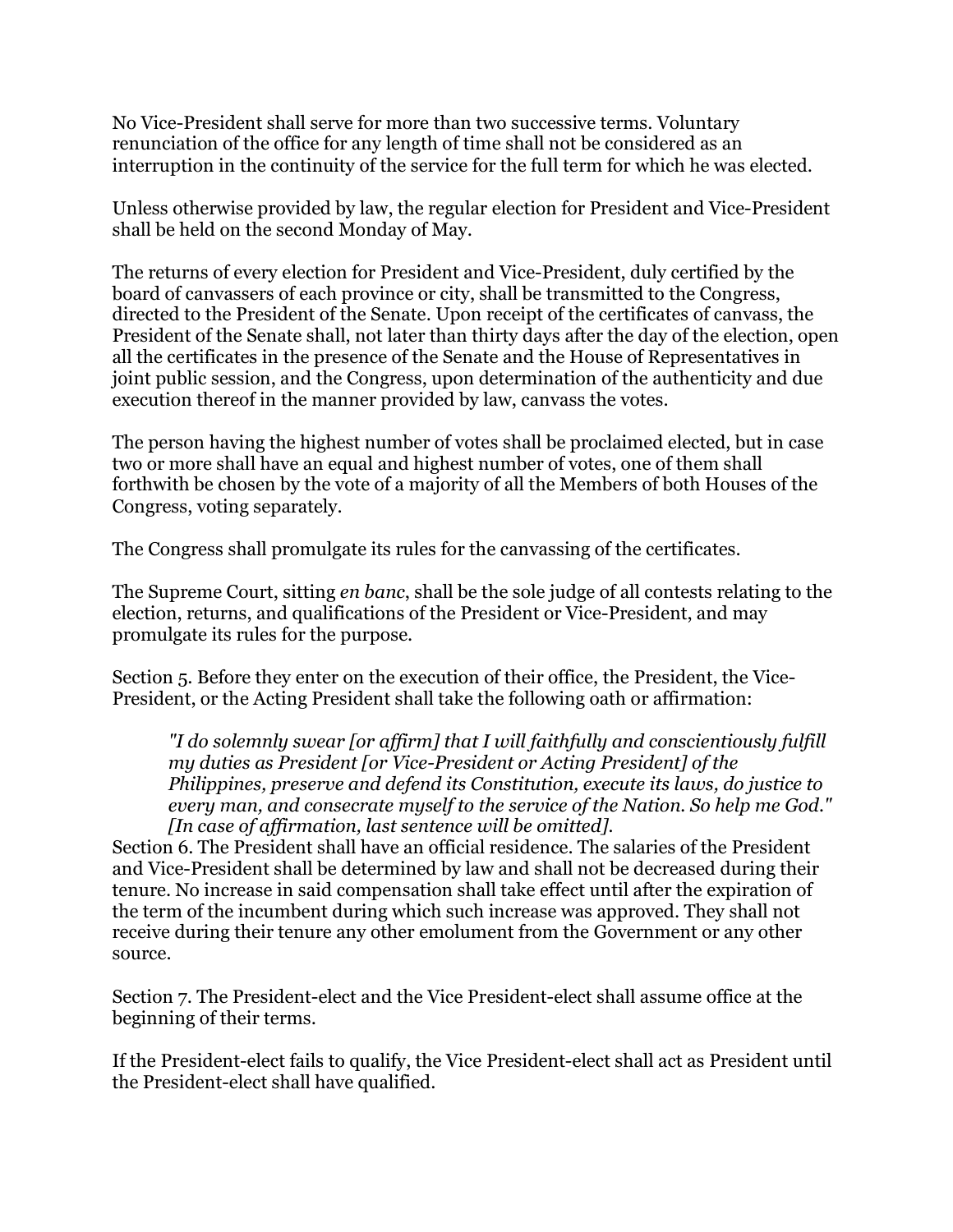No Vice-President shall serve for more than two successive terms. Voluntary renunciation of the office for any length of time shall not be considered as an interruption in the continuity of the service for the full term for which he was elected.

Unless otherwise provided by law, the regular election for President and Vice-President shall be held on the second Monday of May.

The returns of every election for President and Vice-President, duly certified by the board of canvassers of each province or city, shall be transmitted to the Congress, directed to the President of the Senate. Upon receipt of the certificates of canvass, the President of the Senate shall, not later than thirty days after the day of the election, open all the certificates in the presence of the Senate and the House of Representatives in joint public session, and the Congress, upon determination of the authenticity and due execution thereof in the manner provided by law, canvass the votes.

The person having the highest number of votes shall be proclaimed elected, but in case two or more shall have an equal and highest number of votes, one of them shall forthwith be chosen by the vote of a majority of all the Members of both Houses of the Congress, voting separately.

The Congress shall promulgate its rules for the canvassing of the certificates.

The Supreme Court, sitting *en banc*, shall be the sole judge of all contests relating to the election, returns, and qualifications of the President or Vice-President, and may promulgate its rules for the purpose.

Section 5. Before they enter on the execution of their office, the President, the Vice-President, or the Acting President shall take the following oath or affirmation:

> *"I do solemnly swear [or affirm] that I will faithfully and conscientiously fulfill my duties as President [or Vice-President or Acting President] of the Philippines, preserve and defend its Constitution, execute its laws, do justice to every man, and consecrate myself to the service of the Nation. So help me God." [In case of affirmation, last sentence will be omitted].*

Section 6. The President shall have an official residence. The salaries of the President and Vice-President shall be determined by law and shall not be decreased during their tenure. No increase in said compensation shall take effect until after the expiration of the term of the incumbent during which such increase was approved. They shall not receive during their tenure any other emolument from the Government or any other source.

Section 7. The President-elect and the Vice President-elect shall assume office at the beginning of their terms.

If the President-elect fails to qualify, the Vice President-elect shall act as President until the President-elect shall have qualified.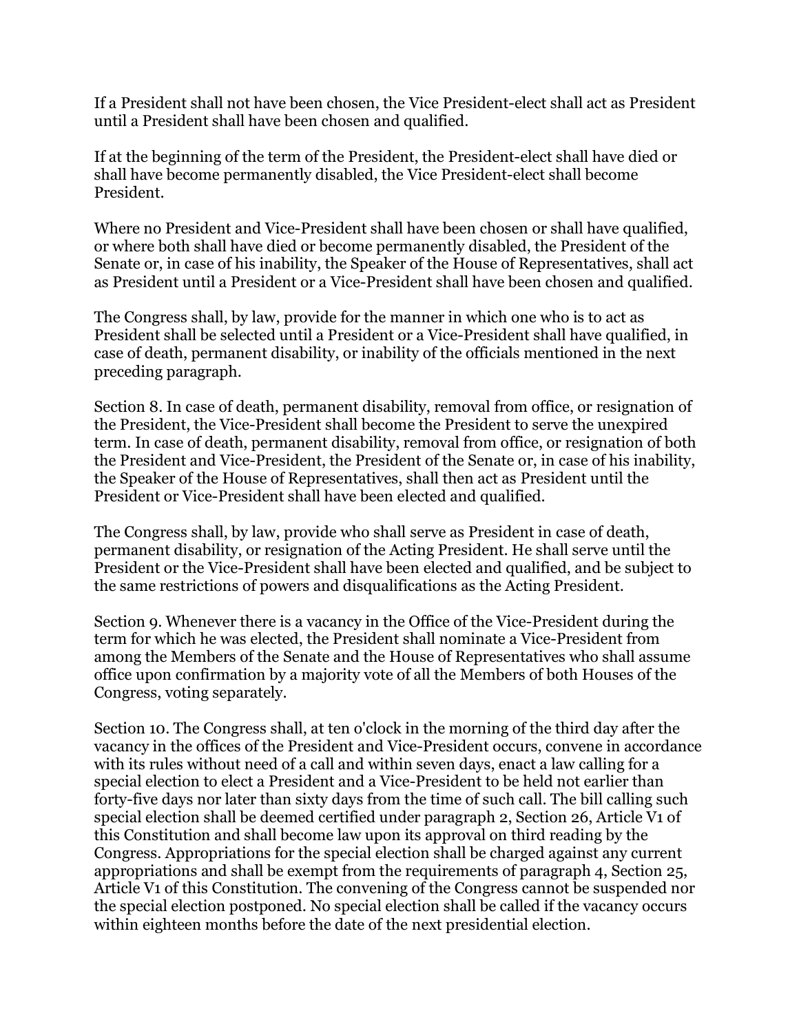If a President shall not have been chosen, the Vice President-elect shall act as President until a President shall have been chosen and qualified.

If at the beginning of the term of the President, the President-elect shall have died or shall have become permanently disabled, the Vice President-elect shall become President.

Where no President and Vice-President shall have been chosen or shall have qualified, or where both shall have died or become permanently disabled, the President of the Senate or, in case of his inability, the Speaker of the House of Representatives, shall act as President until a President or a Vice-President shall have been chosen and qualified.

The Congress shall, by law, provide for the manner in which one who is to act as President shall be selected until a President or a Vice-President shall have qualified, in case of death, permanent disability, or inability of the officials mentioned in the next preceding paragraph.

Section 8. In case of death, permanent disability, removal from office, or resignation of the President, the Vice-President shall become the President to serve the unexpired term. In case of death, permanent disability, removal from office, or resignation of both the President and Vice-President, the President of the Senate or, in case of his inability, the Speaker of the House of Representatives, shall then act as President until the President or Vice-President shall have been elected and qualified.

The Congress shall, by law, provide who shall serve as President in case of death, permanent disability, or resignation of the Acting President. He shall serve until the President or the Vice-President shall have been elected and qualified, and be subject to the same restrictions of powers and disqualifications as the Acting President.

Section 9. Whenever there is a vacancy in the Office of the Vice-President during the term for which he was elected, the President shall nominate a Vice-President from among the Members of the Senate and the House of Representatives who shall assume office upon confirmation by a majority vote of all the Members of both Houses of the Congress, voting separately.

Section 10. The Congress shall, at ten o'clock in the morning of the third day after the vacancy in the offices of the President and Vice-President occurs, convene in accordance with its rules without need of a call and within seven days, enact a law calling for a special election to elect a President and a Vice-President to be held not earlier than forty-five days nor later than sixty days from the time of such call. The bill calling such special election shall be deemed certified under paragraph 2, Section 26, Article V1 of this Constitution and shall become law upon its approval on third reading by the Congress. Appropriations for the special election shall be charged against any current appropriations and shall be exempt from the requirements of paragraph 4, Section 25, Article V1 of this Constitution. The convening of the Congress cannot be suspended nor the special election postponed. No special election shall be called if the vacancy occurs within eighteen months before the date of the next presidential election.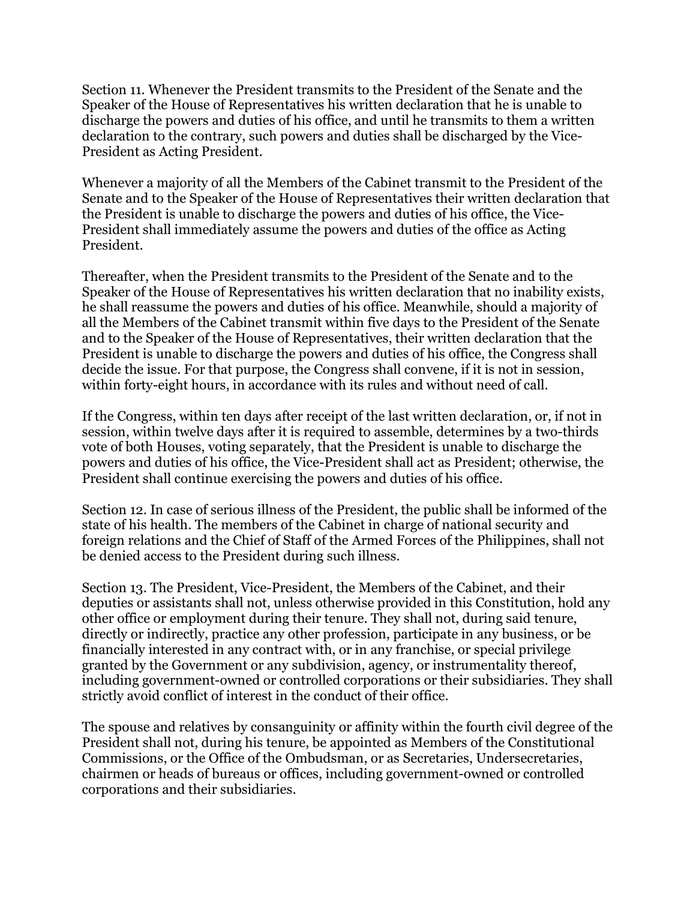Section 11. Whenever the President transmits to the President of the Senate and the Speaker of the House of Representatives his written declaration that he is unable to discharge the powers and duties of his office, and until he transmits to them a written declaration to the contrary, such powers and duties shall be discharged by the Vice-President as Acting President.

Whenever a majority of all the Members of the Cabinet transmit to the President of the Senate and to the Speaker of the House of Representatives their written declaration that the President is unable to discharge the powers and duties of his office, the Vice-President shall immediately assume the powers and duties of the office as Acting President.

Thereafter, when the President transmits to the President of the Senate and to the Speaker of the House of Representatives his written declaration that no inability exists, he shall reassume the powers and duties of his office. Meanwhile, should a majority of all the Members of the Cabinet transmit within five days to the President of the Senate and to the Speaker of the House of Representatives, their written declaration that the President is unable to discharge the powers and duties of his office, the Congress shall decide the issue. For that purpose, the Congress shall convene, if it is not in session, within forty-eight hours, in accordance with its rules and without need of call.

If the Congress, within ten days after receipt of the last written declaration, or, if not in session, within twelve days after it is required to assemble, determines by a two-thirds vote of both Houses, voting separately, that the President is unable to discharge the powers and duties of his office, the Vice-President shall act as President; otherwise, the President shall continue exercising the powers and duties of his office.

Section 12. In case of serious illness of the President, the public shall be informed of the state of his health. The members of the Cabinet in charge of national security and foreign relations and the Chief of Staff of the Armed Forces of the Philippines, shall not be denied access to the President during such illness.

Section 13. The President, Vice-President, the Members of the Cabinet, and their deputies or assistants shall not, unless otherwise provided in this Constitution, hold any other office or employment during their tenure. They shall not, during said tenure, directly or indirectly, practice any other profession, participate in any business, or be financially interested in any contract with, or in any franchise, or special privilege granted by the Government or any subdivision, agency, or instrumentality thereof, including government-owned or controlled corporations or their subsidiaries. They shall strictly avoid conflict of interest in the conduct of their office.

The spouse and relatives by consanguinity or affinity within the fourth civil degree of the President shall not, during his tenure, be appointed as Members of the Constitutional Commissions, or the Office of the Ombudsman, or as Secretaries, Undersecretaries, chairmen or heads of bureaus or offices, including government-owned or controlled corporations and their subsidiaries.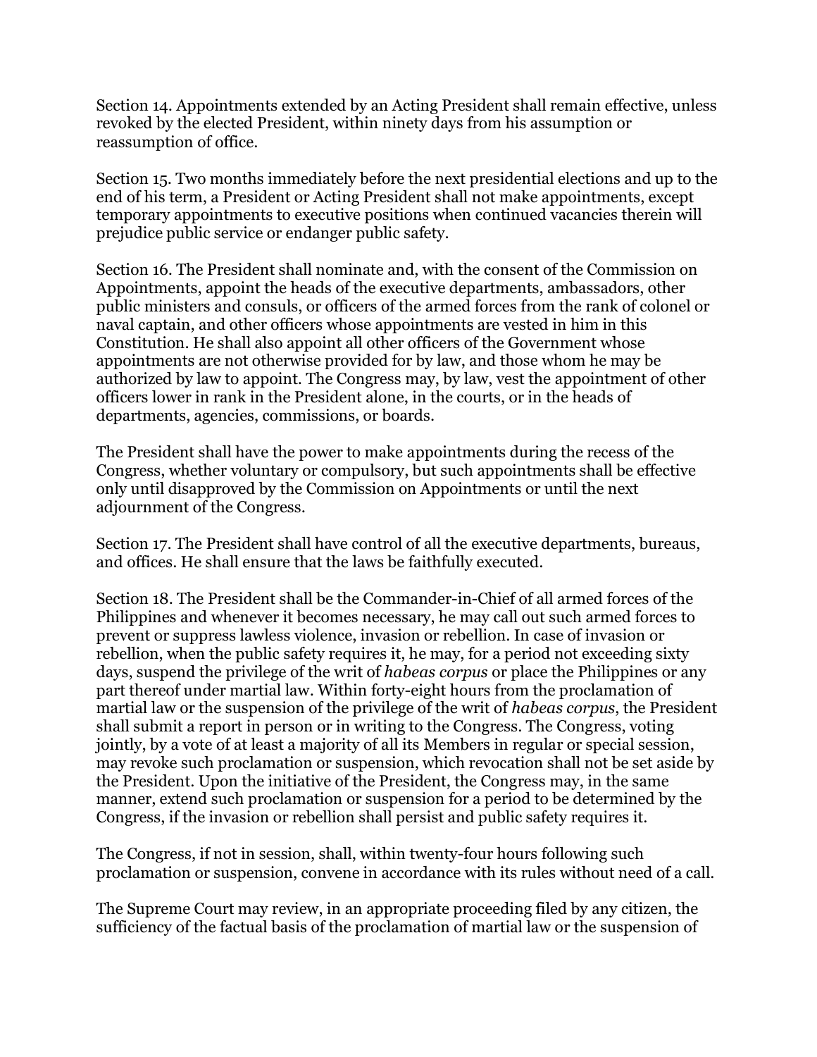Section 14. Appointments extended by an Acting President shall remain effective, unless revoked by the elected President, within ninety days from his assumption or reassumption of office.

Section 15. Two months immediately before the next presidential elections and up to the end of his term, a President or Acting President shall not make appointments, except temporary appointments to executive positions when continued vacancies therein will prejudice public service or endanger public safety.

Section 16. The President shall nominate and, with the consent of the Commission on Appointments, appoint the heads of the executive departments, ambassadors, other public ministers and consuls, or officers of the armed forces from the rank of colonel or naval captain, and other officers whose appointments are vested in him in this Constitution. He shall also appoint all other officers of the Government whose appointments are not otherwise provided for by law, and those whom he may be authorized by law to appoint. The Congress may, by law, vest the appointment of other officers lower in rank in the President alone, in the courts, or in the heads of departments, agencies, commissions, or boards.

The President shall have the power to make appointments during the recess of the Congress, whether voluntary or compulsory, but such appointments shall be effective only until disapproved by the Commission on Appointments or until the next adjournment of the Congress.

Section 17. The President shall have control of all the executive departments, bureaus, and offices. He shall ensure that the laws be faithfully executed.

Section 18. The President shall be the Commander-in-Chief of all armed forces of the Philippines and whenever it becomes necessary, he may call out such armed forces to prevent or suppress lawless violence, invasion or rebellion. In case of invasion or rebellion, when the public safety requires it, he may, for a period not exceeding sixty days, suspend the privilege of the writ of *habeas corpus* or place the Philippines or any part thereof under martial law. Within forty-eight hours from the proclamation of martial law or the suspension of the privilege of the writ of *habeas corpus*, the President shall submit a report in person or in writing to the Congress. The Congress, voting jointly, by a vote of at least a majority of all its Members in regular or special session, may revoke such proclamation or suspension, which revocation shall not be set aside by the President. Upon the initiative of the President, the Congress may, in the same manner, extend such proclamation or suspension for a period to be determined by the Congress, if the invasion or rebellion shall persist and public safety requires it.

The Congress, if not in session, shall, within twenty-four hours following such proclamation or suspension, convene in accordance with its rules without need of a call.

The Supreme Court may review, in an appropriate proceeding filed by any citizen, the sufficiency of the factual basis of the proclamation of martial law or the suspension of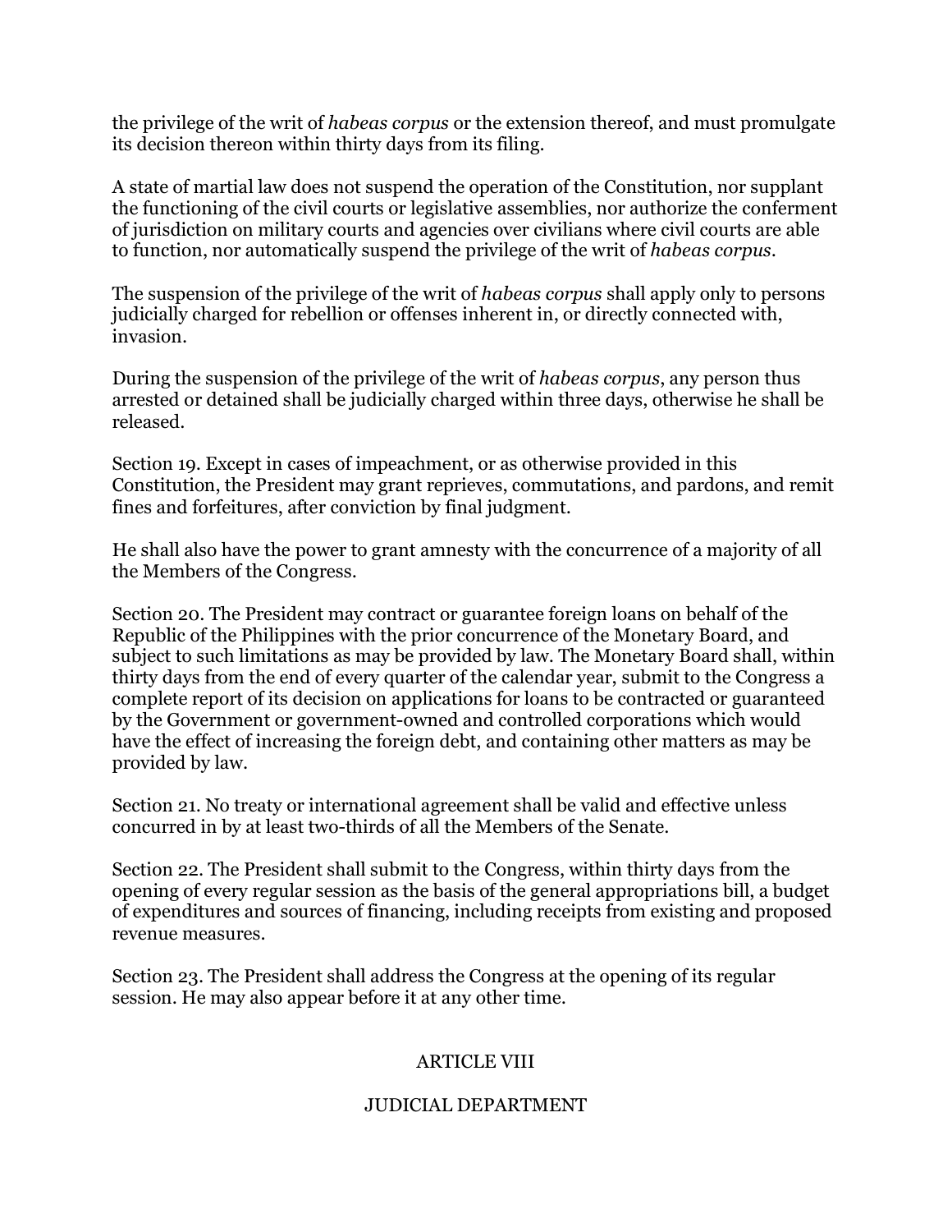the privilege of the writ of *habeas corpus* or the extension thereof, and must promulgate its decision thereon within thirty days from its filing.

A state of martial law does not suspend the operation of the Constitution, nor supplant the functioning of the civil courts or legislative assemblies, nor authorize the conferment of jurisdiction on military courts and agencies over civilians where civil courts are able to function, nor automatically suspend the privilege of the writ of *habeas corpus*.

The suspension of the privilege of the writ of *habeas corpus* shall apply only to persons judicially charged for rebellion or offenses inherent in, or directly connected with, invasion.

During the suspension of the privilege of the writ of *habeas corpus*, any person thus arrested or detained shall be judicially charged within three days, otherwise he shall be released.

Section 19. Except in cases of impeachment, or as otherwise provided in this Constitution, the President may grant reprieves, commutations, and pardons, and remit fines and forfeitures, after conviction by final judgment.

He shall also have the power to grant amnesty with the concurrence of a majority of all the Members of the Congress.

Section 20. The President may contract or guarantee foreign loans on behalf of the Republic of the Philippines with the prior concurrence of the Monetary Board, and subject to such limitations as may be provided by law. The Monetary Board shall, within thirty days from the end of every quarter of the calendar year, submit to the Congress a complete report of its decision on applications for loans to be contracted or guaranteed by the Government or government-owned and controlled corporations which would have the effect of increasing the foreign debt, and containing other matters as may be provided by law.

Section 21. No treaty or international agreement shall be valid and effective unless concurred in by at least two-thirds of all the Members of the Senate.

Section 22. The President shall submit to the Congress, within thirty days from the opening of every regular session as the basis of the general appropriations bill, a budget of expenditures and sources of financing, including receipts from existing and proposed revenue measures.

Section 23. The President shall address the Congress at the opening of its regular session. He may also appear before it at any other time.

## ARTICLE VIII

## JUDICIAL DEPARTMENT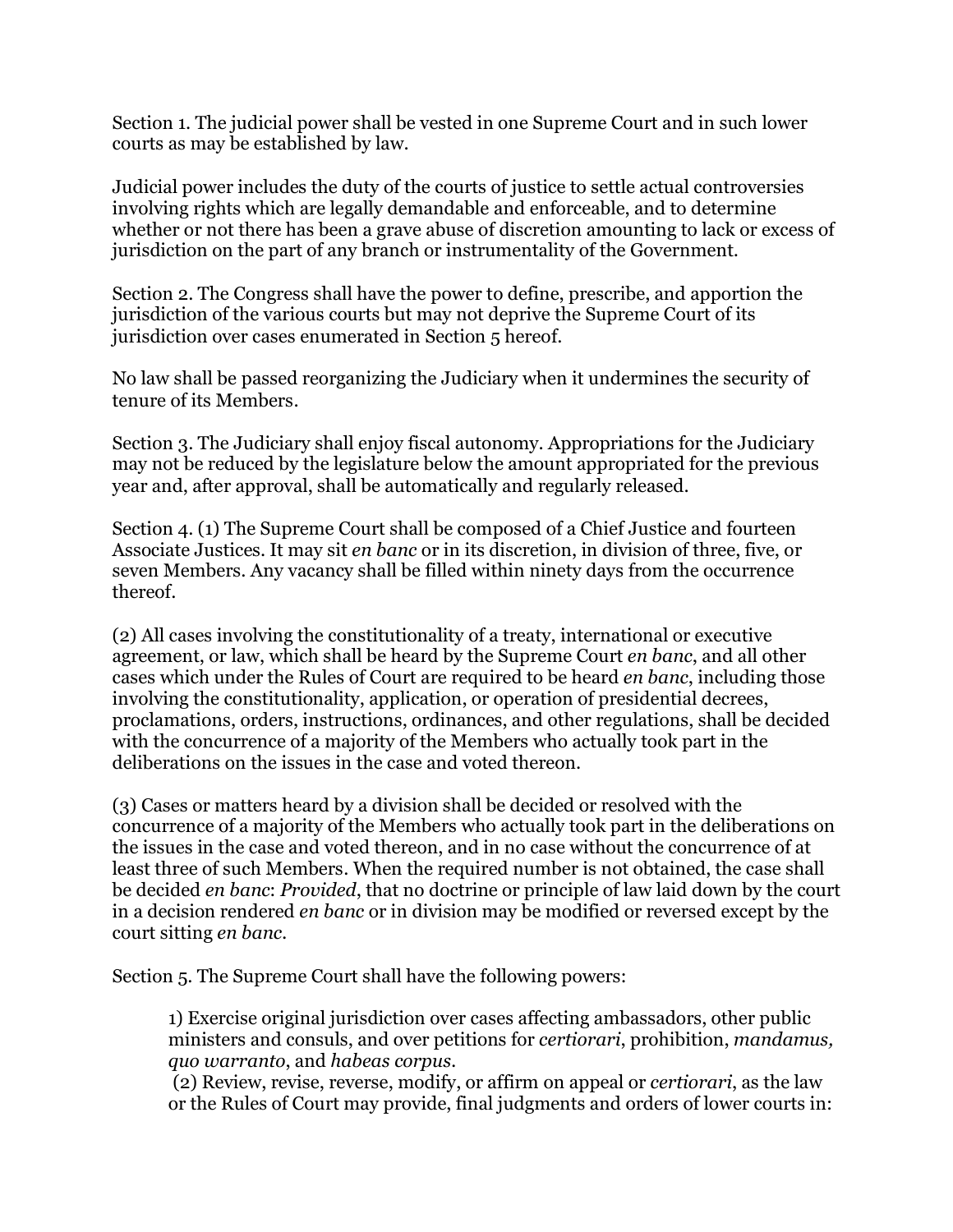Section 1. The judicial power shall be vested in one Supreme Court and in such lower courts as may be established by law.

Judicial power includes the duty of the courts of justice to settle actual controversies involving rights which are legally demandable and enforceable, and to determine whether or not there has been a grave abuse of discretion amounting to lack or excess of jurisdiction on the part of any branch or instrumentality of the Government.

Section 2. The Congress shall have the power to define, prescribe, and apportion the jurisdiction of the various courts but may not deprive the Supreme Court of its jurisdiction over cases enumerated in Section 5 hereof.

No law shall be passed reorganizing the Judiciary when it undermines the security of tenure of its Members.

Section 3. The Judiciary shall enjoy fiscal autonomy. Appropriations for the Judiciary may not be reduced by the legislature below the amount appropriated for the previous year and, after approval, shall be automatically and regularly released.

Section 4. (1) The Supreme Court shall be composed of a Chief Justice and fourteen Associate Justices. It may sit *en banc* or in its discretion, in division of three, five, or seven Members. Any vacancy shall be filled within ninety days from the occurrence thereof.

(2) All cases involving the constitutionality of a treaty, international or executive agreement, or law, which shall be heard by the Supreme Court *en banc*, and all other cases which under the Rules of Court are required to be heard *en banc*, including those involving the constitutionality, application, or operation of presidential decrees, proclamations, orders, instructions, ordinances, and other regulations, shall be decided with the concurrence of a majority of the Members who actually took part in the deliberations on the issues in the case and voted thereon.

(3) Cases or matters heard by a division shall be decided or resolved with the concurrence of a majority of the Members who actually took part in the deliberations on the issues in the case and voted thereon, and in no case without the concurrence of at least three of such Members. When the required number is not obtained, the case shall be decided *en banc*: *Provided*, that no doctrine or principle of law laid down by the court in a decision rendered *en banc* or in division may be modified or reversed except by the court sitting *en banc*.

Section 5. The Supreme Court shall have the following powers:

> 1) Exercise original jurisdiction over cases affecting ambassadors, other public ministers and consuls, and over petitions for *certiorari*, prohibition, *mandamus, quo warranto,* and *habeas corpus*.
>
> (2) Review, revise, reverse, modify, or affirm on appeal or *certiorari*, as the law or the Rules of Court may provide, final judgments and orders of lower courts in: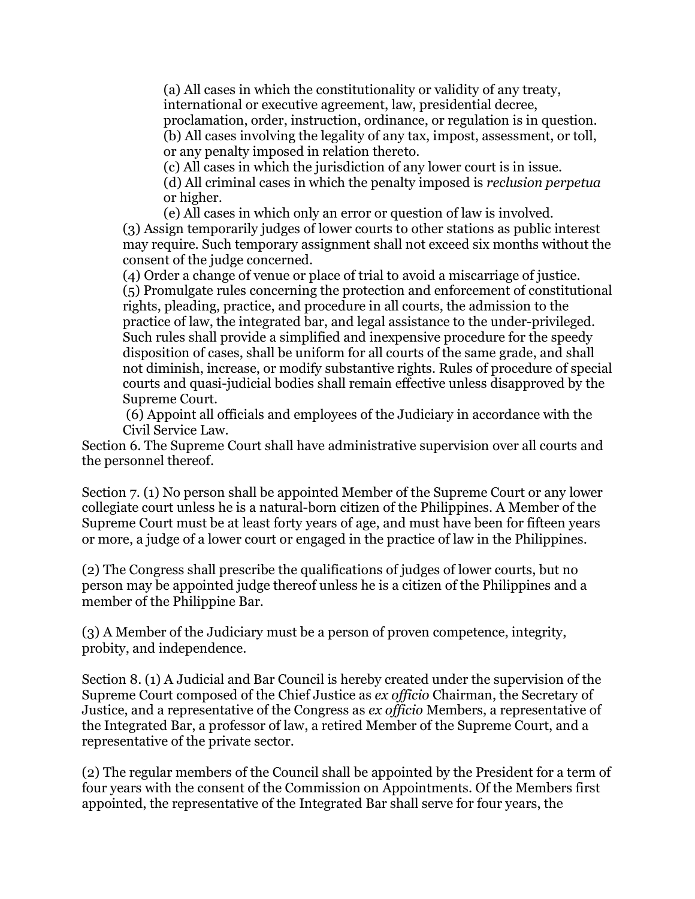(a) All cases in which the constitutionality or validity of any treaty, international or executive agreement, law, presidential decree, proclamation, order, instruction, ordinance, or regulation is in question.
(b) All cases involving the legality of any tax, impost, assessment, or toll, or any penalty imposed in relation thereto.
(c) All cases in which the jurisdiction of any lower court is in issue.
(d) All criminal cases in which the penalty imposed is *reclusion perpetua* or higher.
(e) All cases in which only an error or question of law is involved.

(3) Assign temporarily judges of lower courts to other stations as public interest may require. Such temporary assignment shall not exceed six months without the consent of the judge concerned.
(4) Order a change of venue or place of trial to avoid a miscarriage of justice.
(5) Promulgate rules concerning the protection and enforcement of constitutional rights, pleading, practice, and procedure in all courts, the admission to the practice of law, the integrated bar, and legal assistance to the under-privileged. Such rules shall provide a simplified and inexpensive procedure for the speedy disposition of cases, shall be uniform for all courts of the same grade, and shall not diminish, increase, or modify substantive rights. Rules of procedure of special courts and quasi-judicial bodies shall remain effective unless disapproved by the Supreme Court.
(6) Appoint all officials and employees of the Judiciary in accordance with the Civil Service Law.

Section 6. The Supreme Court shall have administrative supervision over all courts and the personnel thereof.

Section 7. (1) No person shall be appointed Member of the Supreme Court or any lower collegiate court unless he is a natural-born citizen of the Philippines. A Member of the Supreme Court must be at least forty years of age, and must have been for fifteen years or more, a judge of a lower court or engaged in the practice of law in the Philippines.

(2) The Congress shall prescribe the qualifications of judges of lower courts, but no person may be appointed judge thereof unless he is a citizen of the Philippines and a member of the Philippine Bar.

(3) A Member of the Judiciary must be a person of proven competence, integrity, probity, and independence.

Section 8. (1) A Judicial and Bar Council is hereby created under the supervision of the Supreme Court composed of the Chief Justice as *ex officio* Chairman, the Secretary of Justice, and a representative of the Congress as *ex officio* Members, a representative of the Integrated Bar, a professor of law, a retired Member of the Supreme Court, and a representative of the private sector.

(2) The regular members of the Council shall be appointed by the President for a term of four years with the consent of the Commission on Appointments. Of the Members first appointed, the representative of the Integrated Bar shall serve for four years, the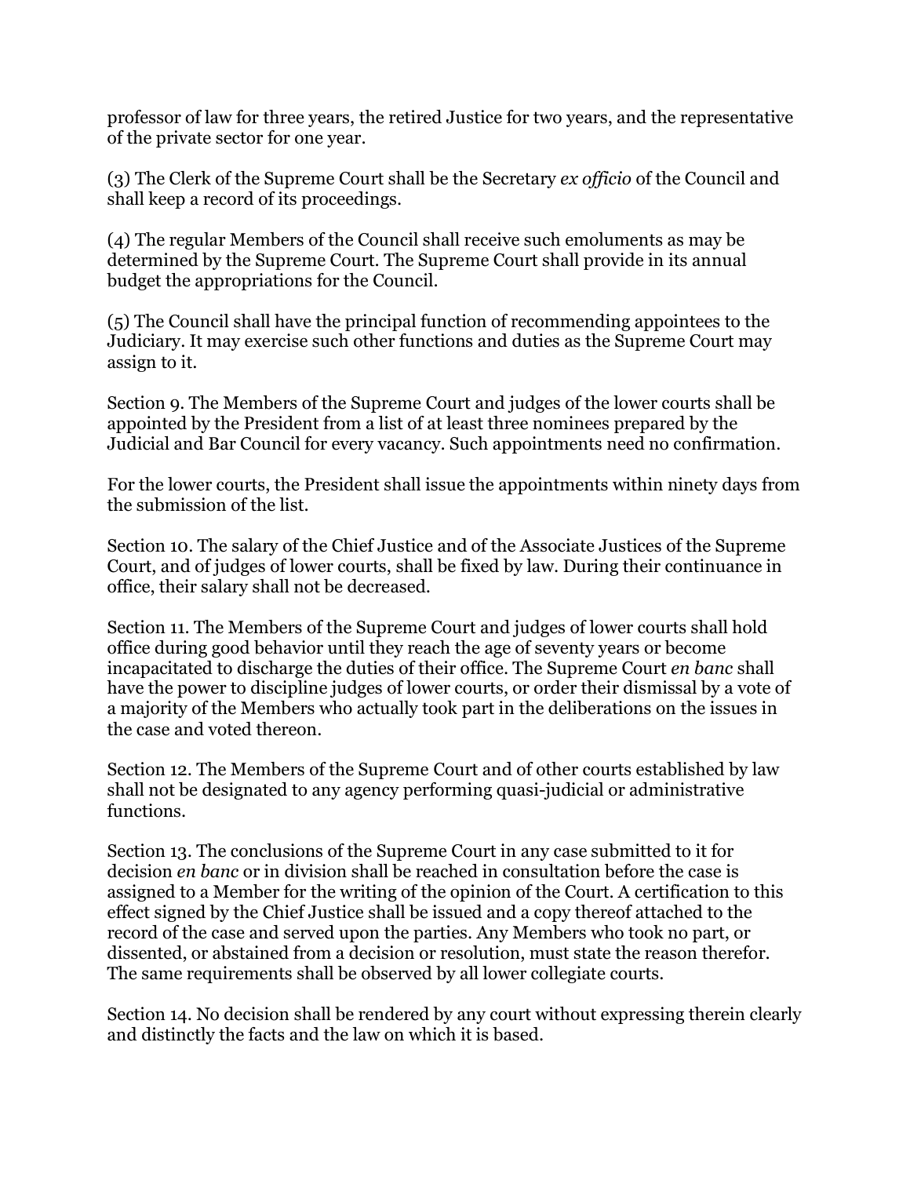professor of law for three years, the retired Justice for two years, and the representative of the private sector for one year.

(3) The Clerk of the Supreme Court shall be the Secretary *ex officio* of the Council and shall keep a record of its proceedings.

(4) The regular Members of the Council shall receive such emoluments as may be determined by the Supreme Court. The Supreme Court shall provide in its annual budget the appropriations for the Council.

(5) The Council shall have the principal function of recommending appointees to the Judiciary. It may exercise such other functions and duties as the Supreme Court may assign to it.

Section 9. The Members of the Supreme Court and judges of the lower courts shall be appointed by the President from a list of at least three nominees prepared by the Judicial and Bar Council for every vacancy. Such appointments need no confirmation.

For the lower courts, the President shall issue the appointments within ninety days from the submission of the list.

Section 10. The salary of the Chief Justice and of the Associate Justices of the Supreme Court, and of judges of lower courts, shall be fixed by law. During their continuance in office, their salary shall not be decreased.

Section 11. The Members of the Supreme Court and judges of lower courts shall hold office during good behavior until they reach the age of seventy years or become incapacitated to discharge the duties of their office. The Supreme Court *en banc* shall have the power to discipline judges of lower courts, or order their dismissal by a vote of a majority of the Members who actually took part in the deliberations on the issues in the case and voted thereon.

Section 12. The Members of the Supreme Court and of other courts established by law shall not be designated to any agency performing quasi-judicial or administrative functions.

Section 13. The conclusions of the Supreme Court in any case submitted to it for decision *en banc* or in division shall be reached in consultation before the case is assigned to a Member for the writing of the opinion of the Court. A certification to this effect signed by the Chief Justice shall be issued and a copy thereof attached to the record of the case and served upon the parties. Any Members who took no part, or dissented, or abstained from a decision or resolution, must state the reason therefor. The same requirements shall be observed by all lower collegiate courts.

Section 14. No decision shall be rendered by any court without expressing therein clearly and distinctly the facts and the law on which it is based.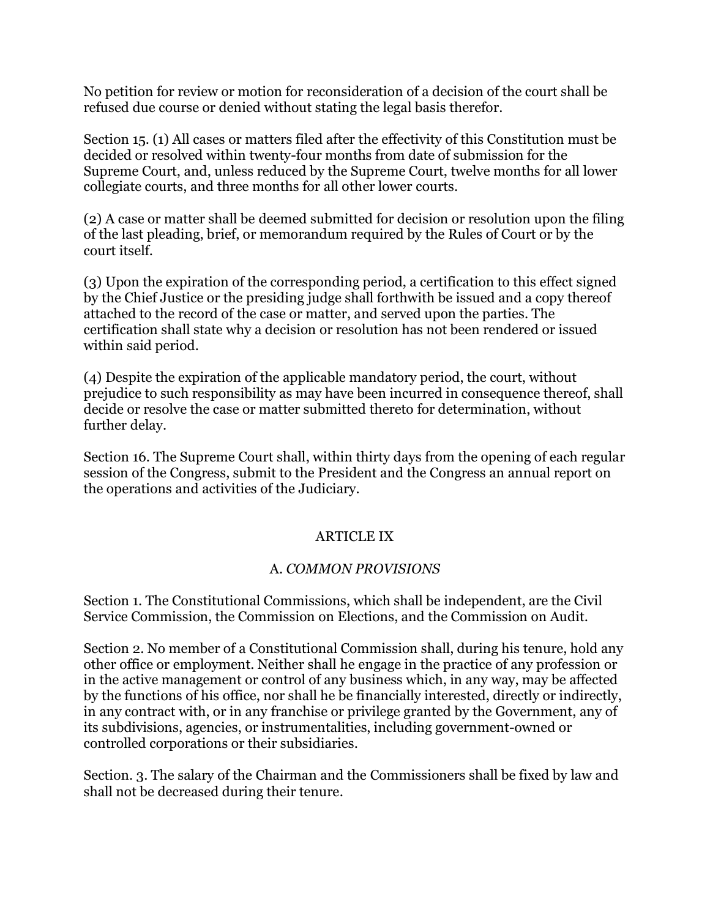No petition for review or motion for reconsideration of a decision of the court shall be refused due course or denied without stating the legal basis therefor.

Section 15. (1) All cases or matters filed after the effectivity of this Constitution must be decided or resolved within twenty-four months from date of submission for the Supreme Court, and, unless reduced by the Supreme Court, twelve months for all lower collegiate courts, and three months for all other lower courts.

(2) A case or matter shall be deemed submitted for decision or resolution upon the filing of the last pleading, brief, or memorandum required by the Rules of Court or by the court itself.

(3) Upon the expiration of the corresponding period, a certification to this effect signed by the Chief Justice or the presiding judge shall forthwith be issued and a copy thereof attached to the record of the case or matter, and served upon the parties. The certification shall state why a decision or resolution has not been rendered or issued within said period.

(4) Despite the expiration of the applicable mandatory period, the court, without prejudice to such responsibility as may have been incurred in consequence thereof, shall decide or resolve the case or matter submitted thereto for determination, without further delay.

Section 16. The Supreme Court shall, within thirty days from the opening of each regular session of the Congress, submit to the President and the Congress an annual report on the operations and activities of the Judiciary.

## ARTICLE IX

### A. *COMMON PROVISIONS*

Section 1. The Constitutional Commissions, which shall be independent, are the Civil Service Commission, the Commission on Elections, and the Commission on Audit.

Section 2. No member of a Constitutional Commission shall, during his tenure, hold any other office or employment. Neither shall he engage in the practice of any profession or in the active management or control of any business which, in any way, may be affected by the functions of his office, nor shall he be financially interested, directly or indirectly, in any contract with, or in any franchise or privilege granted by the Government, any of its subdivisions, agencies, or instrumentalities, including government-owned or controlled corporations or their subsidiaries.

Section. 3. The salary of the Chairman and the Commissioners shall be fixed by law and shall not be decreased during their tenure.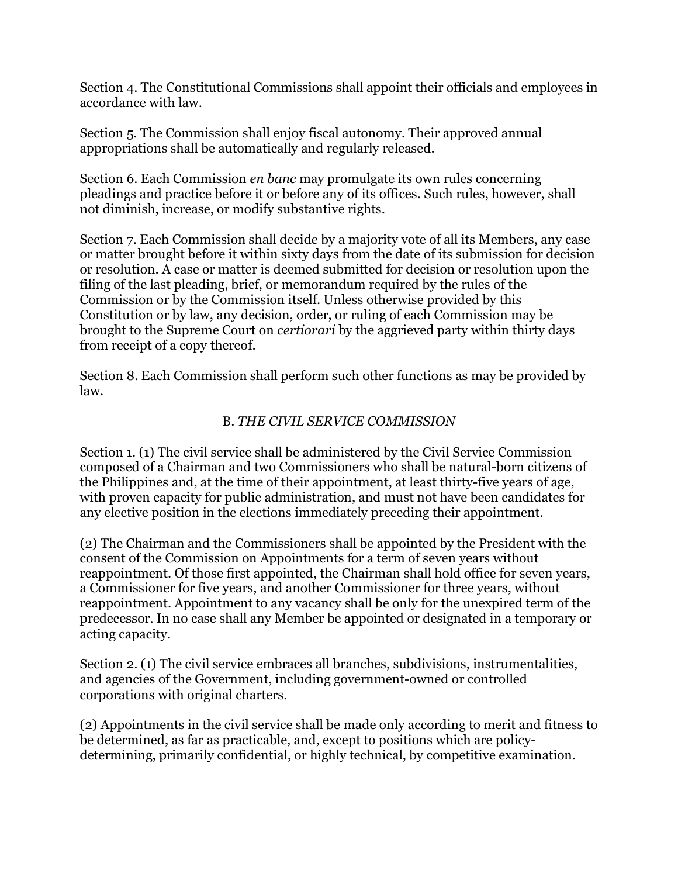Section 4. The Constitutional Commissions shall appoint their officials and employees in accordance with law.

Section 5. The Commission shall enjoy fiscal autonomy. Their approved annual appropriations shall be automatically and regularly released.

Section 6. Each Commission *en banc* may promulgate its own rules concerning pleadings and practice before it or before any of its offices. Such rules, however, shall not diminish, increase, or modify substantive rights.

Section 7. Each Commission shall decide by a majority vote of all its Members, any case or matter brought before it within sixty days from the date of its submission for decision or resolution. A case or matter is deemed submitted for decision or resolution upon the filing of the last pleading, brief, or memorandum required by the rules of the Commission or by the Commission itself. Unless otherwise provided by this Constitution or by law, any decision, order, or ruling of each Commission may be brought to the Supreme Court on *certiorari* by the aggrieved party within thirty days from receipt of a copy thereof.

Section 8. Each Commission shall perform such other functions as may be provided by law.

## B. *THE CIVIL SERVICE COMMISSION*

Section 1. (1) The civil service shall be administered by the Civil Service Commission composed of a Chairman and two Commissioners who shall be natural-born citizens of the Philippines and, at the time of their appointment, at least thirty-five years of age, with proven capacity for public administration, and must not have been candidates for any elective position in the elections immediately preceding their appointment.

(2) The Chairman and the Commissioners shall be appointed by the President with the consent of the Commission on Appointments for a term of seven years without reappointment. Of those first appointed, the Chairman shall hold office for seven years, a Commissioner for five years, and another Commissioner for three years, without reappointment. Appointment to any vacancy shall be only for the unexpired term of the predecessor. In no case shall any Member be appointed or designated in a temporary or acting capacity.

Section 2. (1) The civil service embraces all branches, subdivisions, instrumentalities, and agencies of the Government, including government-owned or controlled corporations with original charters.

(2) Appointments in the civil service shall be made only according to merit and fitness to be determined, as far as practicable, and, except to positions which are policy-determining, primarily confidential, or highly technical, by competitive examination.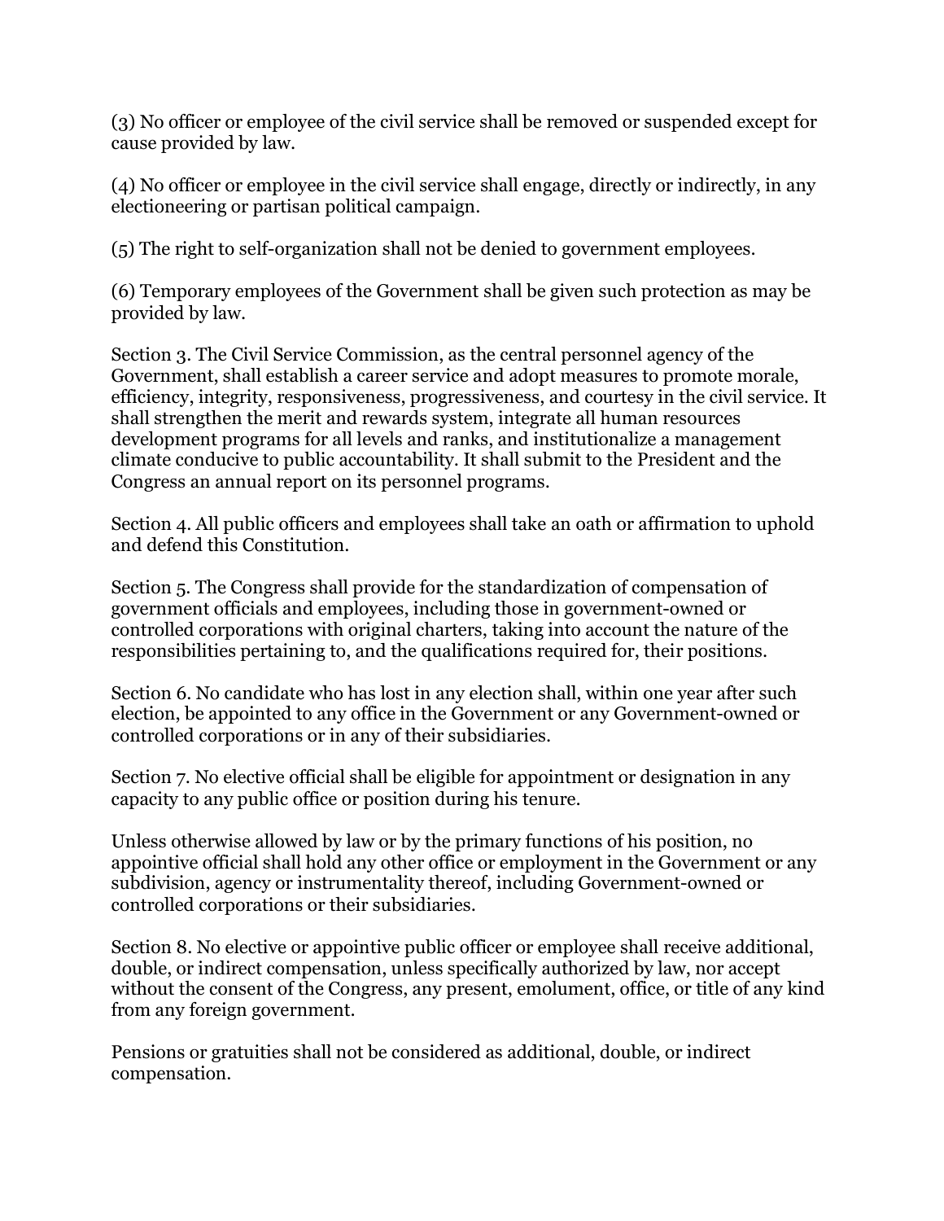(3) No officer or employee of the civil service shall be removed or suspended except for cause provided by law.

(4) No officer or employee in the civil service shall engage, directly or indirectly, in any electioneering or partisan political campaign.

(5) The right to self-organization shall not be denied to government employees.

(6) Temporary employees of the Government shall be given such protection as may be provided by law.

Section 3. The Civil Service Commission, as the central personnel agency of the Government, shall establish a career service and adopt measures to promote morale, efficiency, integrity, responsiveness, progressiveness, and courtesy in the civil service. It shall strengthen the merit and rewards system, integrate all human resources development programs for all levels and ranks, and institutionalize a management climate conducive to public accountability. It shall submit to the President and the Congress an annual report on its personnel programs.

Section 4. All public officers and employees shall take an oath or affirmation to uphold and defend this Constitution.

Section 5. The Congress shall provide for the standardization of compensation of government officials and employees, including those in government-owned or controlled corporations with original charters, taking into account the nature of the responsibilities pertaining to, and the qualifications required for, their positions.

Section 6. No candidate who has lost in any election shall, within one year after such election, be appointed to any office in the Government or any Government-owned or controlled corporations or in any of their subsidiaries.

Section 7. No elective official shall be eligible for appointment or designation in any capacity to any public office or position during his tenure.

Unless otherwise allowed by law or by the primary functions of his position, no appointive official shall hold any other office or employment in the Government or any subdivision, agency or instrumentality thereof, including Government-owned or controlled corporations or their subsidiaries.

Section 8. No elective or appointive public officer or employee shall receive additional, double, or indirect compensation, unless specifically authorized by law, nor accept without the consent of the Congress, any present, emolument, office, or title of any kind from any foreign government.

Pensions or gratuities shall not be considered as additional, double, or indirect compensation.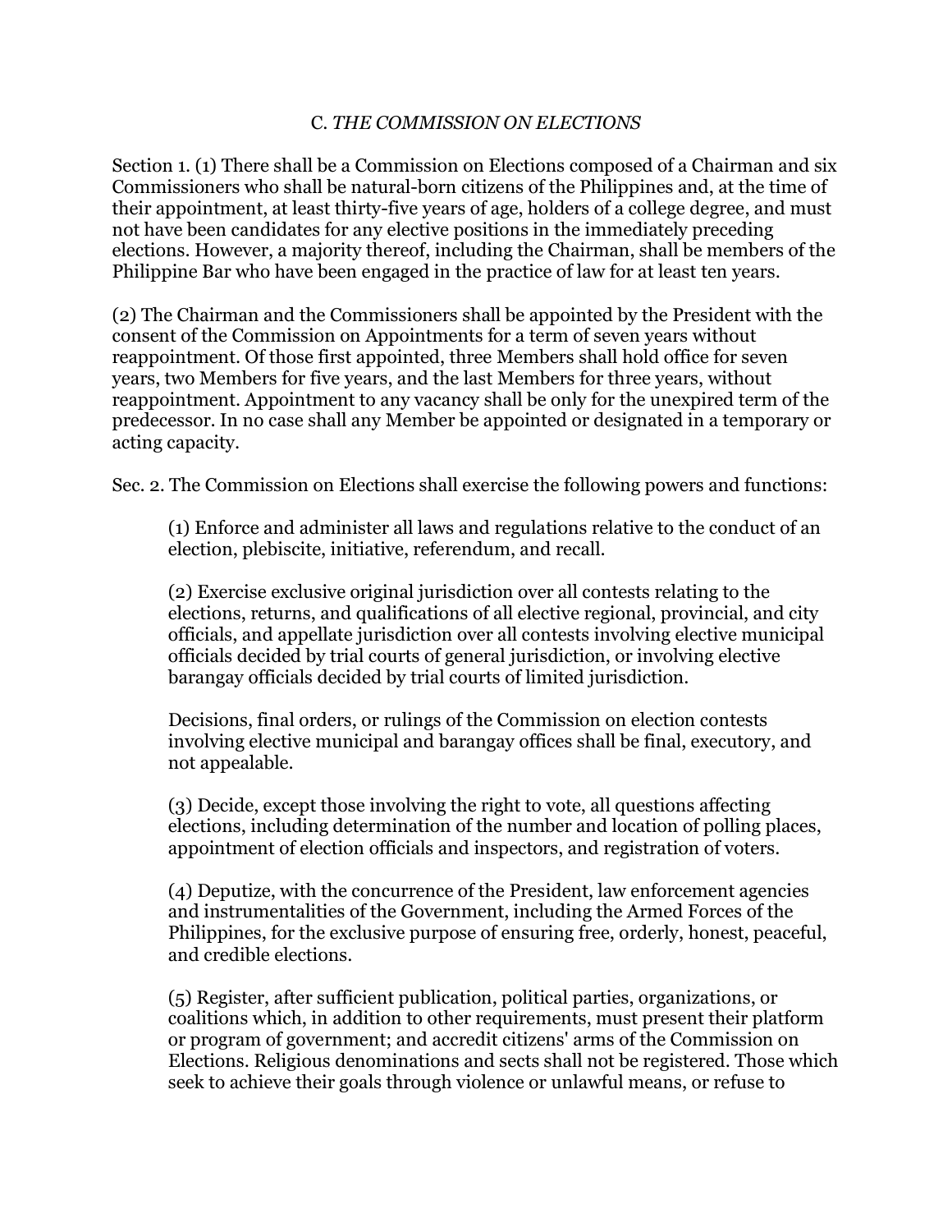## C. *THE COMMISSION ON ELECTIONS*

Section 1. (1) There shall be a Commission on Elections composed of a Chairman and six Commissioners who shall be natural-born citizens of the Philippines and, at the time of their appointment, at least thirty-five years of age, holders of a college degree, and must not have been candidates for any elective positions in the immediately preceding elections. However, a majority thereof, including the Chairman, shall be members of the Philippine Bar who have been engaged in the practice of law for at least ten years.

(2) The Chairman and the Commissioners shall be appointed by the President with the consent of the Commission on Appointments for a term of seven years without reappointment. Of those first appointed, three Members shall hold office for seven years, two Members for five years, and the last Members for three years, without reappointment. Appointment to any vacancy shall be only for the unexpired term of the predecessor. In no case shall any Member be appointed or designated in a temporary or acting capacity.

Sec. 2. The Commission on Elections shall exercise the following powers and functions:

> (1) Enforce and administer all laws and regulations relative to the conduct of an election, plebiscite, initiative, referendum, and recall.
>
> (2) Exercise exclusive original jurisdiction over all contests relating to the elections, returns, and qualifications of all elective regional, provincial, and city officials, and appellate jurisdiction over all contests involving elective municipal officials decided by trial courts of general jurisdiction, or involving elective barangay officials decided by trial courts of limited jurisdiction.
>
> Decisions, final orders, or rulings of the Commission on election contests involving elective municipal and barangay offices shall be final, executory, and not appealable.
>
> (3) Decide, except those involving the right to vote, all questions affecting elections, including determination of the number and location of polling places, appointment of election officials and inspectors, and registration of voters.
>
> (4) Deputize, with the concurrence of the President, law enforcement agencies and instrumentalities of the Government, including the Armed Forces of the Philippines, for the exclusive purpose of ensuring free, orderly, honest, peaceful, and credible elections.
>
> (5) Register, after sufficient publication, political parties, organizations, or coalitions which, in addition to other requirements, must present their platform or program of government; and accredit citizens' arms of the Commission on Elections. Religious denominations and sects shall not be registered. Those which seek to achieve their goals through violence or unlawful means, or refuse to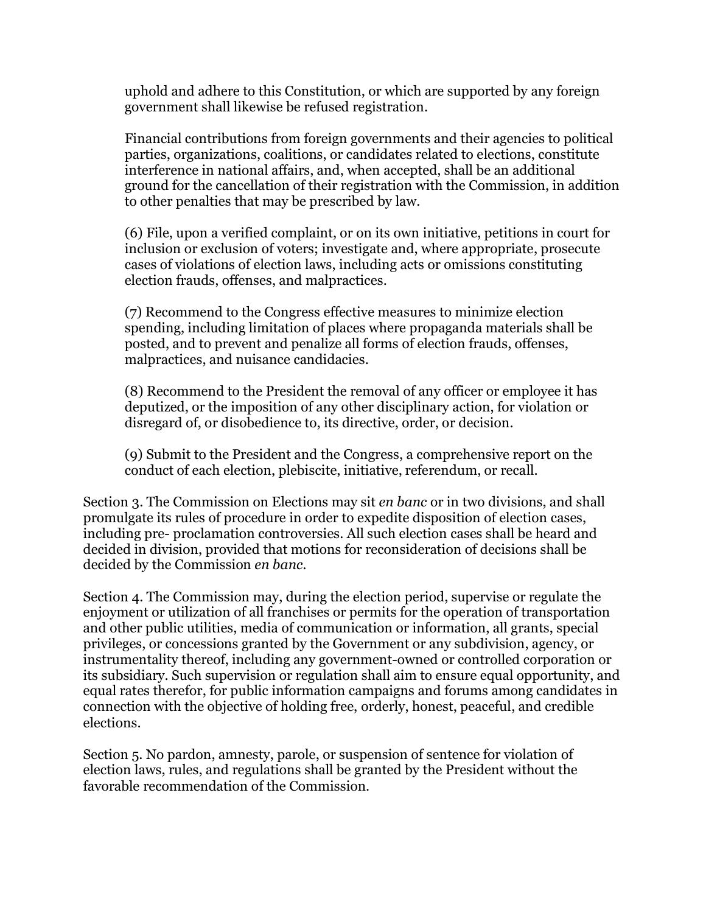uphold and adhere to this Constitution, or which are supported by any foreign government shall likewise be refused registration.

Financial contributions from foreign governments and their agencies to political parties, organizations, coalitions, or candidates related to elections, constitute interference in national affairs, and, when accepted, shall be an additional ground for the cancellation of their registration with the Commission, in addition to other penalties that may be prescribed by law.

(6) File, upon a verified complaint, or on its own initiative, petitions in court for inclusion or exclusion of voters; investigate and, where appropriate, prosecute cases of violations of election laws, including acts or omissions constituting election frauds, offenses, and malpractices.

(7) Recommend to the Congress effective measures to minimize election spending, including limitation of places where propaganda materials shall be posted, and to prevent and penalize all forms of election frauds, offenses, malpractices, and nuisance candidacies.

(8) Recommend to the President the removal of any officer or employee it has deputized, or the imposition of any other disciplinary action, for violation or disregard of, or disobedience to, its directive, order, or decision.

(9) Submit to the President and the Congress, a comprehensive report on the conduct of each election, plebiscite, initiative, referendum, or recall.

Section 3. The Commission on Elections may sit *en banc* or in two divisions, and shall promulgate its rules of procedure in order to expedite disposition of election cases, including pre- proclamation controversies. All such election cases shall be heard and decided in division, provided that motions for reconsideration of decisions shall be decided by the Commission *en banc*.

Section 4. The Commission may, during the election period, supervise or regulate the enjoyment or utilization of all franchises or permits for the operation of transportation and other public utilities, media of communication or information, all grants, special privileges, or concessions granted by the Government or any subdivision, agency, or instrumentality thereof, including any government-owned or controlled corporation or its subsidiary. Such supervision or regulation shall aim to ensure equal opportunity, and equal rates therefor, for public information campaigns and forums among candidates in connection with the objective of holding free, orderly, honest, peaceful, and credible elections.

Section 5. No pardon, amnesty, parole, or suspension of sentence for violation of election laws, rules, and regulations shall be granted by the President without the favorable recommendation of the Commission.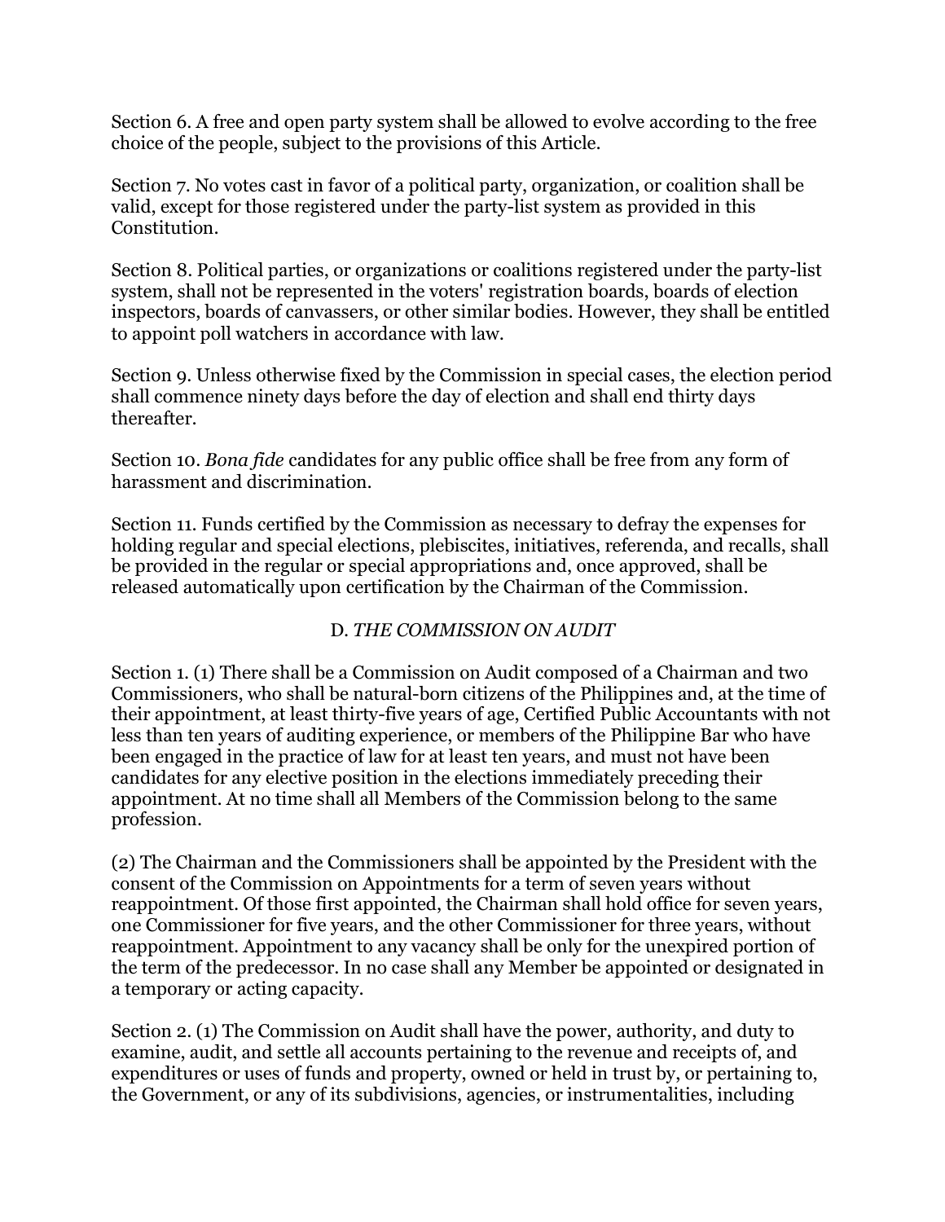Section 6. A free and open party system shall be allowed to evolve according to the free choice of the people, subject to the provisions of this Article.

Section 7. No votes cast in favor of a political party, organization, or coalition shall be valid, except for those registered under the party-list system as provided in this Constitution.

Section 8. Political parties, or organizations or coalitions registered under the party-list system, shall not be represented in the voters' registration boards, boards of election inspectors, boards of canvassers, or other similar bodies. However, they shall be entitled to appoint poll watchers in accordance with law.

Section 9. Unless otherwise fixed by the Commission in special cases, the election period shall commence ninety days before the day of election and shall end thirty days thereafter.

Section 10. *Bona fide* candidates for any public office shall be free from any form of harassment and discrimination.

Section 11. Funds certified by the Commission as necessary to defray the expenses for holding regular and special elections, plebiscites, initiatives, referenda, and recalls, shall be provided in the regular or special appropriations and, once approved, shall be released automatically upon certification by the Chairman of the Commission.

### D. *THE COMMISSION ON AUDIT*

Section 1. (1) There shall be a Commission on Audit composed of a Chairman and two Commissioners, who shall be natural-born citizens of the Philippines and, at the time of their appointment, at least thirty-five years of age, Certified Public Accountants with not less than ten years of auditing experience, or members of the Philippine Bar who have been engaged in the practice of law for at least ten years, and must not have been candidates for any elective position in the elections immediately preceding their appointment. At no time shall all Members of the Commission belong to the same profession.

(2) The Chairman and the Commissioners shall be appointed by the President with the consent of the Commission on Appointments for a term of seven years without reappointment. Of those first appointed, the Chairman shall hold office for seven years, one Commissioner for five years, and the other Commissioner for three years, without reappointment. Appointment to any vacancy shall be only for the unexpired portion of the term of the predecessor. In no case shall any Member be appointed or designated in a temporary or acting capacity.

Section 2. (1) The Commission on Audit shall have the power, authority, and duty to examine, audit, and settle all accounts pertaining to the revenue and receipts of, and expenditures or uses of funds and property, owned or held in trust by, or pertaining to, the Government, or any of its subdivisions, agencies, or instrumentalities, including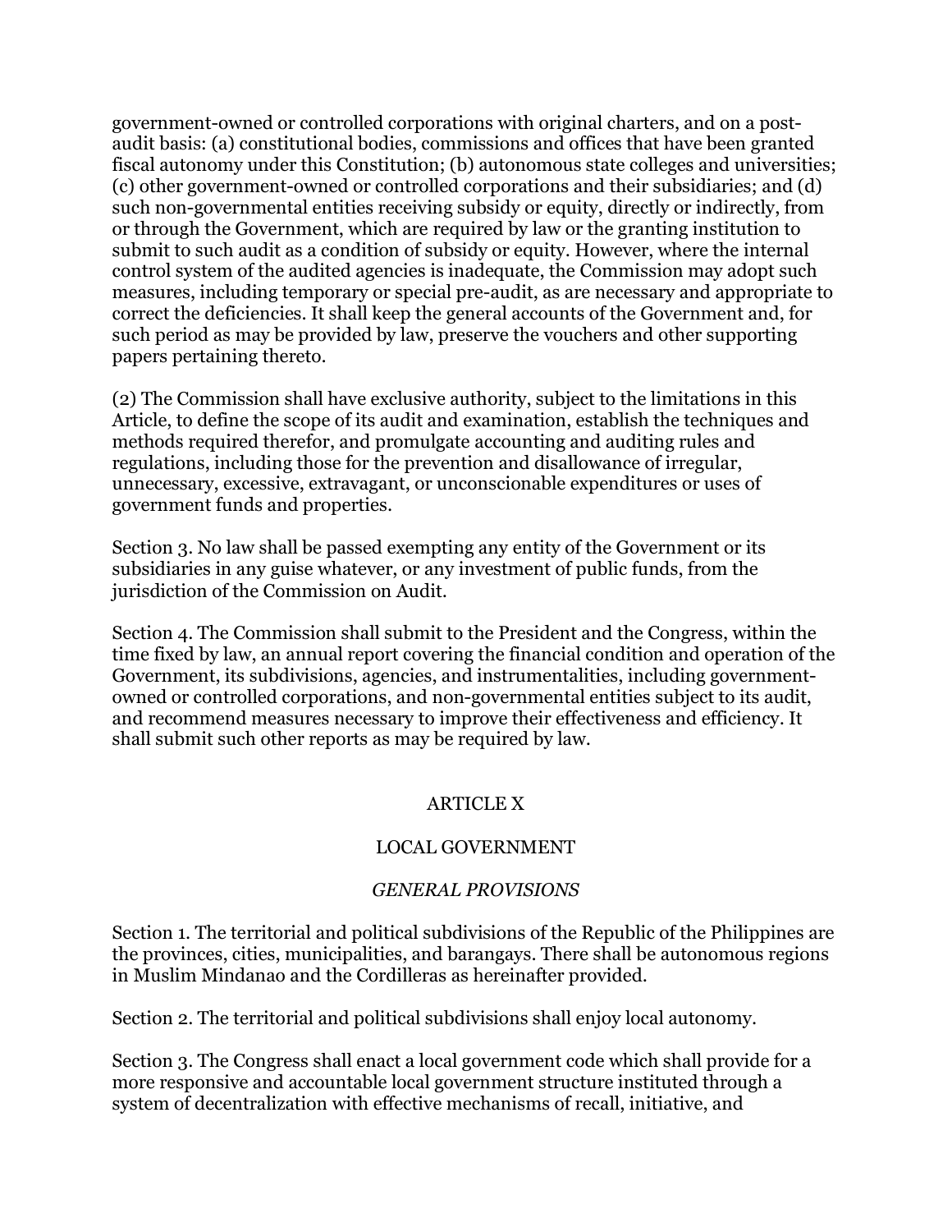government-owned or controlled corporations with original charters, and on a post-audit basis: (a) constitutional bodies, commissions and offices that have been granted fiscal autonomy under this Constitution; (b) autonomous state colleges and universities; (c) other government-owned or controlled corporations and their subsidiaries; and (d) such non-governmental entities receiving subsidy or equity, directly or indirectly, from or through the Government, which are required by law or the granting institution to submit to such audit as a condition of subsidy or equity. However, where the internal control system of the audited agencies is inadequate, the Commission may adopt such measures, including temporary or special pre-audit, as are necessary and appropriate to correct the deficiencies. It shall keep the general accounts of the Government and, for such period as may be provided by law, preserve the vouchers and other supporting papers pertaining thereto.

(2) The Commission shall have exclusive authority, subject to the limitations in this Article, to define the scope of its audit and examination, establish the techniques and methods required therefor, and promulgate accounting and auditing rules and regulations, including those for the prevention and disallowance of irregular, unnecessary, excessive, extravagant, or unconscionable expenditures or uses of government funds and properties.

Section 3. No law shall be passed exempting any entity of the Government or its subsidiaries in any guise whatever, or any investment of public funds, from the jurisdiction of the Commission on Audit.

Section 4. The Commission shall submit to the President and the Congress, within the time fixed by law, an annual report covering the financial condition and operation of the Government, its subdivisions, agencies, and instrumentalities, including government-owned or controlled corporations, and non-governmental entities subject to its audit, and recommend measures necessary to improve their effectiveness and efficiency. It shall submit such other reports as may be required by law.

## ARTICLE X

## LOCAL GOVERNMENT

### *GENERAL PROVISIONS*

Section 1. The territorial and political subdivisions of the Republic of the Philippines are the provinces, cities, municipalities, and barangays. There shall be autonomous regions in Muslim Mindanao and the Cordilleras as hereinafter provided.

Section 2. The territorial and political subdivisions shall enjoy local autonomy.

Section 3. The Congress shall enact a local government code which shall provide for a more responsive and accountable local government structure instituted through a system of decentralization with effective mechanisms of recall, initiative, and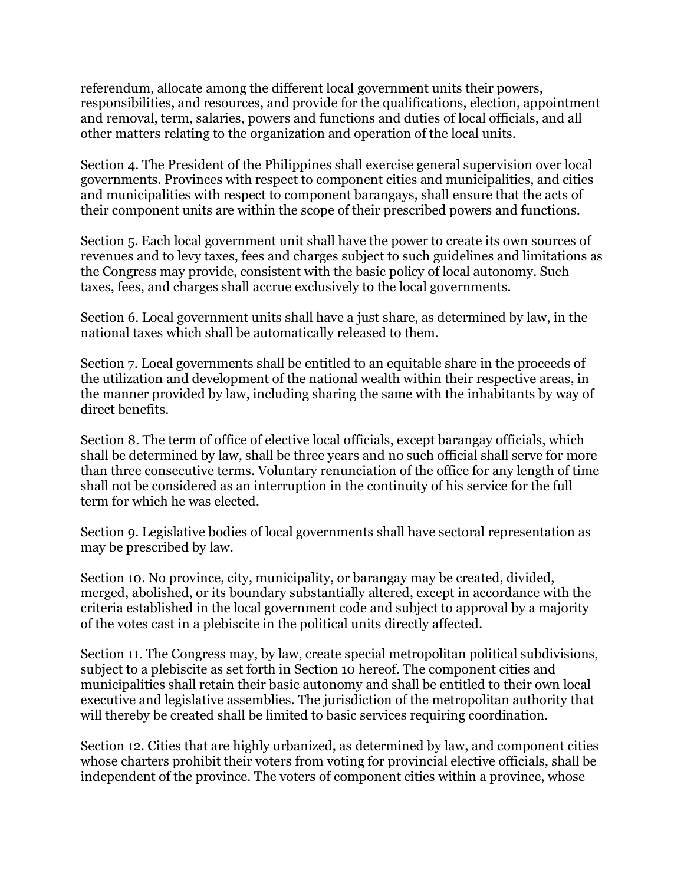referendum, allocate among the different local government units their powers, responsibilities, and resources, and provide for the qualifications, election, appointment and removal, term, salaries, powers and functions and duties of local officials, and all other matters relating to the organization and operation of the local units.

Section 4. The President of the Philippines shall exercise general supervision over local governments. Provinces with respect to component cities and municipalities, and cities and municipalities with respect to component barangays, shall ensure that the acts of their component units are within the scope of their prescribed powers and functions.

Section 5. Each local government unit shall have the power to create its own sources of revenues and to levy taxes, fees and charges subject to such guidelines and limitations as the Congress may provide, consistent with the basic policy of local autonomy. Such taxes, fees, and charges shall accrue exclusively to the local governments.

Section 6. Local government units shall have a just share, as determined by law, in the national taxes which shall be automatically released to them.

Section 7. Local governments shall be entitled to an equitable share in the proceeds of the utilization and development of the national wealth within their respective areas, in the manner provided by law, including sharing the same with the inhabitants by way of direct benefits.

Section 8. The term of office of elective local officials, except barangay officials, which shall be determined by law, shall be three years and no such official shall serve for more than three consecutive terms. Voluntary renunciation of the office for any length of time shall not be considered as an interruption in the continuity of his service for the full term for which he was elected.

Section 9. Legislative bodies of local governments shall have sectoral representation as may be prescribed by law.

Section 10. No province, city, municipality, or barangay may be created, divided, merged, abolished, or its boundary substantially altered, except in accordance with the criteria established in the local government code and subject to approval by a majority of the votes cast in a plebiscite in the political units directly affected.

Section 11. The Congress may, by law, create special metropolitan political subdivisions, subject to a plebiscite as set forth in Section 10 hereof. The component cities and municipalities shall retain their basic autonomy and shall be entitled to their own local executive and legislative assemblies. The jurisdiction of the metropolitan authority that will thereby be created shall be limited to basic services requiring coordination.

Section 12. Cities that are highly urbanized, as determined by law, and component cities whose charters prohibit their voters from voting for provincial elective officials, shall be independent of the province. The voters of component cities within a province, whose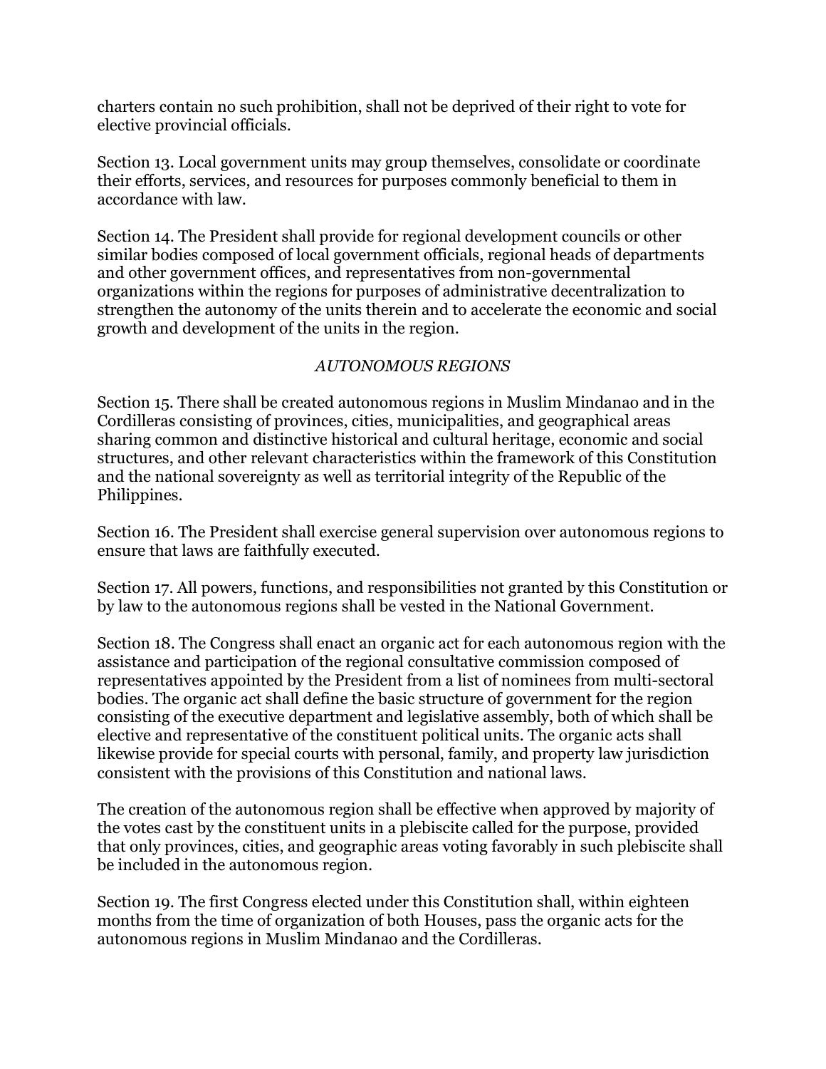charters contain no such prohibition, shall not be deprived of their right to vote for elective provincial officials.

Section 13. Local government units may group themselves, consolidate or coordinate their efforts, services, and resources for purposes commonly beneficial to them in accordance with law.

Section 14. The President shall provide for regional development councils or other similar bodies composed of local government officials, regional heads of departments and other government offices, and representatives from non-governmental organizations within the regions for purposes of administrative decentralization to strengthen the autonomy of the units therein and to accelerate the economic and social growth and development of the units in the region.

*AUTONOMOUS REGIONS*

Section 15. There shall be created autonomous regions in Muslim Mindanao and in the Cordilleras consisting of provinces, cities, municipalities, and geographical areas sharing common and distinctive historical and cultural heritage, economic and social structures, and other relevant characteristics within the framework of this Constitution and the national sovereignty as well as territorial integrity of the Republic of the Philippines.

Section 16. The President shall exercise general supervision over autonomous regions to ensure that laws are faithfully executed.

Section 17. All powers, functions, and responsibilities not granted by this Constitution or by law to the autonomous regions shall be vested in the National Government.

Section 18. The Congress shall enact an organic act for each autonomous region with the assistance and participation of the regional consultative commission composed of representatives appointed by the President from a list of nominees from multi-sectoral bodies. The organic act shall define the basic structure of government for the region consisting of the executive department and legislative assembly, both of which shall be elective and representative of the constituent political units. The organic acts shall likewise provide for special courts with personal, family, and property law jurisdiction consistent with the provisions of this Constitution and national laws.

The creation of the autonomous region shall be effective when approved by majority of the votes cast by the constituent units in a plebiscite called for the purpose, provided that only provinces, cities, and geographic areas voting favorably in such plebiscite shall be included in the autonomous region.

Section 19. The first Congress elected under this Constitution shall, within eighteen months from the time of organization of both Houses, pass the organic acts for the autonomous regions in Muslim Mindanao and the Cordilleras.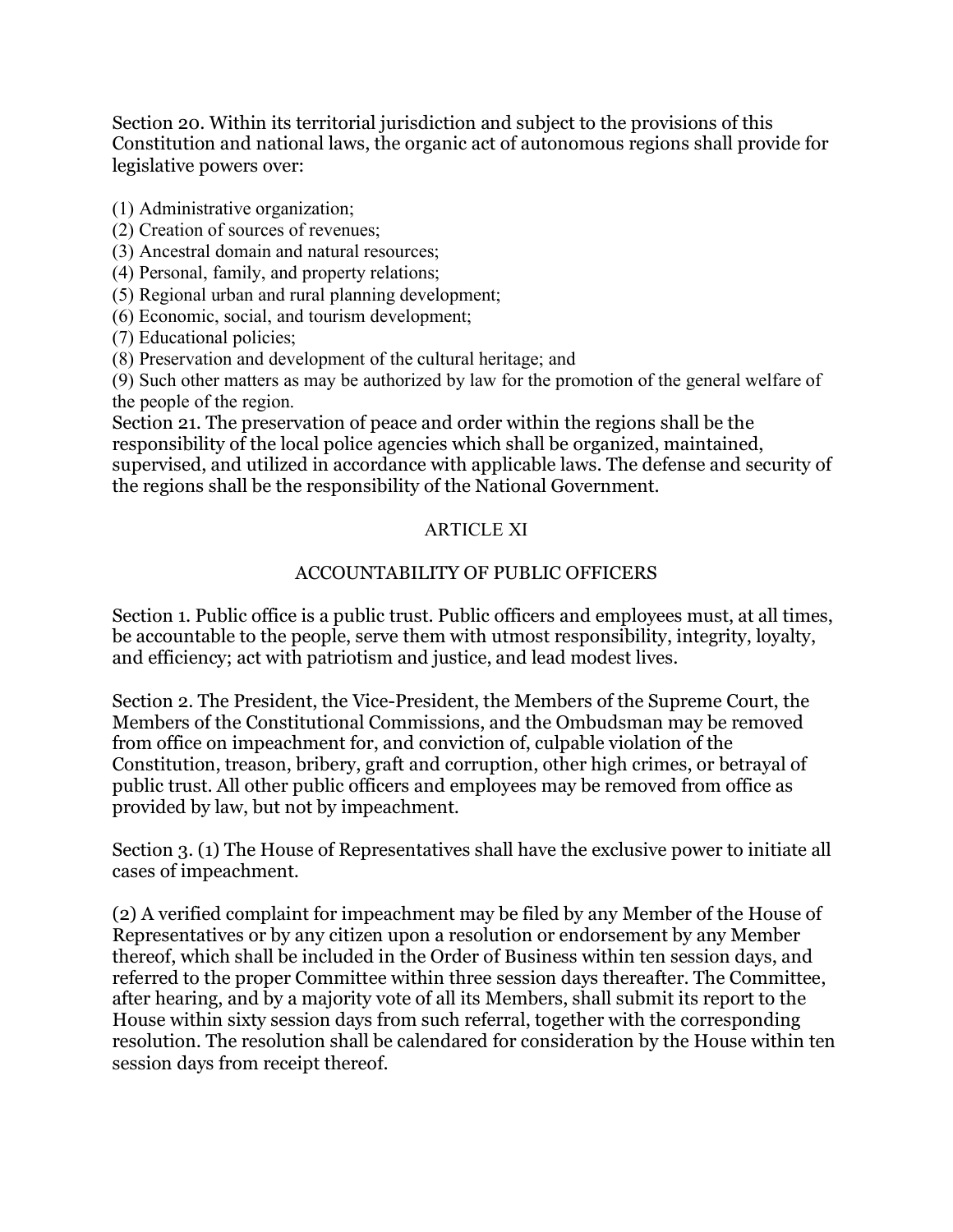Section 20. Within its territorial jurisdiction and subject to the provisions of this Constitution and national laws, the organic act of autonomous regions shall provide for legislative powers over:

(1) Administrative organization;
(2) Creation of sources of revenues;
(3) Ancestral domain and natural resources;
(4) Personal, family, and property relations;
(5) Regional urban and rural planning development;
(6) Economic, social, and tourism development;
(7) Educational policies;
(8) Preservation and development of the cultural heritage; and
(9) Such other matters as may be authorized by law for the promotion of the general welfare of the people of the region.

Section 21. The preservation of peace and order within the regions shall be the responsibility of the local police agencies which shall be organized, maintained, supervised, and utilized in accordance with applicable laws. The defense and security of the regions shall be the responsibility of the National Government.

## ARTICLE XI

## ACCOUNTABILITY OF PUBLIC OFFICERS

Section 1. Public office is a public trust. Public officers and employees must, at all times, be accountable to the people, serve them with utmost responsibility, integrity, loyalty, and efficiency; act with patriotism and justice, and lead modest lives.

Section 2. The President, the Vice-President, the Members of the Supreme Court, the Members of the Constitutional Commissions, and the Ombudsman may be removed from office on impeachment for, and conviction of, culpable violation of the Constitution, treason, bribery, graft and corruption, other high crimes, or betrayal of public trust. All other public officers and employees may be removed from office as provided by law, but not by impeachment.

Section 3. (1) The House of Representatives shall have the exclusive power to initiate all cases of impeachment.

(2) A verified complaint for impeachment may be filed by any Member of the House of Representatives or by any citizen upon a resolution or endorsement by any Member thereof, which shall be included in the Order of Business within ten session days, and referred to the proper Committee within three session days thereafter. The Committee, after hearing, and by a majority vote of all its Members, shall submit its report to the House within sixty session days from such referral, together with the corresponding resolution. The resolution shall be calendared for consideration by the House within ten session days from receipt thereof.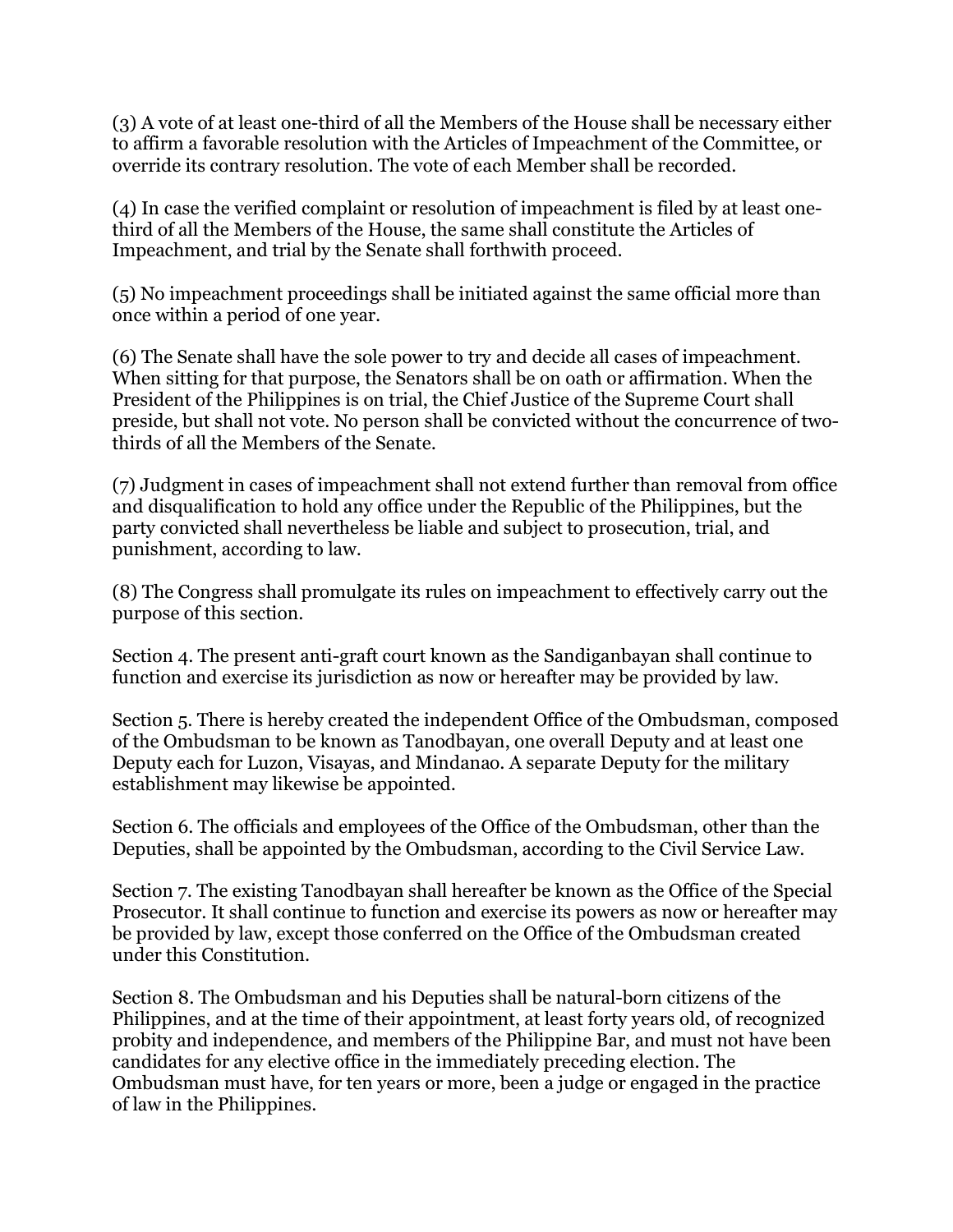(3) A vote of at least one-third of all the Members of the House shall be necessary either to affirm a favorable resolution with the Articles of Impeachment of the Committee, or override its contrary resolution. The vote of each Member shall be recorded.

(4) In case the verified complaint or resolution of impeachment is filed by at least one-third of all the Members of the House, the same shall constitute the Articles of Impeachment, and trial by the Senate shall forthwith proceed.

(5) No impeachment proceedings shall be initiated against the same official more than once within a period of one year.

(6) The Senate shall have the sole power to try and decide all cases of impeachment. When sitting for that purpose, the Senators shall be on oath or affirmation. When the President of the Philippines is on trial, the Chief Justice of the Supreme Court shall preside, but shall not vote. No person shall be convicted without the concurrence of two-thirds of all the Members of the Senate.

(7) Judgment in cases of impeachment shall not extend further than removal from office and disqualification to hold any office under the Republic of the Philippines, but the party convicted shall nevertheless be liable and subject to prosecution, trial, and punishment, according to law.

(8) The Congress shall promulgate its rules on impeachment to effectively carry out the purpose of this section.

Section 4. The present anti-graft court known as the Sandiganbayan shall continue to function and exercise its jurisdiction as now or hereafter may be provided by law.

Section 5. There is hereby created the independent Office of the Ombudsman, composed of the Ombudsman to be known as Tanodbayan, one overall Deputy and at least one Deputy each for Luzon, Visayas, and Mindanao. A separate Deputy for the military establishment may likewise be appointed.

Section 6. The officials and employees of the Office of the Ombudsman, other than the Deputies, shall be appointed by the Ombudsman, according to the Civil Service Law.

Section 7. The existing Tanodbayan shall hereafter be known as the Office of the Special Prosecutor. It shall continue to function and exercise its powers as now or hereafter may be provided by law, except those conferred on the Office of the Ombudsman created under this Constitution.

Section 8. The Ombudsman and his Deputies shall be natural-born citizens of the Philippines, and at the time of their appointment, at least forty years old, of recognized probity and independence, and members of the Philippine Bar, and must not have been candidates for any elective office in the immediately preceding election. The Ombudsman must have, for ten years or more, been a judge or engaged in the practice of law in the Philippines.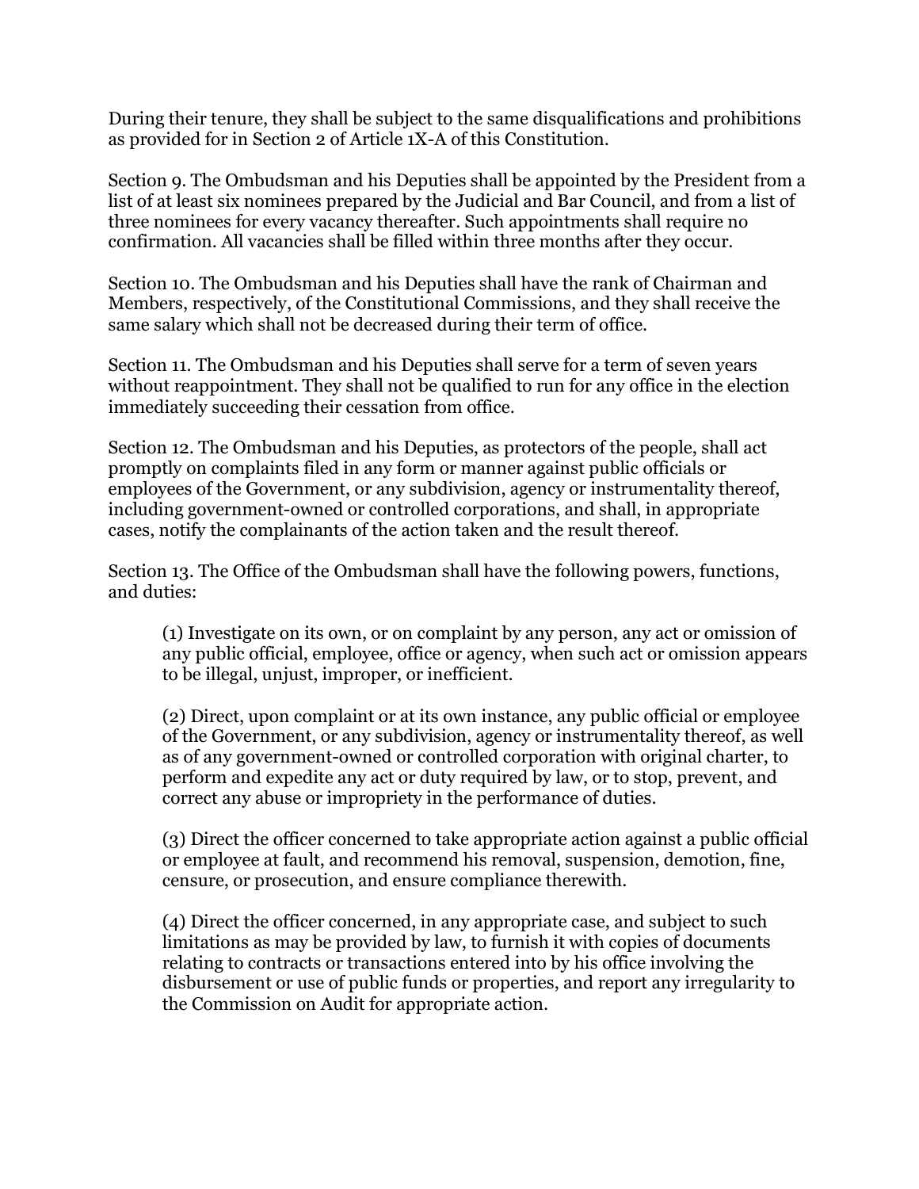During their tenure, they shall be subject to the same disqualifications and prohibitions as provided for in Section 2 of Article 1X-A of this Constitution.

Section 9. The Ombudsman and his Deputies shall be appointed by the President from a list of at least six nominees prepared by the Judicial and Bar Council, and from a list of three nominees for every vacancy thereafter. Such appointments shall require no confirmation. All vacancies shall be filled within three months after they occur.

Section 10. The Ombudsman and his Deputies shall have the rank of Chairman and Members, respectively, of the Constitutional Commissions, and they shall receive the same salary which shall not be decreased during their term of office.

Section 11. The Ombudsman and his Deputies shall serve for a term of seven years without reappointment. They shall not be qualified to run for any office in the election immediately succeeding their cessation from office.

Section 12. The Ombudsman and his Deputies, as protectors of the people, shall act promptly on complaints filed in any form or manner against public officials or employees of the Government, or any subdivision, agency or instrumentality thereof, including government-owned or controlled corporations, and shall, in appropriate cases, notify the complainants of the action taken and the result thereof.

Section 13. The Office of the Ombudsman shall have the following powers, functions, and duties:

> (1) Investigate on its own, or on complaint by any person, any act or omission of any public official, employee, office or agency, when such act or omission appears to be illegal, unjust, improper, or inefficient.
>
> (2) Direct, upon complaint or at its own instance, any public official or employee of the Government, or any subdivision, agency or instrumentality thereof, as well as of any government-owned or controlled corporation with original charter, to perform and expedite any act or duty required by law, or to stop, prevent, and correct any abuse or impropriety in the performance of duties.
>
> (3) Direct the officer concerned to take appropriate action against a public official or employee at fault, and recommend his removal, suspension, demotion, fine, censure, or prosecution, and ensure compliance therewith.
>
> (4) Direct the officer concerned, in any appropriate case, and subject to such limitations as may be provided by law, to furnish it with copies of documents relating to contracts or transactions entered into by his office involving the disbursement or use of public funds or properties, and report any irregularity to the Commission on Audit for appropriate action.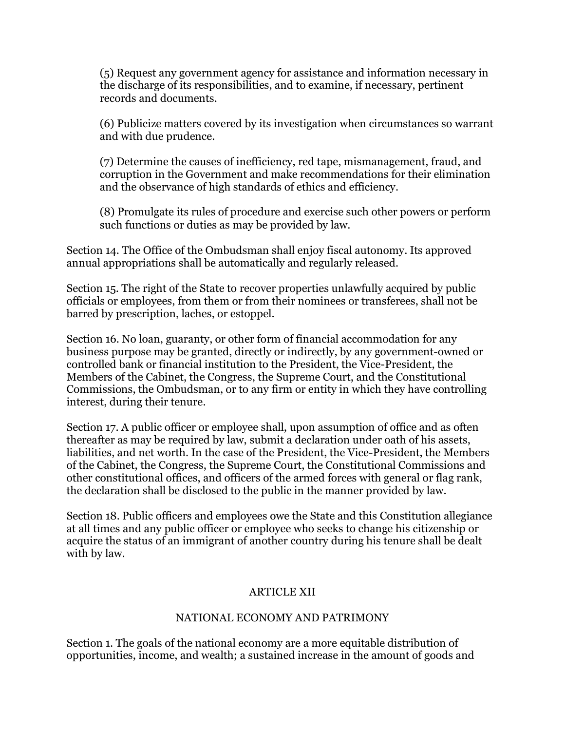(5) Request any government agency for assistance and information necessary in the discharge of its responsibilities, and to examine, if necessary, pertinent records and documents.

(6) Publicize matters covered by its investigation when circumstances so warrant and with due prudence.

(7) Determine the causes of inefficiency, red tape, mismanagement, fraud, and corruption in the Government and make recommendations for their elimination and the observance of high standards of ethics and efficiency.

(8) Promulgate its rules of procedure and exercise such other powers or perform such functions or duties as may be provided by law.

Section 14. The Office of the Ombudsman shall enjoy fiscal autonomy. Its approved annual appropriations shall be automatically and regularly released.

Section 15. The right of the State to recover properties unlawfully acquired by public officials or employees, from them or from their nominees or transferees, shall not be barred by prescription, laches, or estoppel.

Section 16. No loan, guaranty, or other form of financial accommodation for any business purpose may be granted, directly or indirectly, by any government-owned or controlled bank or financial institution to the President, the Vice-President, the Members of the Cabinet, the Congress, the Supreme Court, and the Constitutional Commissions, the Ombudsman, or to any firm or entity in which they have controlling interest, during their tenure.

Section 17. A public officer or employee shall, upon assumption of office and as often thereafter as may be required by law, submit a declaration under oath of his assets, liabilities, and net worth. In the case of the President, the Vice-President, the Members of the Cabinet, the Congress, the Supreme Court, the Constitutional Commissions and other constitutional offices, and officers of the armed forces with general or flag rank, the declaration shall be disclosed to the public in the manner provided by law.

Section 18. Public officers and employees owe the State and this Constitution allegiance at all times and any public officer or employee who seeks to change his citizenship or acquire the status of an immigrant of another country during his tenure shall be dealt with by law.

## ARTICLE XII

## NATIONAL ECONOMY AND PATRIMONY

Section 1. The goals of the national economy are a more equitable distribution of opportunities, income, and wealth; a sustained increase in the amount of goods and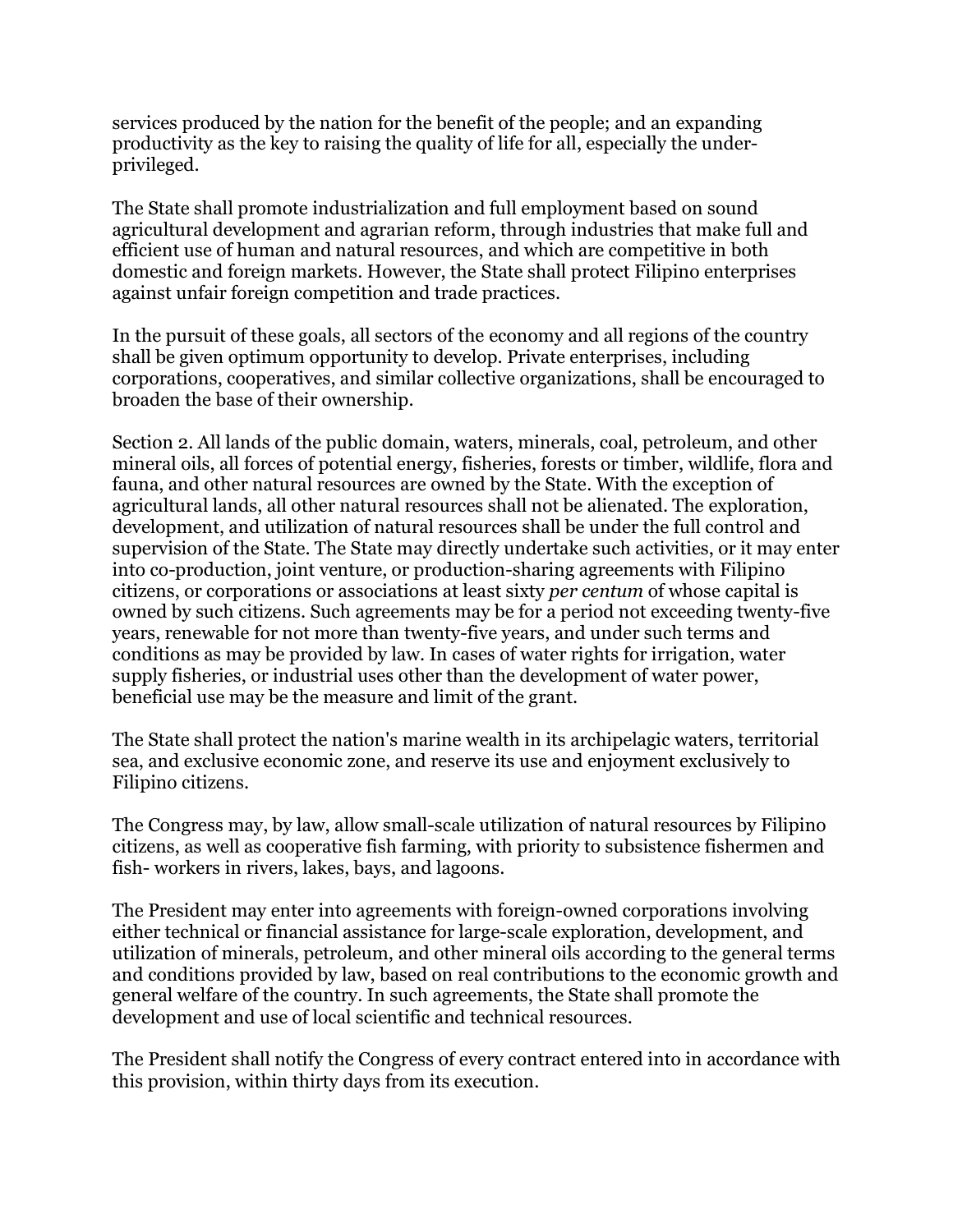services produced by the nation for the benefit of the people; and an expanding productivity as the key to raising the quality of life for all, especially the under-privileged.

The State shall promote industrialization and full employment based on sound agricultural development and agrarian reform, through industries that make full and efficient use of human and natural resources, and which are competitive in both domestic and foreign markets. However, the State shall protect Filipino enterprises against unfair foreign competition and trade practices.

In the pursuit of these goals, all sectors of the economy and all regions of the country shall be given optimum opportunity to develop. Private enterprises, including corporations, cooperatives, and similar collective organizations, shall be encouraged to broaden the base of their ownership.

Section 2. All lands of the public domain, waters, minerals, coal, petroleum, and other mineral oils, all forces of potential energy, fisheries, forests or timber, wildlife, flora and fauna, and other natural resources are owned by the State. With the exception of agricultural lands, all other natural resources shall not be alienated. The exploration, development, and utilization of natural resources shall be under the full control and supervision of the State. The State may directly undertake such activities, or it may enter into co-production, joint venture, or production-sharing agreements with Filipino citizens, or corporations or associations at least sixty *per centum* of whose capital is owned by such citizens. Such agreements may be for a period not exceeding twenty-five years, renewable for not more than twenty-five years, and under such terms and conditions as may be provided by law. In cases of water rights for irrigation, water supply fisheries, or industrial uses other than the development of water power, beneficial use may be the measure and limit of the grant.

The State shall protect the nation's marine wealth in its archipelagic waters, territorial sea, and exclusive economic zone, and reserve its use and enjoyment exclusively to Filipino citizens.

The Congress may, by law, allow small-scale utilization of natural resources by Filipino citizens, as well as cooperative fish farming, with priority to subsistence fishermen and fish- workers in rivers, lakes, bays, and lagoons.

The President may enter into agreements with foreign-owned corporations involving either technical or financial assistance for large-scale exploration, development, and utilization of minerals, petroleum, and other mineral oils according to the general terms and conditions provided by law, based on real contributions to the economic growth and general welfare of the country. In such agreements, the State shall promote the development and use of local scientific and technical resources.

The President shall notify the Congress of every contract entered into in accordance with this provision, within thirty days from its execution.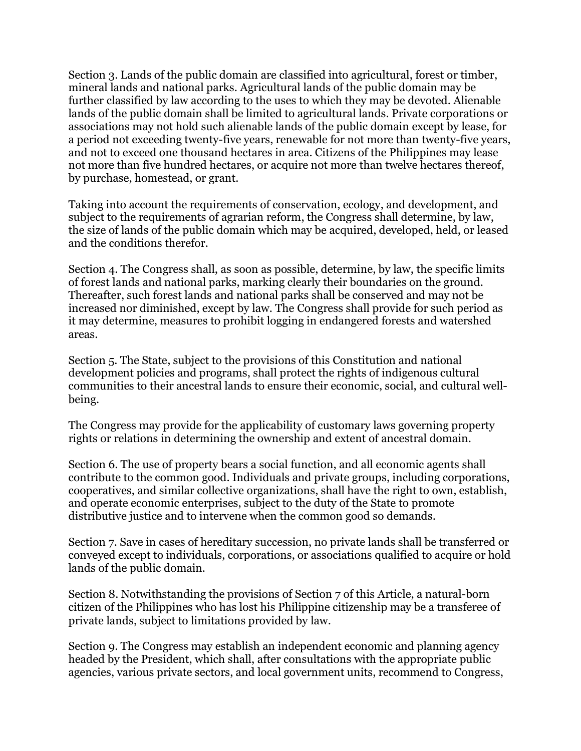Section 3. Lands of the public domain are classified into agricultural, forest or timber, mineral lands and national parks. Agricultural lands of the public domain may be further classified by law according to the uses to which they may be devoted. Alienable lands of the public domain shall be limited to agricultural lands. Private corporations or associations may not hold such alienable lands of the public domain except by lease, for a period not exceeding twenty-five years, renewable for not more than twenty-five years, and not to exceed one thousand hectares in area. Citizens of the Philippines may lease not more than five hundred hectares, or acquire not more than twelve hectares thereof, by purchase, homestead, or grant.

Taking into account the requirements of conservation, ecology, and development, and subject to the requirements of agrarian reform, the Congress shall determine, by law, the size of lands of the public domain which may be acquired, developed, held, or leased and the conditions therefor.

Section 4. The Congress shall, as soon as possible, determine, by law, the specific limits of forest lands and national parks, marking clearly their boundaries on the ground. Thereafter, such forest lands and national parks shall be conserved and may not be increased nor diminished, except by law. The Congress shall provide for such period as it may determine, measures to prohibit logging in endangered forests and watershed areas.

Section 5. The State, subject to the provisions of this Constitution and national development policies and programs, shall protect the rights of indigenous cultural communities to their ancestral lands to ensure their economic, social, and cultural well-being.

The Congress may provide for the applicability of customary laws governing property rights or relations in determining the ownership and extent of ancestral domain.

Section 6. The use of property bears a social function, and all economic agents shall contribute to the common good. Individuals and private groups, including corporations, cooperatives, and similar collective organizations, shall have the right to own, establish, and operate economic enterprises, subject to the duty of the State to promote distributive justice and to intervene when the common good so demands.

Section 7. Save in cases of hereditary succession, no private lands shall be transferred or conveyed except to individuals, corporations, or associations qualified to acquire or hold lands of the public domain.

Section 8. Notwithstanding the provisions of Section 7 of this Article, a natural-born citizen of the Philippines who has lost his Philippine citizenship may be a transferee of private lands, subject to limitations provided by law.

Section 9. The Congress may establish an independent economic and planning agency headed by the President, which shall, after consultations with the appropriate public agencies, various private sectors, and local government units, recommend to Congress,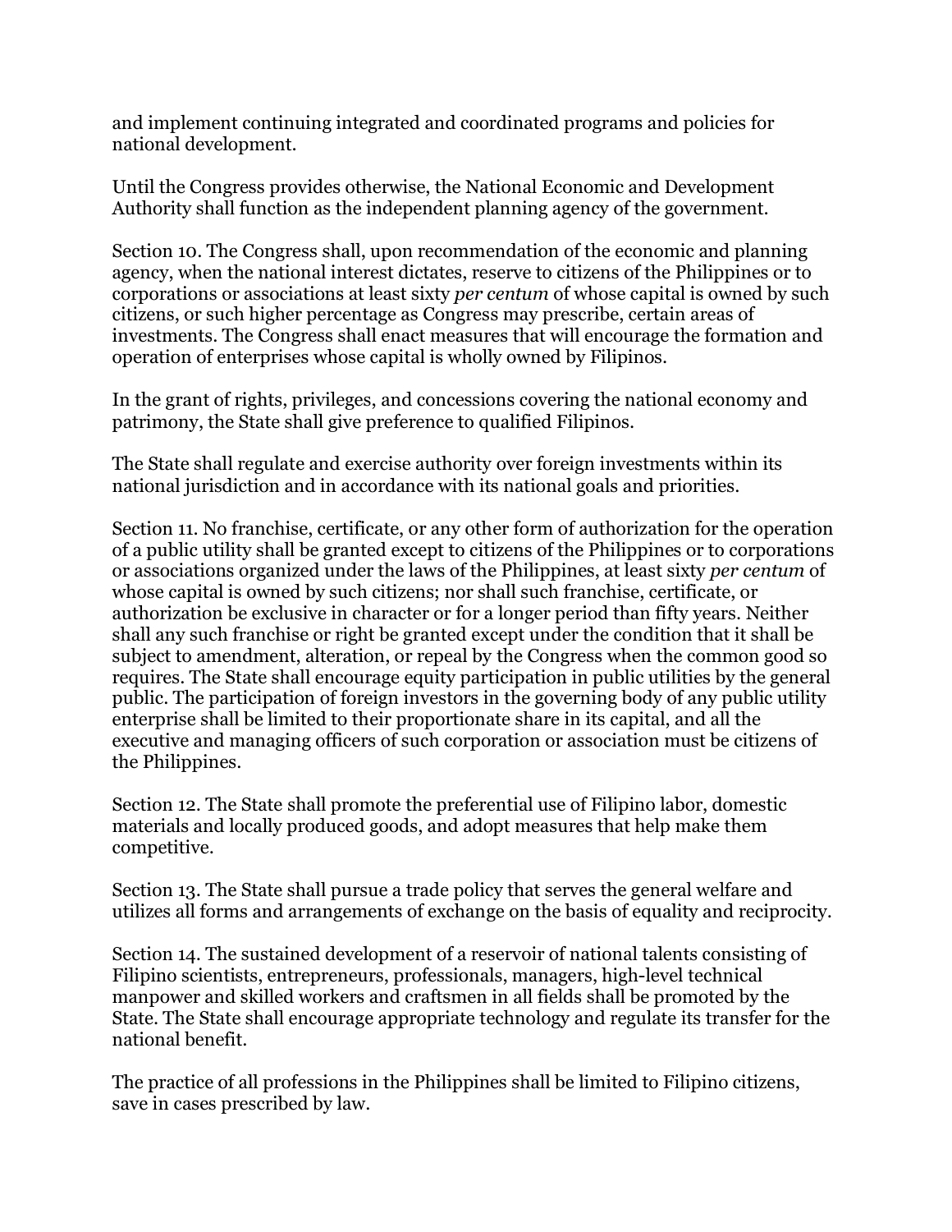and implement continuing integrated and coordinated programs and policies for national development.

Until the Congress provides otherwise, the National Economic and Development Authority shall function as the independent planning agency of the government.

Section 10. The Congress shall, upon recommendation of the economic and planning agency, when the national interest dictates, reserve to citizens of the Philippines or to corporations or associations at least sixty *per centum* of whose capital is owned by such citizens, or such higher percentage as Congress may prescribe, certain areas of investments. The Congress shall enact measures that will encourage the formation and operation of enterprises whose capital is wholly owned by Filipinos.

In the grant of rights, privileges, and concessions covering the national economy and patrimony, the State shall give preference to qualified Filipinos.

The State shall regulate and exercise authority over foreign investments within its national jurisdiction and in accordance with its national goals and priorities.

Section 11. No franchise, certificate, or any other form of authorization for the operation of a public utility shall be granted except to citizens of the Philippines or to corporations or associations organized under the laws of the Philippines, at least sixty *per centum* of whose capital is owned by such citizens; nor shall such franchise, certificate, or authorization be exclusive in character or for a longer period than fifty years. Neither shall any such franchise or right be granted except under the condition that it shall be subject to amendment, alteration, or repeal by the Congress when the common good so requires. The State shall encourage equity participation in public utilities by the general public. The participation of foreign investors in the governing body of any public utility enterprise shall be limited to their proportionate share in its capital, and all the executive and managing officers of such corporation or association must be citizens of the Philippines.

Section 12. The State shall promote the preferential use of Filipino labor, domestic materials and locally produced goods, and adopt measures that help make them competitive.

Section 13. The State shall pursue a trade policy that serves the general welfare and utilizes all forms and arrangements of exchange on the basis of equality and reciprocity.

Section 14. The sustained development of a reservoir of national talents consisting of Filipino scientists, entrepreneurs, professionals, managers, high-level technical manpower and skilled workers and craftsmen in all fields shall be promoted by the State. The State shall encourage appropriate technology and regulate its transfer for the national benefit.

The practice of all professions in the Philippines shall be limited to Filipino citizens, save in cases prescribed by law.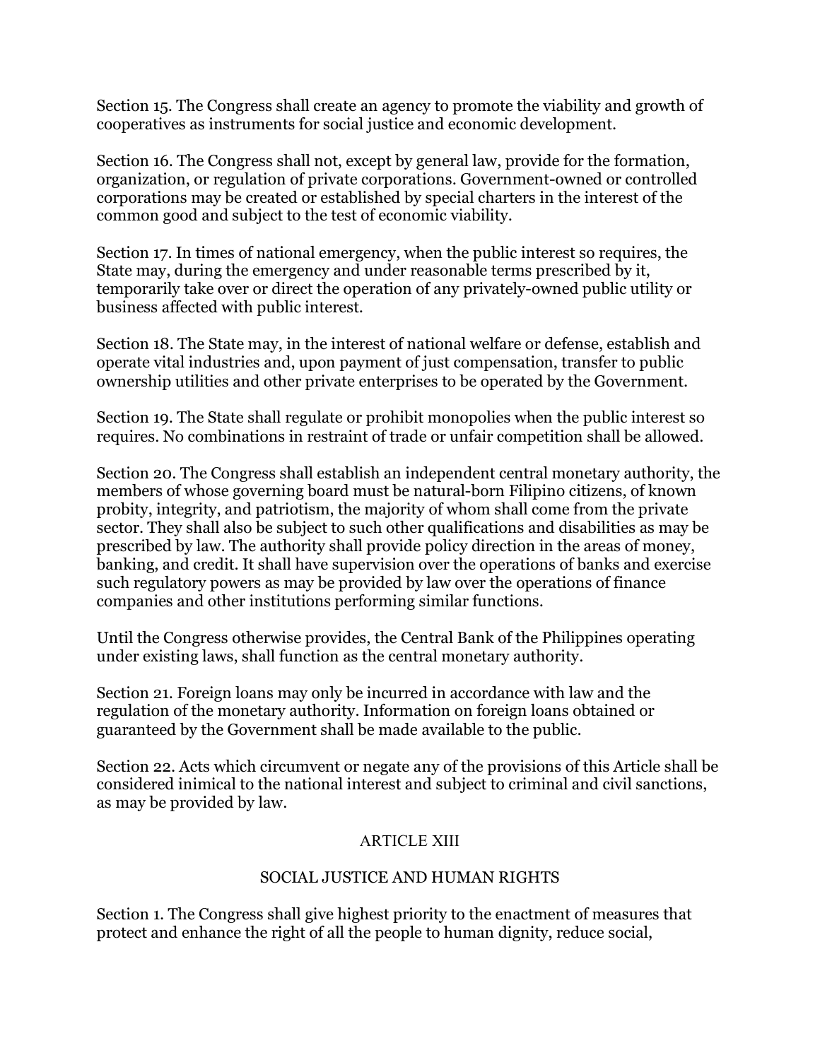Section 15. The Congress shall create an agency to promote the viability and growth of cooperatives as instruments for social justice and economic development.

Section 16. The Congress shall not, except by general law, provide for the formation, organization, or regulation of private corporations. Government-owned or controlled corporations may be created or established by special charters in the interest of the common good and subject to the test of economic viability.

Section 17. In times of national emergency, when the public interest so requires, the State may, during the emergency and under reasonable terms prescribed by it, temporarily take over or direct the operation of any privately-owned public utility or business affected with public interest.

Section 18. The State may, in the interest of national welfare or defense, establish and operate vital industries and, upon payment of just compensation, transfer to public ownership utilities and other private enterprises to be operated by the Government.

Section 19. The State shall regulate or prohibit monopolies when the public interest so requires. No combinations in restraint of trade or unfair competition shall be allowed.

Section 20. The Congress shall establish an independent central monetary authority, the members of whose governing board must be natural-born Filipino citizens, of known probity, integrity, and patriotism, the majority of whom shall come from the private sector. They shall also be subject to such other qualifications and disabilities as may be prescribed by law. The authority shall provide policy direction in the areas of money, banking, and credit. It shall have supervision over the operations of banks and exercise such regulatory powers as may be provided by law over the operations of finance companies and other institutions performing similar functions.

Until the Congress otherwise provides, the Central Bank of the Philippines operating under existing laws, shall function as the central monetary authority.

Section 21. Foreign loans may only be incurred in accordance with law and the regulation of the monetary authority. Information on foreign loans obtained or guaranteed by the Government shall be made available to the public.

Section 22. Acts which circumvent or negate any of the provisions of this Article shall be considered inimical to the national interest and subject to criminal and civil sanctions, as may be provided by law.

## ARTICLE XIII

## SOCIAL JUSTICE AND HUMAN RIGHTS

Section 1. The Congress shall give highest priority to the enactment of measures that protect and enhance the right of all the people to human dignity, reduce social,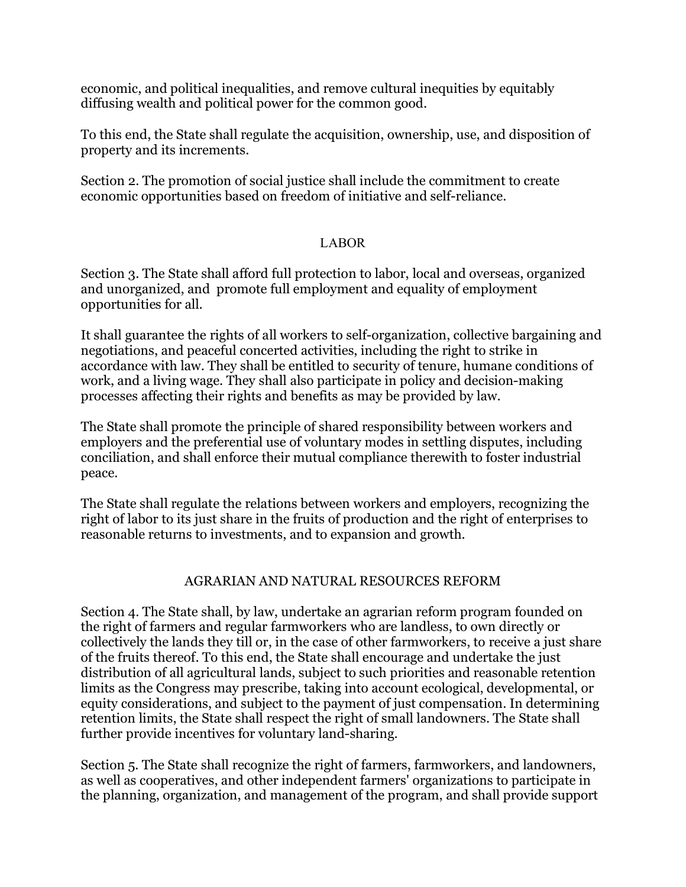economic, and political inequalities, and remove cultural inequities by equitably diffusing wealth and political power for the common good.

To this end, the State shall regulate the acquisition, ownership, use, and disposition of property and its increments.

Section 2. The promotion of social justice shall include the commitment to create economic opportunities based on freedom of initiative and self-reliance.

## LABOR

Section 3. The State shall afford full protection to labor, local and overseas, organized and unorganized, and promote full employment and equality of employment opportunities for all.

It shall guarantee the rights of all workers to self-organization, collective bargaining and negotiations, and peaceful concerted activities, including the right to strike in accordance with law. They shall be entitled to security of tenure, humane conditions of work, and a living wage. They shall also participate in policy and decision-making processes affecting their rights and benefits as may be provided by law.

The State shall promote the principle of shared responsibility between workers and employers and the preferential use of voluntary modes in settling disputes, including conciliation, and shall enforce their mutual compliance therewith to foster industrial peace.

The State shall regulate the relations between workers and employers, recognizing the right of labor to its just share in the fruits of production and the right of enterprises to reasonable returns to investments, and to expansion and growth.

## AGRARIAN AND NATURAL RESOURCES REFORM

Section 4. The State shall, by law, undertake an agrarian reform program founded on the right of farmers and regular farmworkers who are landless, to own directly or collectively the lands they till or, in the case of other farmworkers, to receive a just share of the fruits thereof. To this end, the State shall encourage and undertake the just distribution of all agricultural lands, subject to such priorities and reasonable retention limits as the Congress may prescribe, taking into account ecological, developmental, or equity considerations, and subject to the payment of just compensation. In determining retention limits, the State shall respect the right of small landowners. The State shall further provide incentives for voluntary land-sharing.

Section 5. The State shall recognize the right of farmers, farmworkers, and landowners, as well as cooperatives, and other independent farmers' organizations to participate in the planning, organization, and management of the program, and shall provide support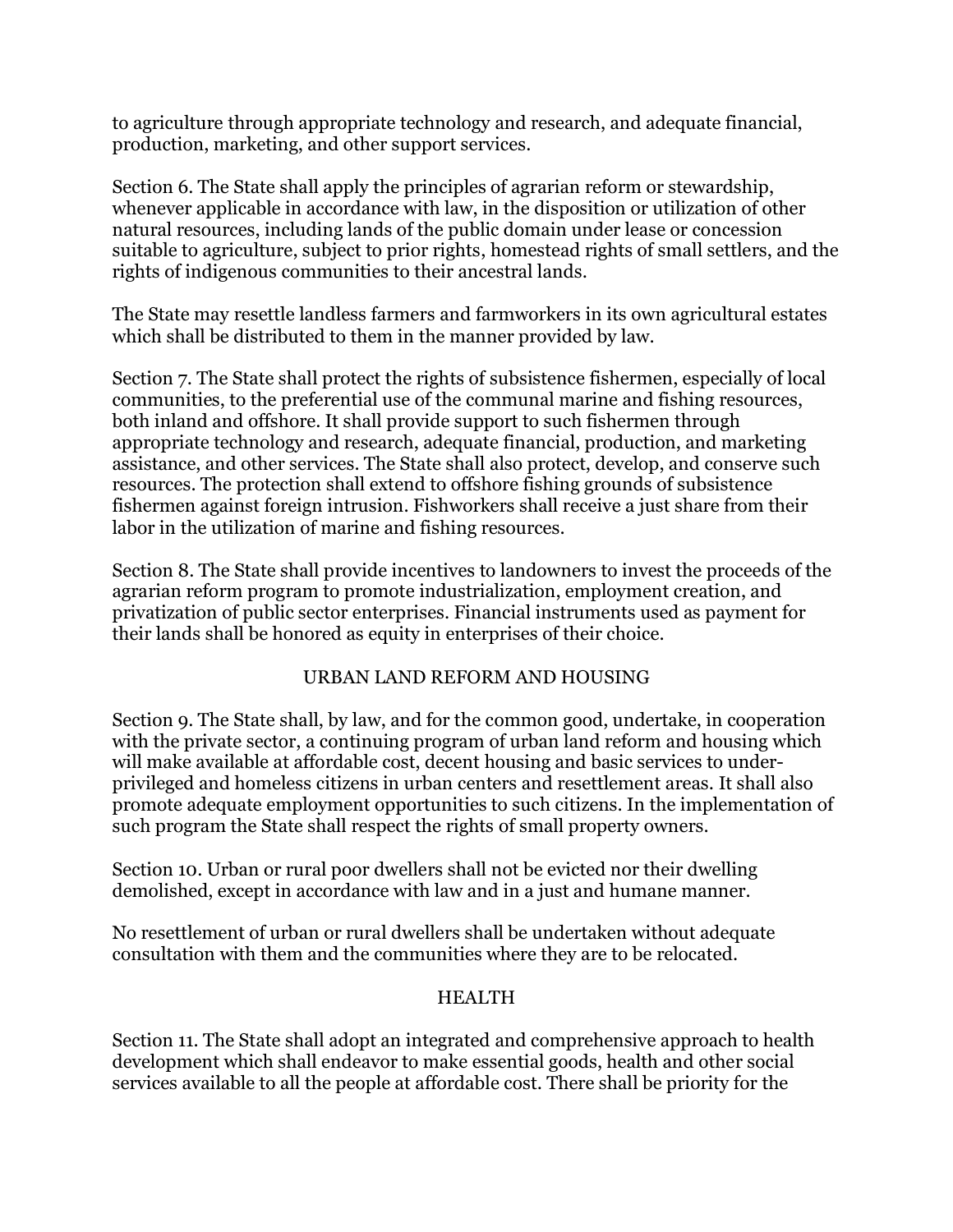to agriculture through appropriate technology and research, and adequate financial, production, marketing, and other support services.

Section 6. The State shall apply the principles of agrarian reform or stewardship, whenever applicable in accordance with law, in the disposition or utilization of other natural resources, including lands of the public domain under lease or concession suitable to agriculture, subject to prior rights, homestead rights of small settlers, and the rights of indigenous communities to their ancestral lands.

The State may resettle landless farmers and farmworkers in its own agricultural estates which shall be distributed to them in the manner provided by law.

Section 7. The State shall protect the rights of subsistence fishermen, especially of local communities, to the preferential use of the communal marine and fishing resources, both inland and offshore. It shall provide support to such fishermen through appropriate technology and research, adequate financial, production, and marketing assistance, and other services. The State shall also protect, develop, and conserve such resources. The protection shall extend to offshore fishing grounds of subsistence fishermen against foreign intrusion. Fishworkers shall receive a just share from their labor in the utilization of marine and fishing resources.

Section 8. The State shall provide incentives to landowners to invest the proceeds of the agrarian reform program to promote industrialization, employment creation, and privatization of public sector enterprises. Financial instruments used as payment for their lands shall be honored as equity in enterprises of their choice.

## URBAN LAND REFORM AND HOUSING

Section 9. The State shall, by law, and for the common good, undertake, in cooperation with the private sector, a continuing program of urban land reform and housing which will make available at affordable cost, decent housing and basic services to under-privileged and homeless citizens in urban centers and resettlement areas. It shall also promote adequate employment opportunities to such citizens. In the implementation of such program the State shall respect the rights of small property owners.

Section 10. Urban or rural poor dwellers shall not be evicted nor their dwelling demolished, except in accordance with law and in a just and humane manner.

No resettlement of urban or rural dwellers shall be undertaken without adequate consultation with them and the communities where they are to be relocated.

## HEALTH

Section 11. The State shall adopt an integrated and comprehensive approach to health development which shall endeavor to make essential goods, health and other social services available to all the people at affordable cost. There shall be priority for the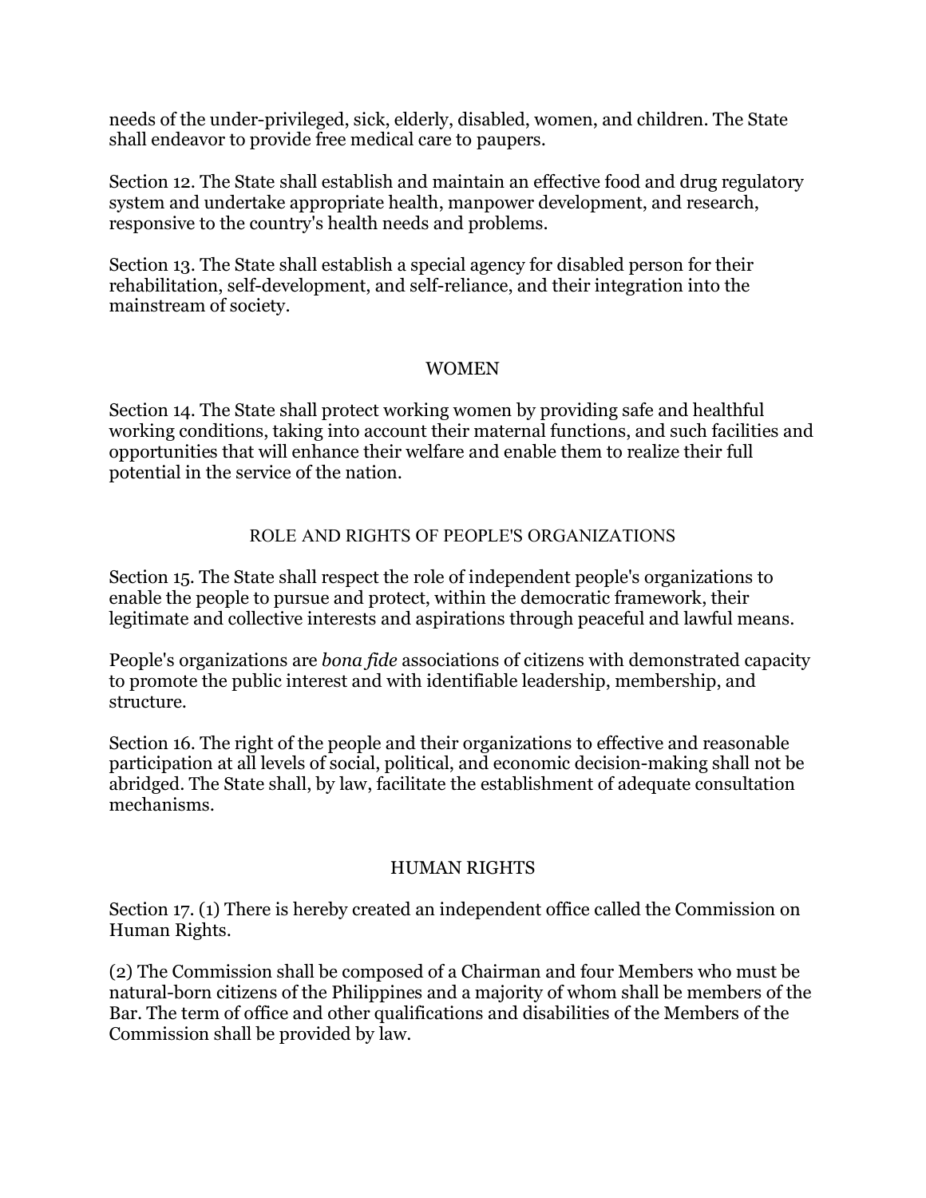needs of the under-privileged, sick, elderly, disabled, women, and children. The State shall endeavor to provide free medical care to paupers.

Section 12. The State shall establish and maintain an effective food and drug regulatory system and undertake appropriate health, manpower development, and research, responsive to the country's health needs and problems.

Section 13. The State shall establish a special agency for disabled person for their rehabilitation, self-development, and self-reliance, and their integration into the mainstream of society.

## WOMEN

Section 14. The State shall protect working women by providing safe and healthful working conditions, taking into account their maternal functions, and such facilities and opportunities that will enhance their welfare and enable them to realize their full potential in the service of the nation.

## ROLE AND RIGHTS OF PEOPLE'S ORGANIZATIONS

Section 15. The State shall respect the role of independent people's organizations to enable the people to pursue and protect, within the democratic framework, their legitimate and collective interests and aspirations through peaceful and lawful means.

People's organizations are *bona fide* associations of citizens with demonstrated capacity to promote the public interest and with identifiable leadership, membership, and structure.

Section 16. The right of the people and their organizations to effective and reasonable participation at all levels of social, political, and economic decision-making shall not be abridged. The State shall, by law, facilitate the establishment of adequate consultation mechanisms.

## HUMAN RIGHTS

Section 17. (1) There is hereby created an independent office called the Commission on Human Rights.

(2) The Commission shall be composed of a Chairman and four Members who must be natural-born citizens of the Philippines and a majority of whom shall be members of the Bar. The term of office and other qualifications and disabilities of the Members of the Commission shall be provided by law.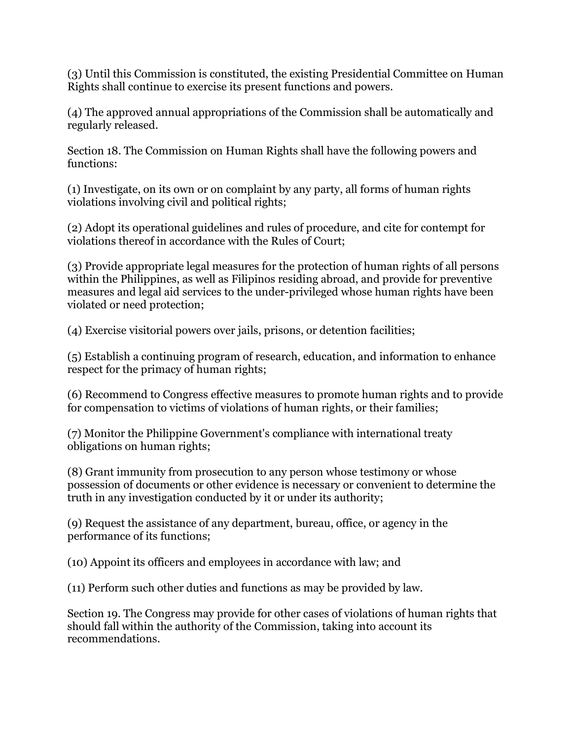(3) Until this Commission is constituted, the existing Presidential Committee on Human Rights shall continue to exercise its present functions and powers.

(4) The approved annual appropriations of the Commission shall be automatically and regularly released.

Section 18. The Commission on Human Rights shall have the following powers and functions:

(1) Investigate, on its own or on complaint by any party, all forms of human rights violations involving civil and political rights;

(2) Adopt its operational guidelines and rules of procedure, and cite for contempt for violations thereof in accordance with the Rules of Court;

(3) Provide appropriate legal measures for the protection of human rights of all persons within the Philippines, as well as Filipinos residing abroad, and provide for preventive measures and legal aid services to the under-privileged whose human rights have been violated or need protection;

(4) Exercise visitorial powers over jails, prisons, or detention facilities;

(5) Establish a continuing program of research, education, and information to enhance respect for the primacy of human rights;

(6) Recommend to Congress effective measures to promote human rights and to provide for compensation to victims of violations of human rights, or their families;

(7) Monitor the Philippine Government's compliance with international treaty obligations on human rights;

(8) Grant immunity from prosecution to any person whose testimony or whose possession of documents or other evidence is necessary or convenient to determine the truth in any investigation conducted by it or under its authority;

(9) Request the assistance of any department, bureau, office, or agency in the performance of its functions;

(10) Appoint its officers and employees in accordance with law; and

(11) Perform such other duties and functions as may be provided by law.

Section 19. The Congress may provide for other cases of violations of human rights that should fall within the authority of the Commission, taking into account its recommendations.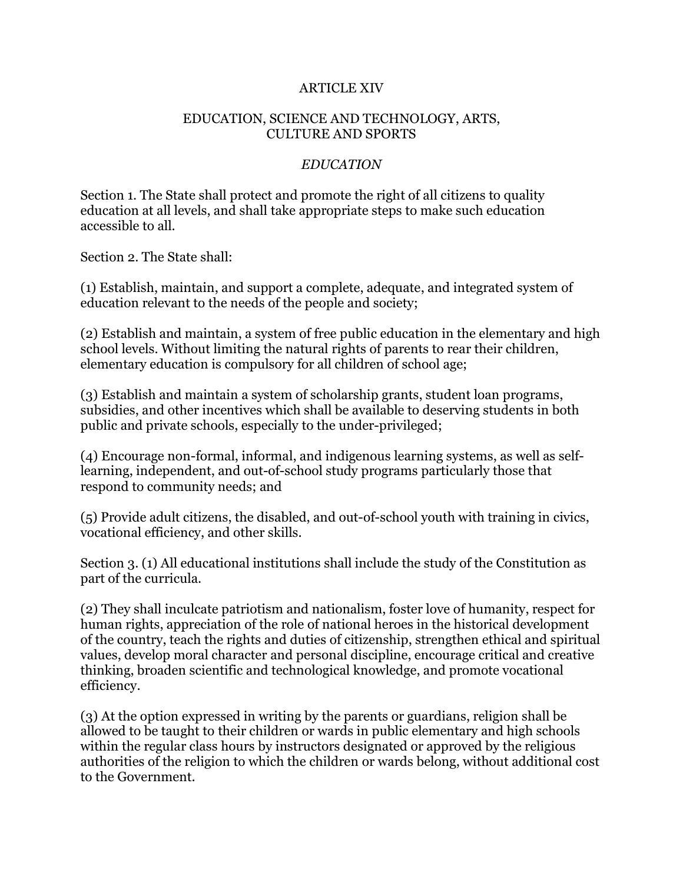# ARTICLE XIV

## EDUCATION, SCIENCE AND TECHNOLOGY, ARTS, CULTURE AND SPORTS

### *EDUCATION*

Section 1. The State shall protect and promote the right of all citizens to quality education at all levels, and shall take appropriate steps to make such education accessible to all.

Section 2. The State shall:

(1) Establish, maintain, and support a complete, adequate, and integrated system of education relevant to the needs of the people and society;

(2) Establish and maintain, a system of free public education in the elementary and high school levels. Without limiting the natural rights of parents to rear their children, elementary education is compulsory for all children of school age;

(3) Establish and maintain a system of scholarship grants, student loan programs, subsidies, and other incentives which shall be available to deserving students in both public and private schools, especially to the under-privileged;

(4) Encourage non-formal, informal, and indigenous learning systems, as well as self-learning, independent, and out-of-school study programs particularly those that respond to community needs; and

(5) Provide adult citizens, the disabled, and out-of-school youth with training in civics, vocational efficiency, and other skills.

Section 3. (1) All educational institutions shall include the study of the Constitution as part of the curricula.

(2) They shall inculcate patriotism and nationalism, foster love of humanity, respect for human rights, appreciation of the role of national heroes in the historical development of the country, teach the rights and duties of citizenship, strengthen ethical and spiritual values, develop moral character and personal discipline, encourage critical and creative thinking, broaden scientific and technological knowledge, and promote vocational efficiency.

(3) At the option expressed in writing by the parents or guardians, religion shall be allowed to be taught to their children or wards in public elementary and high schools within the regular class hours by instructors designated or approved by the religious authorities of the religion to which the children or wards belong, without additional cost to the Government.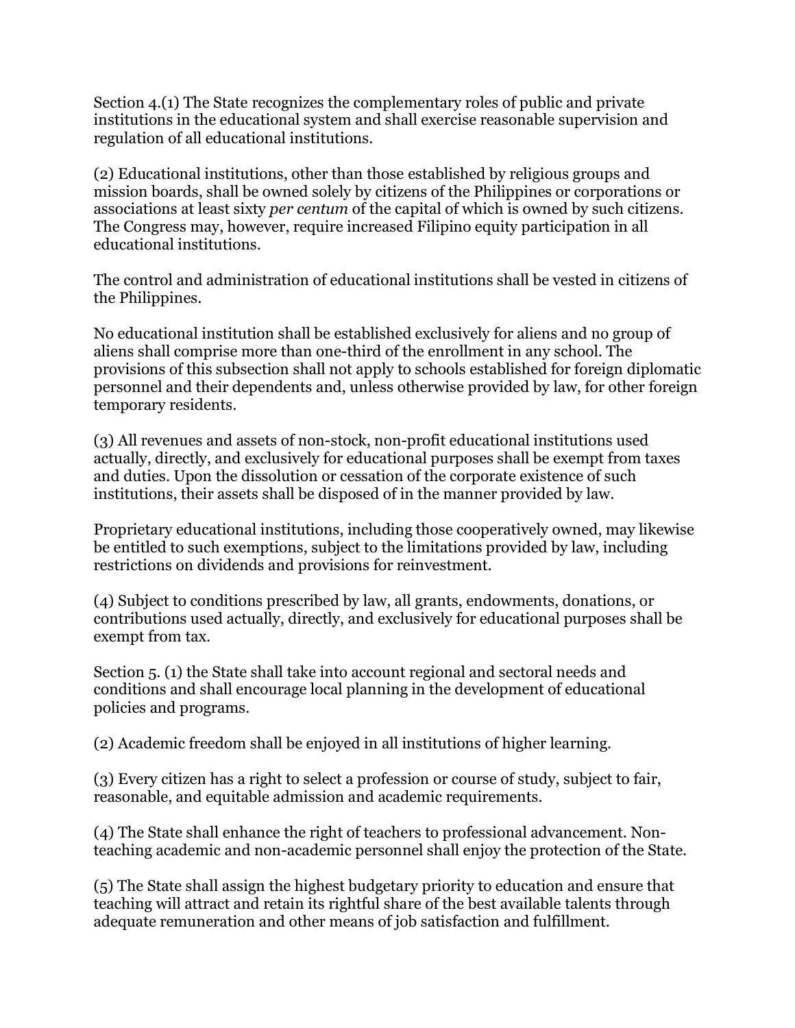Section 4.(1) The State recognizes the complementary roles of public and private institutions in the educational system and shall exercise reasonable supervision and regulation of all educational institutions.

(2) Educational institutions, other than those established by religious groups and mission boards, shall be owned solely by citizens of the Philippines or corporations or associations at least sixty *per centum* of the capital of which is owned by such citizens. The Congress may, however, require increased Filipino equity participation in all educational institutions.

The control and administration of educational institutions shall be vested in citizens of the Philippines.

No educational institution shall be established exclusively for aliens and no group of aliens shall comprise more than one-third of the enrollment in any school. The provisions of this subsection shall not apply to schools established for foreign diplomatic personnel and their dependents and, unless otherwise provided by law, for other foreign temporary residents.

(3) All revenues and assets of non-stock, non-profit educational institutions used actually, directly, and exclusively for educational purposes shall be exempt from taxes and duties. Upon the dissolution or cessation of the corporate existence of such institutions, their assets shall be disposed of in the manner provided by law.

Proprietary educational institutions, including those cooperatively owned, may likewise be entitled to such exemptions, subject to the limitations provided by law, including restrictions on dividends and provisions for reinvestment.

(4) Subject to conditions prescribed by law, all grants, endowments, donations, or contributions used actually, directly, and exclusively for educational purposes shall be exempt from tax.

Section 5. (1) the State shall take into account regional and sectoral needs and conditions and shall encourage local planning in the development of educational policies and programs.

(2) Academic freedom shall be enjoyed in all institutions of higher learning.

(3) Every citizen has a right to select a profession or course of study, subject to fair, reasonable, and equitable admission and academic requirements.

(4) The State shall enhance the right of teachers to professional advancement. Non-teaching academic and non-academic personnel shall enjoy the protection of the State.

(5) The State shall assign the highest budgetary priority to education and ensure that teaching will attract and retain its rightful share of the best available talents through adequate remuneration and other means of job satisfaction and fulfillment.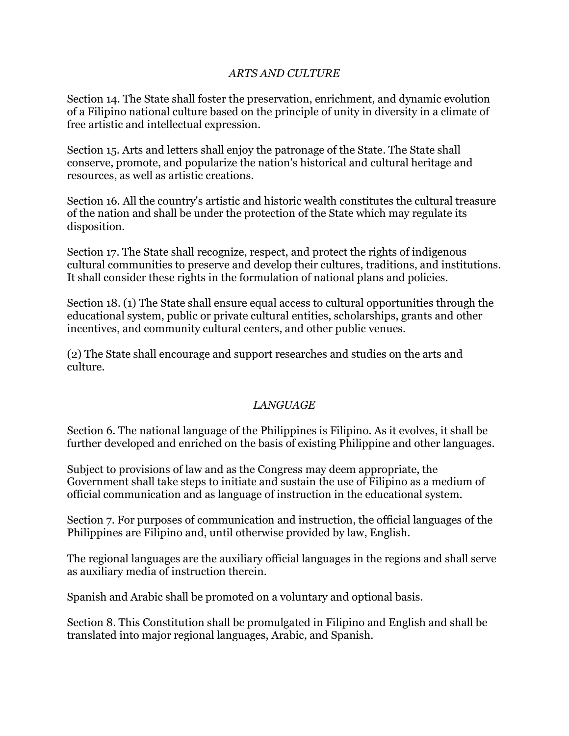### *ARTS AND CULTURE*

Section 14. The State shall foster the preservation, enrichment, and dynamic evolution of a Filipino national culture based on the principle of unity in diversity in a climate of free artistic and intellectual expression.

Section 15. Arts and letters shall enjoy the patronage of the State. The State shall conserve, promote, and popularize the nation's historical and cultural heritage and resources, as well as artistic creations.

Section 16. All the country's artistic and historic wealth constitutes the cultural treasure of the nation and shall be under the protection of the State which may regulate its disposition.

Section 17. The State shall recognize, respect, and protect the rights of indigenous cultural communities to preserve and develop their cultures, traditions, and institutions. It shall consider these rights in the formulation of national plans and policies.

Section 18. (1) The State shall ensure equal access to cultural opportunities through the educational system, public or private cultural entities, scholarships, grants and other incentives, and community cultural centers, and other public venues.

(2) The State shall encourage and support researches and studies on the arts and culture.

### *LANGUAGE*

Section 6. The national language of the Philippines is Filipino. As it evolves, it shall be further developed and enriched on the basis of existing Philippine and other languages.

Subject to provisions of law and as the Congress may deem appropriate, the Government shall take steps to initiate and sustain the use of Filipino as a medium of official communication and as language of instruction in the educational system.

Section 7. For purposes of communication and instruction, the official languages of the Philippines are Filipino and, until otherwise provided by law, English.

The regional languages are the auxiliary official languages in the regions and shall serve as auxiliary media of instruction therein.

Spanish and Arabic shall be promoted on a voluntary and optional basis.

Section 8. This Constitution shall be promulgated in Filipino and English and shall be translated into major regional languages, Arabic, and Spanish.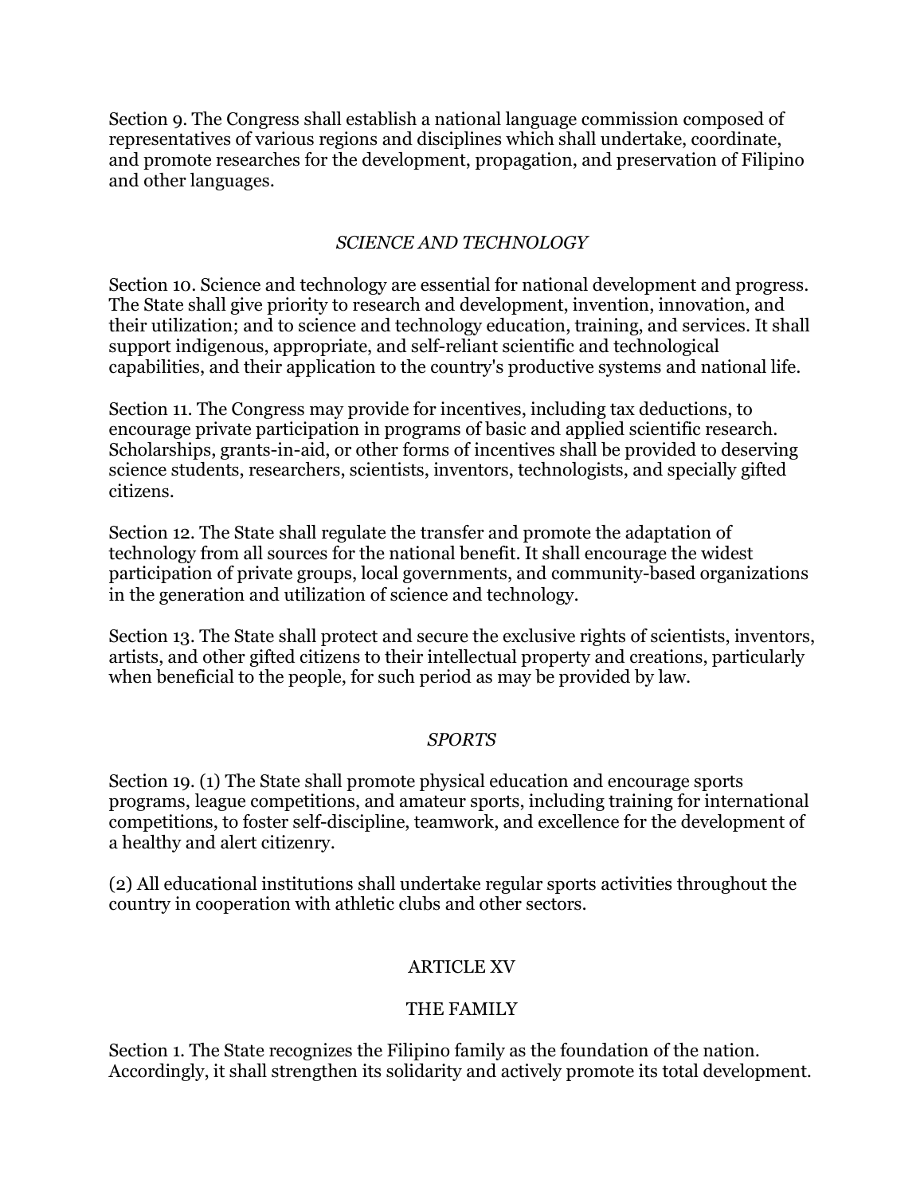Section 9. The Congress shall establish a national language commission composed of representatives of various regions and disciplines which shall undertake, coordinate, and promote researches for the development, propagation, and preservation of Filipino and other languages.

### *SCIENCE AND TECHNOLOGY*

Section 10. Science and technology are essential for national development and progress. The State shall give priority to research and development, invention, innovation, and their utilization; and to science and technology education, training, and services. It shall support indigenous, appropriate, and self-reliant scientific and technological capabilities, and their application to the country's productive systems and national life.

Section 11. The Congress may provide for incentives, including tax deductions, to encourage private participation in programs of basic and applied scientific research. Scholarships, grants-in-aid, or other forms of incentives shall be provided to deserving science students, researchers, scientists, inventors, technologists, and specially gifted citizens.

Section 12. The State shall regulate the transfer and promote the adaptation of technology from all sources for the national benefit. It shall encourage the widest participation of private groups, local governments, and community-based organizations in the generation and utilization of science and technology.

Section 13. The State shall protect and secure the exclusive rights of scientists, inventors, artists, and other gifted citizens to their intellectual property and creations, particularly when beneficial to the people, for such period as may be provided by law.

### *SPORTS*

Section 19. (1) The State shall promote physical education and encourage sports programs, league competitions, and amateur sports, including training for international competitions, to foster self-discipline, teamwork, and excellence for the development of a healthy and alert citizenry.

(2) All educational institutions shall undertake regular sports activities throughout the country in cooperation with athletic clubs and other sectors.

## ARTICLE XV

## THE FAMILY

Section 1. The State recognizes the Filipino family as the foundation of the nation. Accordingly, it shall strengthen its solidarity and actively promote its total development.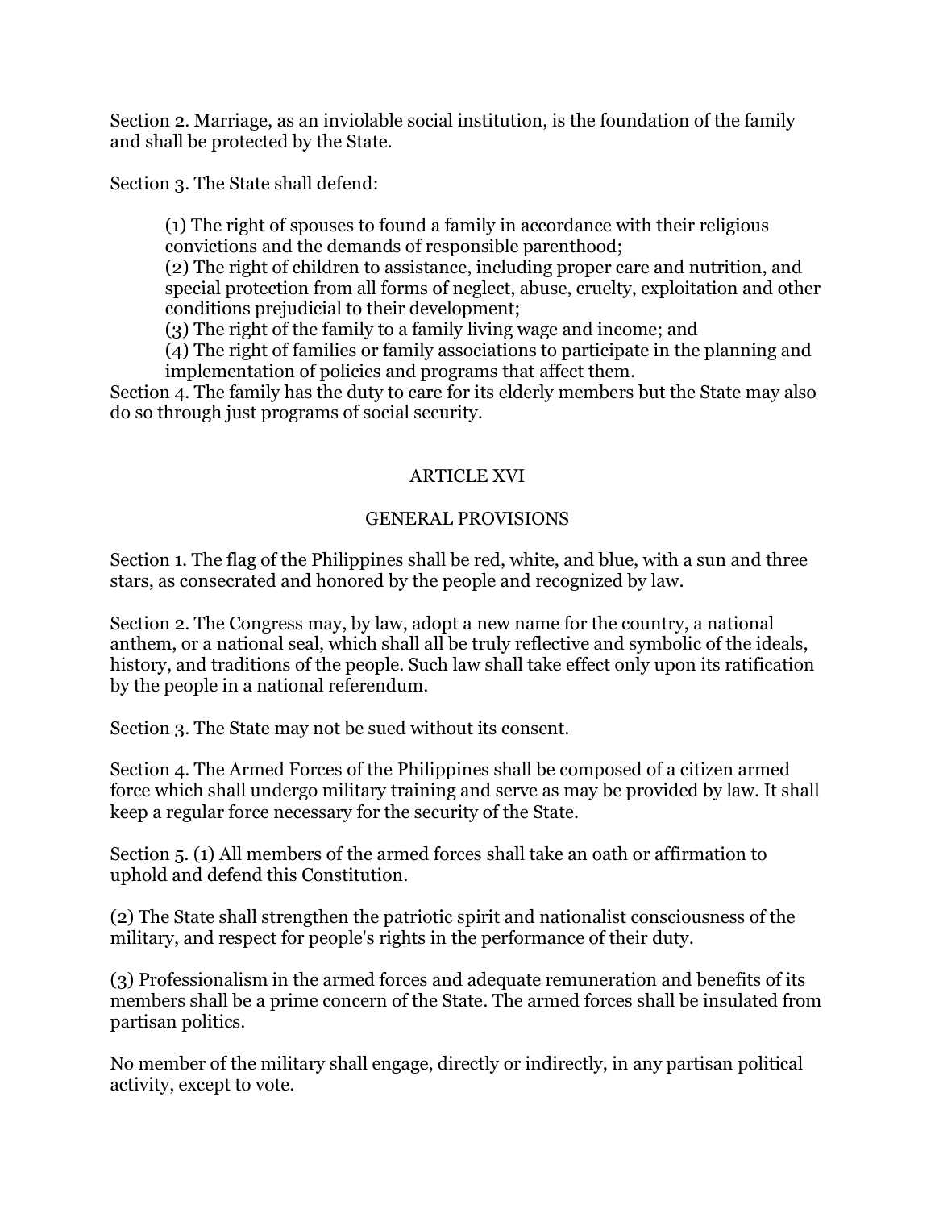Section 2. Marriage, as an inviolable social institution, is the foundation of the family and shall be protected by the State.

Section 3. The State shall defend:

> (1) The right of spouses to found a family in accordance with their religious convictions and the demands of responsible parenthood;
> (2) The right of children to assistance, including proper care and nutrition, and special protection from all forms of neglect, abuse, cruelty, exploitation and other conditions prejudicial to their development;
> (3) The right of the family to a family living wage and income; and
> (4) The right of families or family associations to participate in the planning and implementation of policies and programs that affect them.

Section 4. The family has the duty to care for its elderly members but the State may also do so through just programs of social security.

## ARTICLE XVI

## GENERAL PROVISIONS

Section 1. The flag of the Philippines shall be red, white, and blue, with a sun and three stars, as consecrated and honored by the people and recognized by law.

Section 2. The Congress may, by law, adopt a new name for the country, a national anthem, or a national seal, which shall all be truly reflective and symbolic of the ideals, history, and traditions of the people. Such law shall take effect only upon its ratification by the people in a national referendum.

Section 3. The State may not be sued without its consent.

Section 4. The Armed Forces of the Philippines shall be composed of a citizen armed force which shall undergo military training and serve as may be provided by law. It shall keep a regular force necessary for the security of the State.

Section 5. (1) All members of the armed forces shall take an oath or affirmation to uphold and defend this Constitution.

(2) The State shall strengthen the patriotic spirit and nationalist consciousness of the military, and respect for people's rights in the performance of their duty.

(3) Professionalism in the armed forces and adequate remuneration and benefits of its members shall be a prime concern of the State. The armed forces shall be insulated from partisan politics.

No member of the military shall engage, directly or indirectly, in any partisan political activity, except to vote.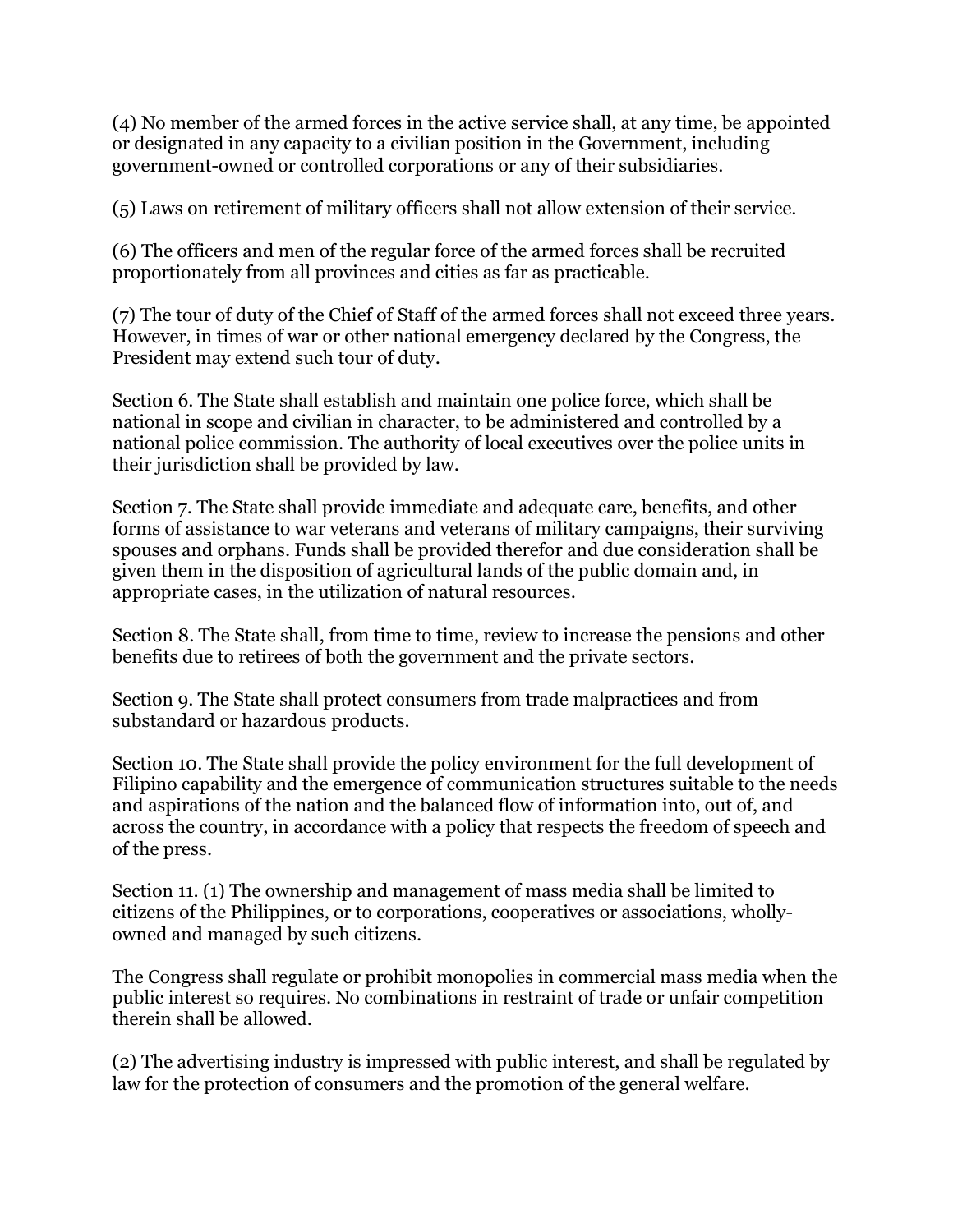(4) No member of the armed forces in the active service shall, at any time, be appointed or designated in any capacity to a civilian position in the Government, including government-owned or controlled corporations or any of their subsidiaries.

(5) Laws on retirement of military officers shall not allow extension of their service.

(6) The officers and men of the regular force of the armed forces shall be recruited proportionately from all provinces and cities as far as practicable.

(7) The tour of duty of the Chief of Staff of the armed forces shall not exceed three years. However, in times of war or other national emergency declared by the Congress, the President may extend such tour of duty.

Section 6. The State shall establish and maintain one police force, which shall be national in scope and civilian in character, to be administered and controlled by a national police commission. The authority of local executives over the police units in their jurisdiction shall be provided by law.

Section 7. The State shall provide immediate and adequate care, benefits, and other forms of assistance to war veterans and veterans of military campaigns, their surviving spouses and orphans. Funds shall be provided therefor and due consideration shall be given them in the disposition of agricultural lands of the public domain and, in appropriate cases, in the utilization of natural resources.

Section 8. The State shall, from time to time, review to increase the pensions and other benefits due to retirees of both the government and the private sectors.

Section 9. The State shall protect consumers from trade malpractices and from substandard or hazardous products.

Section 10. The State shall provide the policy environment for the full development of Filipino capability and the emergence of communication structures suitable to the needs and aspirations of the nation and the balanced flow of information into, out of, and across the country, in accordance with a policy that respects the freedom of speech and of the press.

Section 11. (1) The ownership and management of mass media shall be limited to citizens of the Philippines, or to corporations, cooperatives or associations, wholly-owned and managed by such citizens.

The Congress shall regulate or prohibit monopolies in commercial mass media when the public interest so requires. No combinations in restraint of trade or unfair competition therein shall be allowed.

(2) The advertising industry is impressed with public interest, and shall be regulated by law for the protection of consumers and the promotion of the general welfare.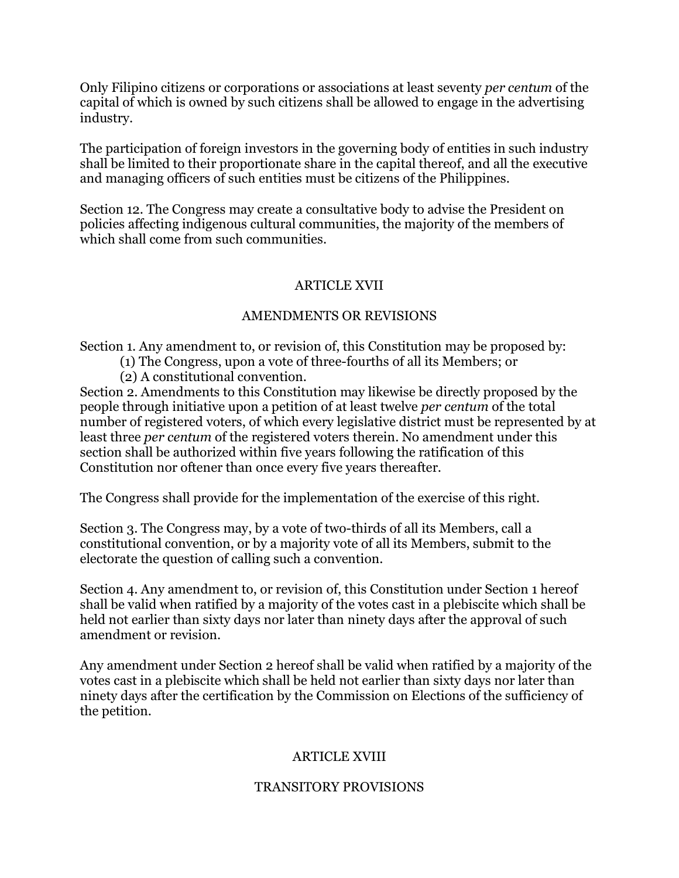Only Filipino citizens or corporations or associations at least seventy *per centum* of the capital of which is owned by such citizens shall be allowed to engage in the advertising industry.

The participation of foreign investors in the governing body of entities in such industry shall be limited to their proportionate share in the capital thereof, and all the executive and managing officers of such entities must be citizens of the Philippines.

Section 12. The Congress may create a consultative body to advise the President on policies affecting indigenous cultural communities, the majority of the members of which shall come from such communities.

## ARTICLE XVII

## AMENDMENTS OR REVISIONS

Section 1. Any amendment to, or revision of, this Constitution may be proposed by:

(1) The Congress, upon a vote of three-fourths of all its Members; or

(2) A constitutional convention.

Section 2. Amendments to this Constitution may likewise be directly proposed by the people through initiative upon a petition of at least twelve *per centum* of the total number of registered voters, of which every legislative district must be represented by at least three *per centum* of the registered voters therein. No amendment under this section shall be authorized within five years following the ratification of this Constitution nor oftener than once every five years thereafter.

The Congress shall provide for the implementation of the exercise of this right.

Section 3. The Congress may, by a vote of two-thirds of all its Members, call a constitutional convention, or by a majority vote of all its Members, submit to the electorate the question of calling such a convention.

Section 4. Any amendment to, or revision of, this Constitution under Section 1 hereof shall be valid when ratified by a majority of the votes cast in a plebiscite which shall be held not earlier than sixty days nor later than ninety days after the approval of such amendment or revision.

Any amendment under Section 2 hereof shall be valid when ratified by a majority of the votes cast in a plebiscite which shall be held not earlier than sixty days nor later than ninety days after the certification by the Commission on Elections of the sufficiency of the petition.

## ARTICLE XVIII

## TRANSITORY PROVISIONS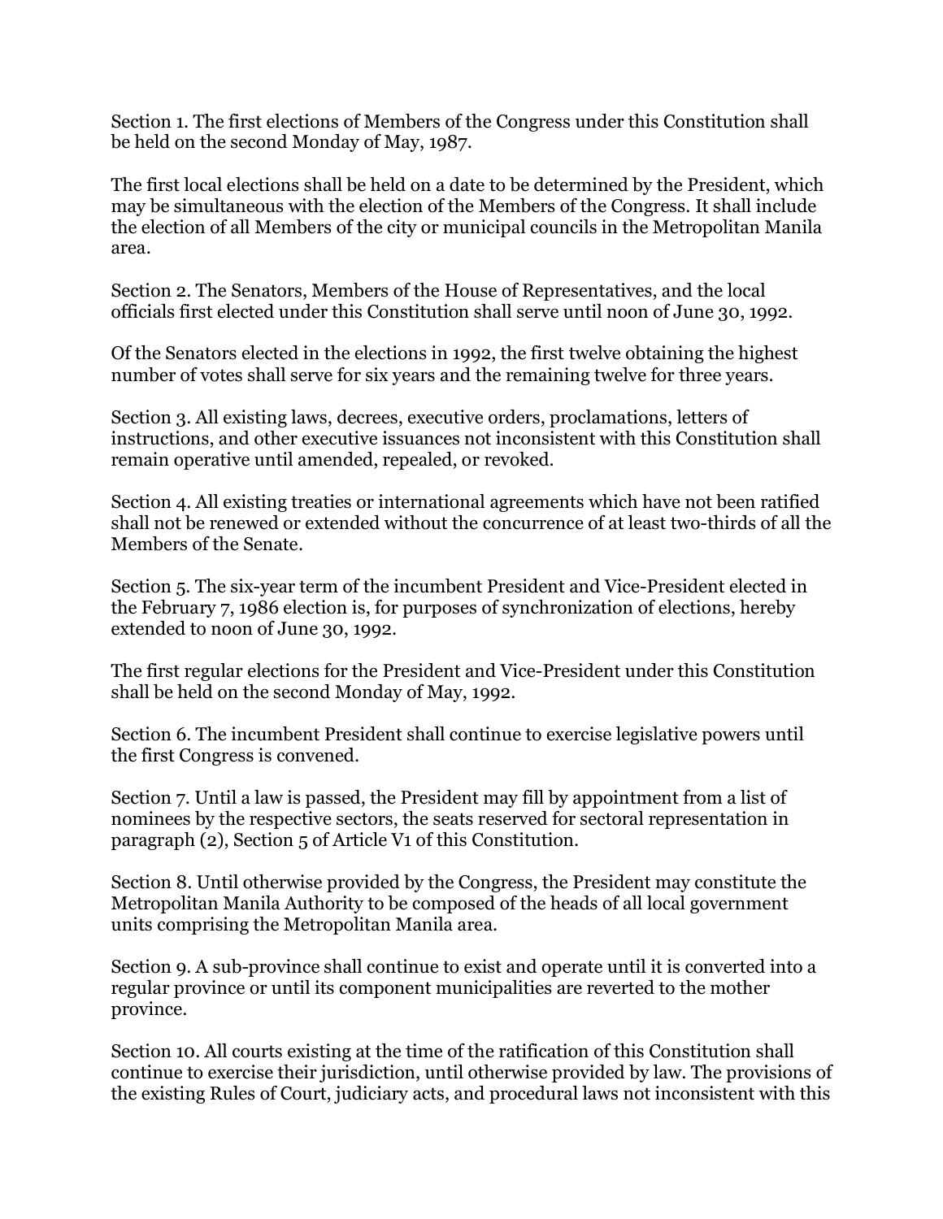Section 1. The first elections of Members of the Congress under this Constitution shall be held on the second Monday of May, 1987.

The first local elections shall be held on a date to be determined by the President, which may be simultaneous with the election of the Members of the Congress. It shall include the election of all Members of the city or municipal councils in the Metropolitan Manila area.

Section 2. The Senators, Members of the House of Representatives, and the local officials first elected under this Constitution shall serve until noon of June 30, 1992.

Of the Senators elected in the elections in 1992, the first twelve obtaining the highest number of votes shall serve for six years and the remaining twelve for three years.

Section 3. All existing laws, decrees, executive orders, proclamations, letters of instructions, and other executive issuances not inconsistent with this Constitution shall remain operative until amended, repealed, or revoked.

Section 4. All existing treaties or international agreements which have not been ratified shall not be renewed or extended without the concurrence of at least two-thirds of all the Members of the Senate.

Section 5. The six-year term of the incumbent President and Vice-President elected in the February 7, 1986 election is, for purposes of synchronization of elections, hereby extended to noon of June 30, 1992.

The first regular elections for the President and Vice-President under this Constitution shall be held on the second Monday of May, 1992.

Section 6. The incumbent President shall continue to exercise legislative powers until the first Congress is convened.

Section 7. Until a law is passed, the President may fill by appointment from a list of nominees by the respective sectors, the seats reserved for sectoral representation in paragraph (2), Section 5 of Article V1 of this Constitution.

Section 8. Until otherwise provided by the Congress, the President may constitute the Metropolitan Manila Authority to be composed of the heads of all local government units comprising the Metropolitan Manila area.

Section 9. A sub-province shall continue to exist and operate until it is converted into a regular province or until its component municipalities are reverted to the mother province.

Section 10. All courts existing at the time of the ratification of this Constitution shall continue to exercise their jurisdiction, until otherwise provided by law. The provisions of the existing Rules of Court, judiciary acts, and procedural laws not inconsistent with this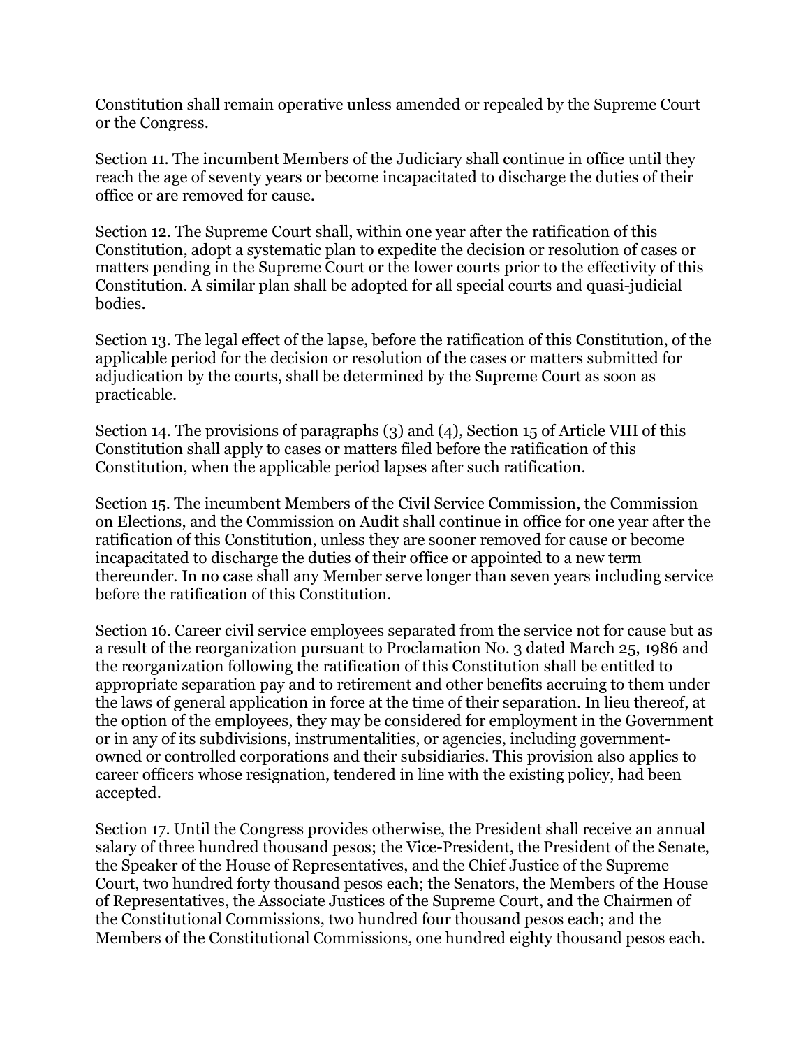Constitution shall remain operative unless amended or repealed by the Supreme Court or the Congress.

Section 11. The incumbent Members of the Judiciary shall continue in office until they reach the age of seventy years or become incapacitated to discharge the duties of their office or are removed for cause.

Section 12. The Supreme Court shall, within one year after the ratification of this Constitution, adopt a systematic plan to expedite the decision or resolution of cases or matters pending in the Supreme Court or the lower courts prior to the effectivity of this Constitution. A similar plan shall be adopted for all special courts and quasi-judicial bodies.

Section 13. The legal effect of the lapse, before the ratification of this Constitution, of the applicable period for the decision or resolution of the cases or matters submitted for adjudication by the courts, shall be determined by the Supreme Court as soon as practicable.

Section 14. The provisions of paragraphs (3) and (4), Section 15 of Article VIII of this Constitution shall apply to cases or matters filed before the ratification of this Constitution, when the applicable period lapses after such ratification.

Section 15. The incumbent Members of the Civil Service Commission, the Commission on Elections, and the Commission on Audit shall continue in office for one year after the ratification of this Constitution, unless they are sooner removed for cause or become incapacitated to discharge the duties of their office or appointed to a new term thereunder. In no case shall any Member serve longer than seven years including service before the ratification of this Constitution.

Section 16. Career civil service employees separated from the service not for cause but as a result of the reorganization pursuant to Proclamation No. 3 dated March 25, 1986 and the reorganization following the ratification of this Constitution shall be entitled to appropriate separation pay and to retirement and other benefits accruing to them under the laws of general application in force at the time of their separation. In lieu thereof, at the option of the employees, they may be considered for employment in the Government or in any of its subdivisions, instrumentalities, or agencies, including government-owned or controlled corporations and their subsidiaries. This provision also applies to career officers whose resignation, tendered in line with the existing policy, had been accepted.

Section 17. Until the Congress provides otherwise, the President shall receive an annual salary of three hundred thousand pesos; the Vice-President, the President of the Senate, the Speaker of the House of Representatives, and the Chief Justice of the Supreme Court, two hundred forty thousand pesos each; the Senators, the Members of the House of Representatives, the Associate Justices of the Supreme Court, and the Chairmen of the Constitutional Commissions, two hundred four thousand pesos each; and the Members of the Constitutional Commissions, one hundred eighty thousand pesos each.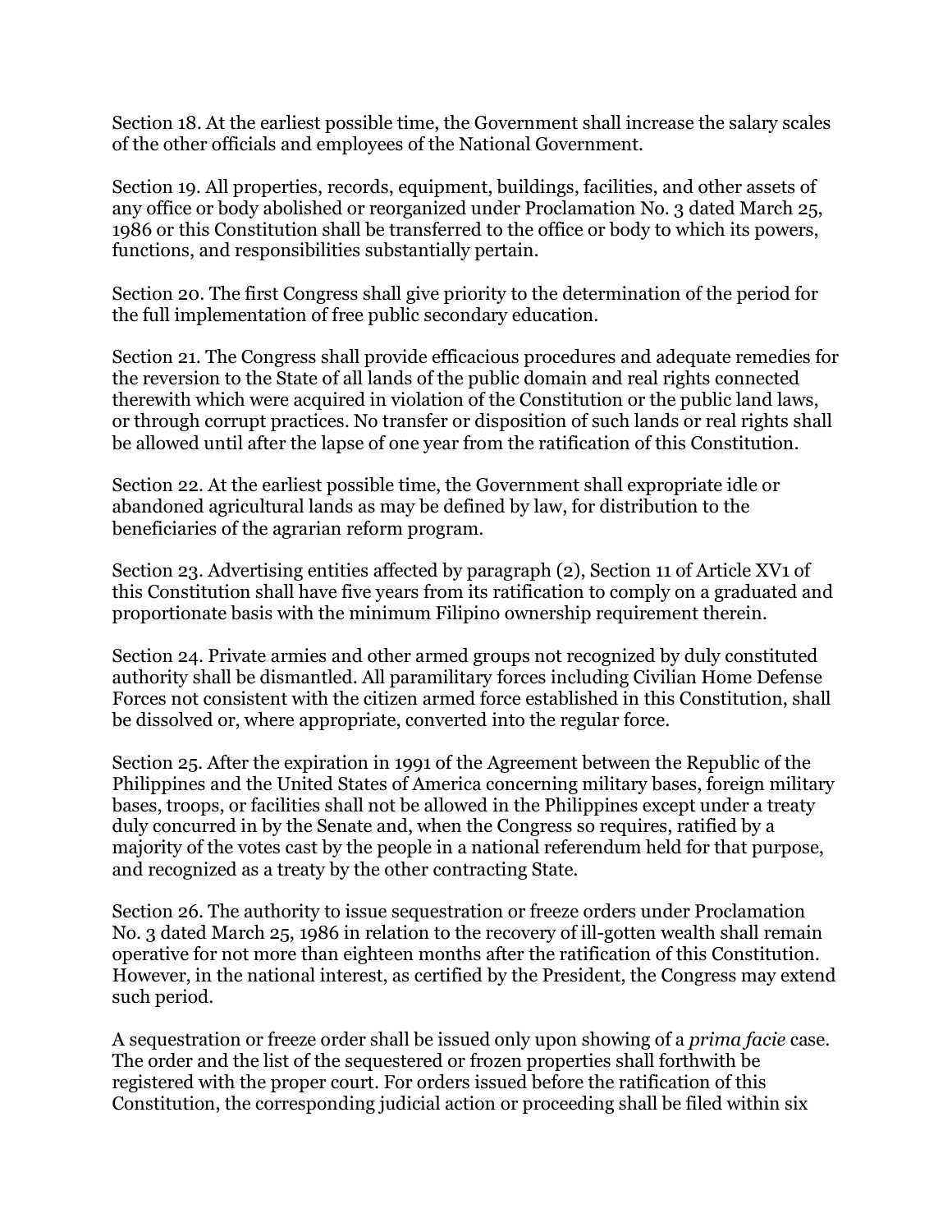Section 18. At the earliest possible time, the Government shall increase the salary scales of the other officials and employees of the National Government.

Section 19. All properties, records, equipment, buildings, facilities, and other assets of any office or body abolished or reorganized under Proclamation No. 3 dated March 25, 1986 or this Constitution shall be transferred to the office or body to which its powers, functions, and responsibilities substantially pertain.

Section 20. The first Congress shall give priority to the determination of the period for the full implementation of free public secondary education.

Section 21. The Congress shall provide efficacious procedures and adequate remedies for the reversion to the State of all lands of the public domain and real rights connected therewith which were acquired in violation of the Constitution or the public land laws, or through corrupt practices. No transfer or disposition of such lands or real rights shall be allowed until after the lapse of one year from the ratification of this Constitution.

Section 22. At the earliest possible time, the Government shall expropriate idle or abandoned agricultural lands as may be defined by law, for distribution to the beneficiaries of the agrarian reform program.

Section 23. Advertising entities affected by paragraph (2), Section 11 of Article XV1 of this Constitution shall have five years from its ratification to comply on a graduated and proportionate basis with the minimum Filipino ownership requirement therein.

Section 24. Private armies and other armed groups not recognized by duly constituted authority shall be dismantled. All paramilitary forces including Civilian Home Defense Forces not consistent with the citizen armed force established in this Constitution, shall be dissolved or, where appropriate, converted into the regular force.

Section 25. After the expiration in 1991 of the Agreement between the Republic of the Philippines and the United States of America concerning military bases, foreign military bases, troops, or facilities shall not be allowed in the Philippines except under a treaty duly concurred in by the Senate and, when the Congress so requires, ratified by a majority of the votes cast by the people in a national referendum held for that purpose, and recognized as a treaty by the other contracting State.

Section 26. The authority to issue sequestration or freeze orders under Proclamation No. 3 dated March 25, 1986 in relation to the recovery of ill-gotten wealth shall remain operative for not more than eighteen months after the ratification of this Constitution. However, in the national interest, as certified by the President, the Congress may extend such period.

A sequestration or freeze order shall be issued only upon showing of a *prima facie* case. The order and the list of the sequestered or frozen properties shall forthwith be registered with the proper court. For orders issued before the ratification of this Constitution, the corresponding judicial action or proceeding shall be filed within six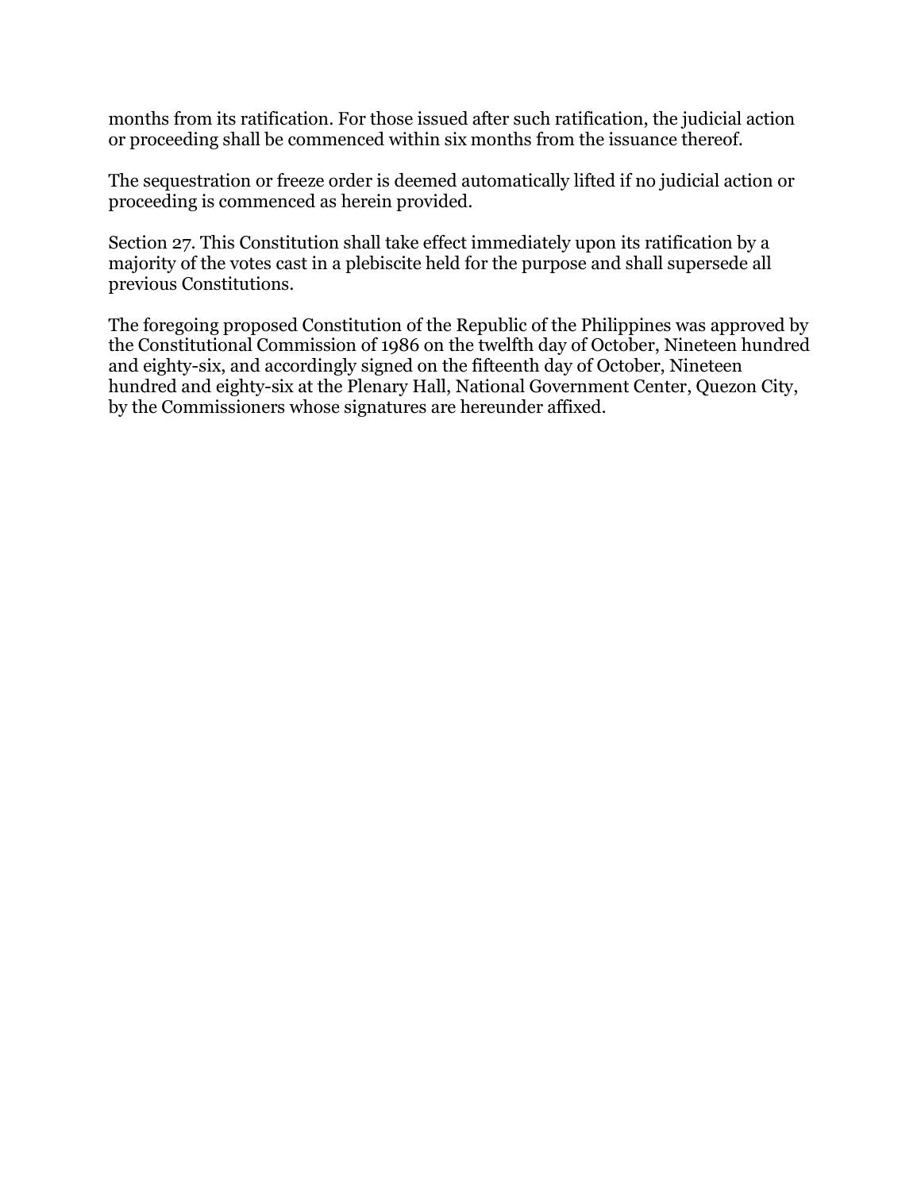months from its ratification. For those issued after such ratification, the judicial action or proceeding shall be commenced within six months from the issuance thereof.

The sequestration or freeze order is deemed automatically lifted if no judicial action or proceeding is commenced as herein provided.

Section 27. This Constitution shall take effect immediately upon its ratification by a majority of the votes cast in a plebiscite held for the purpose and shall supersede all previous Constitutions.

The foregoing proposed Constitution of the Republic of the Philippines was approved by the Constitutional Commission of 1986 on the twelfth day of October, Nineteen hundred and eighty-six, and accordingly signed on the fifteenth day of October, Nineteen hundred and eighty-six at the Plenary Hall, National Government Center, Quezon City, by the Commissioners whose signatures are hereunder affixed.